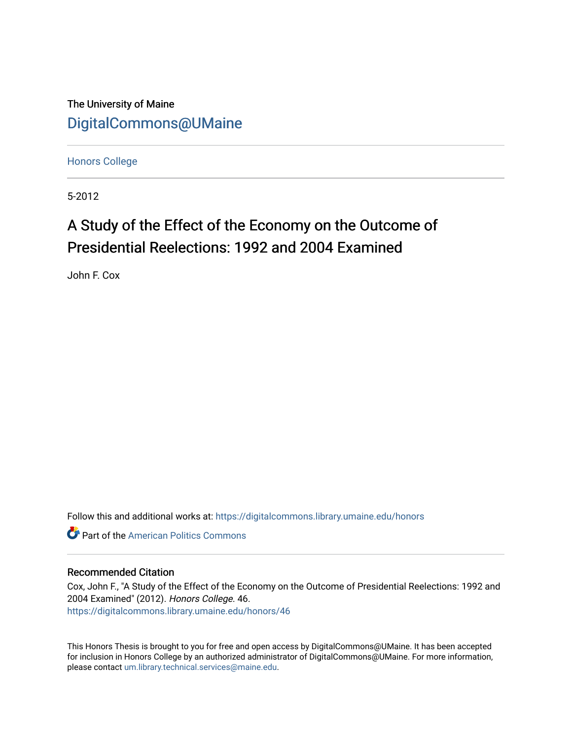The University of Maine

DigitalCommons@UMaine

Honors College

5-2012

# A Study of the Effect of the Economy on the Outcome of Presidential Reelections: 1992 and 2004 Examined

John F. Cox

Follow this and additional works at: https://digitalcommons.library.umaine.edu/honors

Part of the American Politics Commons

## Recommended Citation

Cox, John F., "A Study of the Effect of the Economy on the Outcome of Presidential Reelections: 1992 and 2004 Examined" (2012). *Honors College*. 46.
https://digitalcommons.library.umaine.edu/honors/46

This Honors Thesis is brought to you for free and open access by DigitalCommons@UMaine. It has been accepted for inclusion in Honors College by an authorized administrator of DigitalCommons@UMaine. For more information, please contact um.library.technical.services@maine.edu.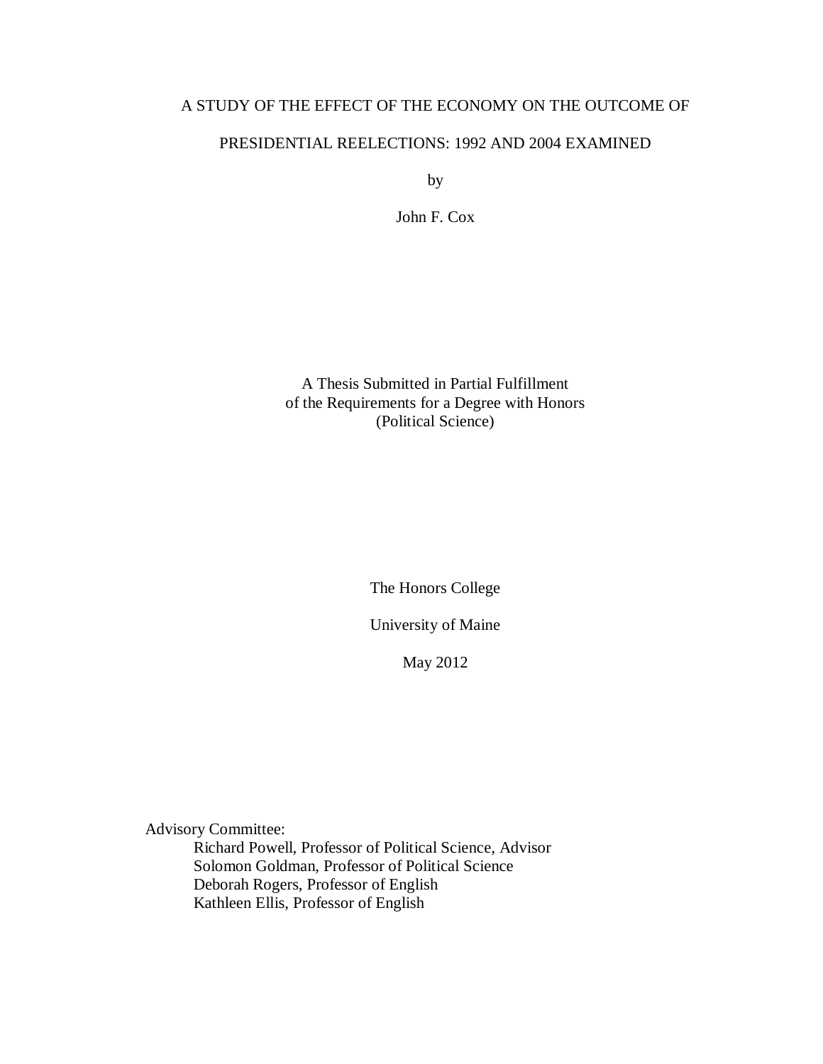# A STUDY OF THE EFFECT OF THE ECONOMY ON THE OUTCOME OF PRESIDENTIAL REELECTIONS: 1992 AND 2004 EXAMINED

by

John F. Cox

A Thesis Submitted in Partial Fulfillment
of the Requirements for a Degree with Honors
(Political Science)

The Honors College

University of Maine

May 2012

Advisory Committee:

- Richard Powell, Professor of Political Science, Advisor
- Solomon Goldman, Professor of Political Science
- Deborah Rogers, Professor of English
- Kathleen Ellis, Professor of English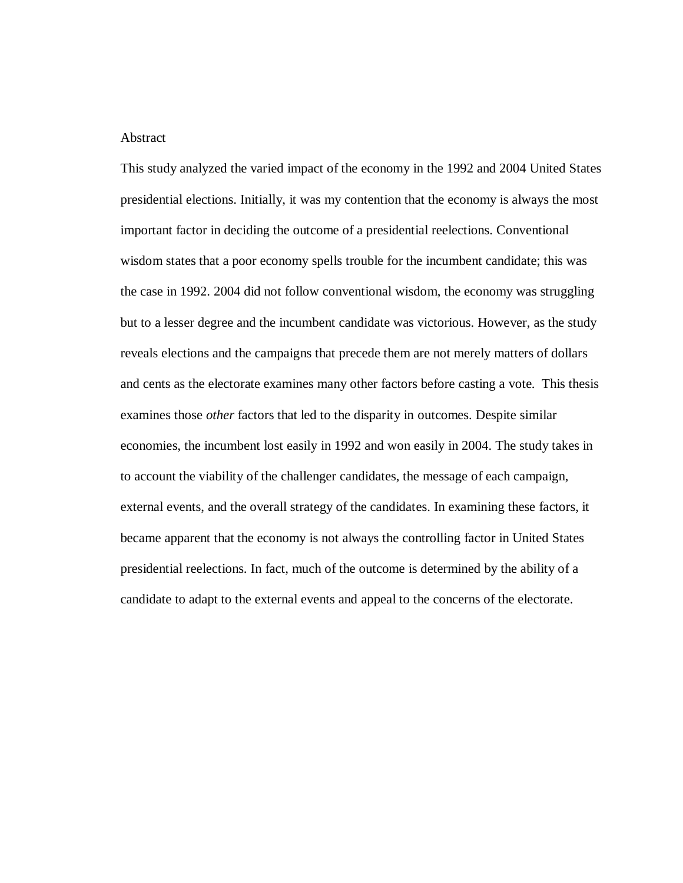## Abstract

This study analyzed the varied impact of the economy in the 1992 and 2004 United States presidential elections. Initially, it was my contention that the economy is always the most important factor in deciding the outcome of a presidential reelections. Conventional wisdom states that a poor economy spells trouble for the incumbent candidate; this was the case in 1992. 2004 did not follow conventional wisdom, the economy was struggling but to a lesser degree and the incumbent candidate was victorious. However, as the study reveals elections and the campaigns that precede them are not merely matters of dollars and cents as the electorate examines many other factors before casting a vote. This thesis examines those *other* factors that led to the disparity in outcomes. Despite similar economies, the incumbent lost easily in 1992 and won easily in 2004. The study takes in to account the viability of the challenger candidates, the message of each campaign, external events, and the overall strategy of the candidates. In examining these factors, it became apparent that the economy is not always the controlling factor in United States presidential reelections. In fact, much of the outcome is determined by the ability of a candidate to adapt to the external events and appeal to the concerns of the electorate.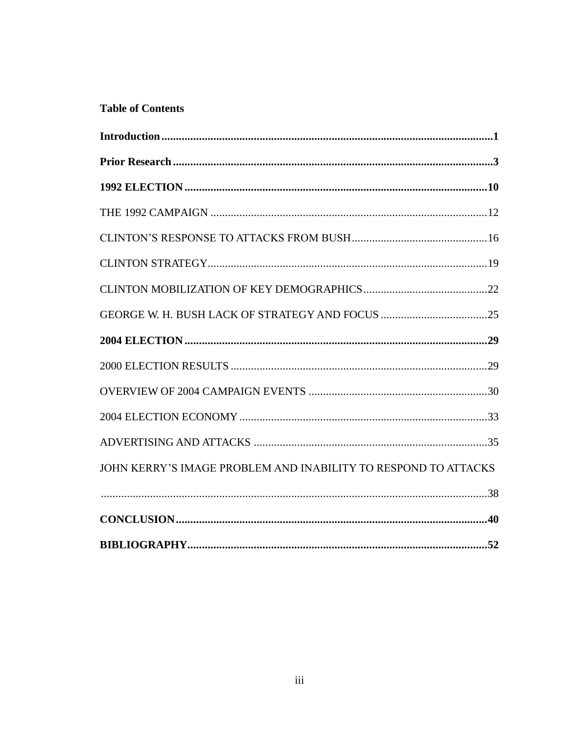## Table of Contents

**Introduction** .......... **1**

**Prior Research** .......... **3**

**1992 ELECTION** .......... **10**

THE 1992 CAMPAIGN .......... 12

CLINTON'S RESPONSE TO ATTACKS FROM BUSH .......... 16

CLINTON STRATEGY .......... 19

CLINTON MOBILIZATION OF KEY DEMOGRAPHICS .......... 22

GEORGE W. H. BUSH LACK OF STRATEGY AND FOCUS .......... 25

**2004 ELECTION** .......... **29**

2000 ELECTION RESULTS .......... 29

OVERVIEW OF 2004 CAMPAIGN EVENTS .......... 30

2004 ELECTION ECONOMY .......... 33

ADVERTISING AND ATTACKS .......... 35

JOHN KERRY'S IMAGE PROBLEM AND INABILITY TO RESPOND TO ATTACKS .......... 38

**CONCLUSION** .......... **40**

**BIBLIOGRAPHY** .......... **52**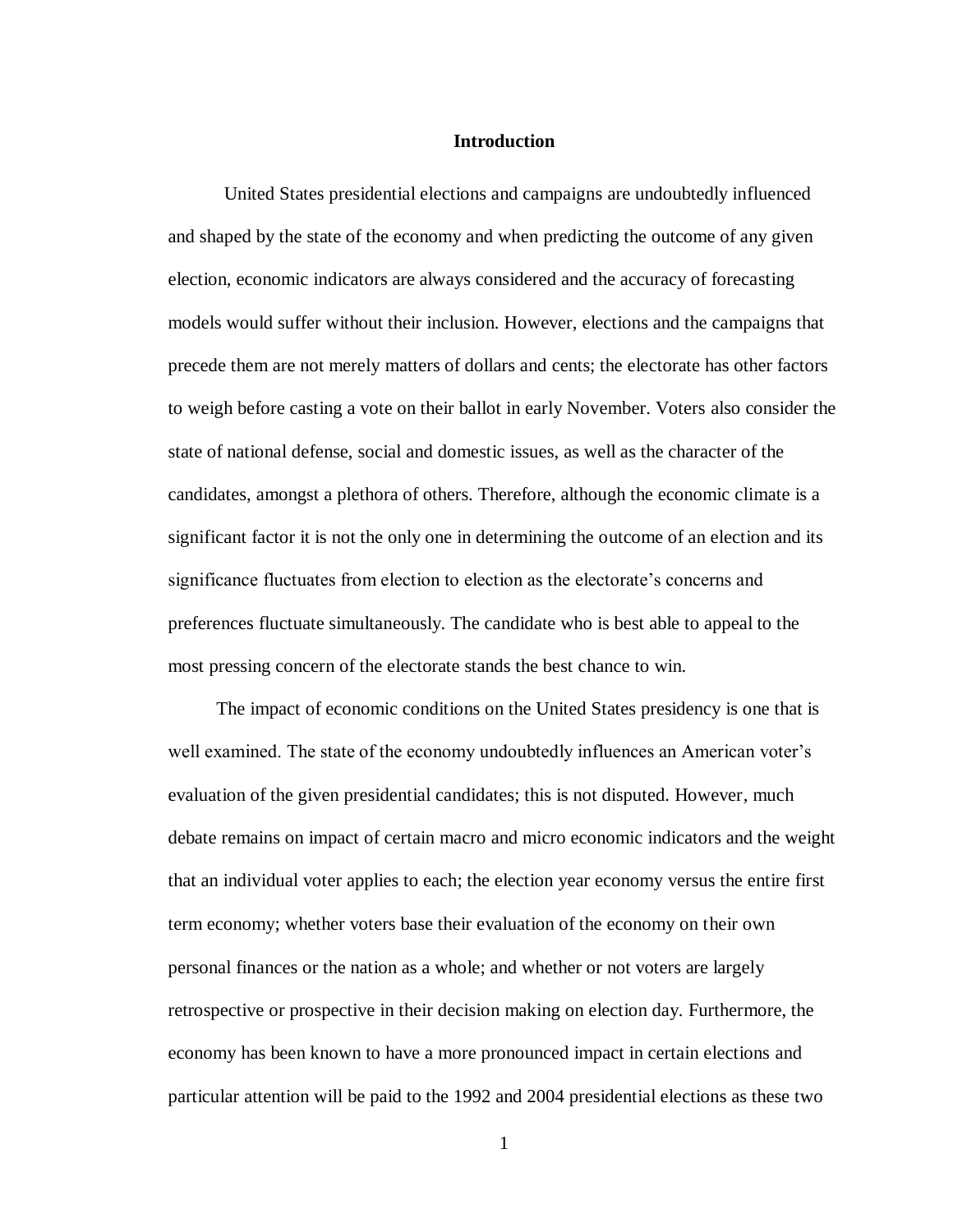# Introduction

United States presidential elections and campaigns are undoubtedly influenced and shaped by the state of the economy and when predicting the outcome of any given election, economic indicators are always considered and the accuracy of forecasting models would suffer without their inclusion. However, elections and the campaigns that precede them are not merely matters of dollars and cents; the electorate has other factors to weigh before casting a vote on their ballot in early November. Voters also consider the state of national defense, social and domestic issues, as well as the character of the candidates, amongst a plethora of others. Therefore, although the economic climate is a significant factor it is not the only one in determining the outcome of an election and its significance fluctuates from election to election as the electorate's concerns and preferences fluctuate simultaneously. The candidate who is best able to appeal to the most pressing concern of the electorate stands the best chance to win.

The impact of economic conditions on the United States presidency is one that is well examined. The state of the economy undoubtedly influences an American voter's evaluation of the given presidential candidates; this is not disputed. However, much debate remains on impact of certain macro and micro economic indicators and the weight that an individual voter applies to each; the election year economy versus the entire first term economy; whether voters base their evaluation of the economy on their own personal finances or the nation as a whole; and whether or not voters are largely retrospective or prospective in their decision making on election day. Furthermore, the economy has been known to have a more pronounced impact in certain elections and particular attention will be paid to the 1992 and 2004 presidential elections as these two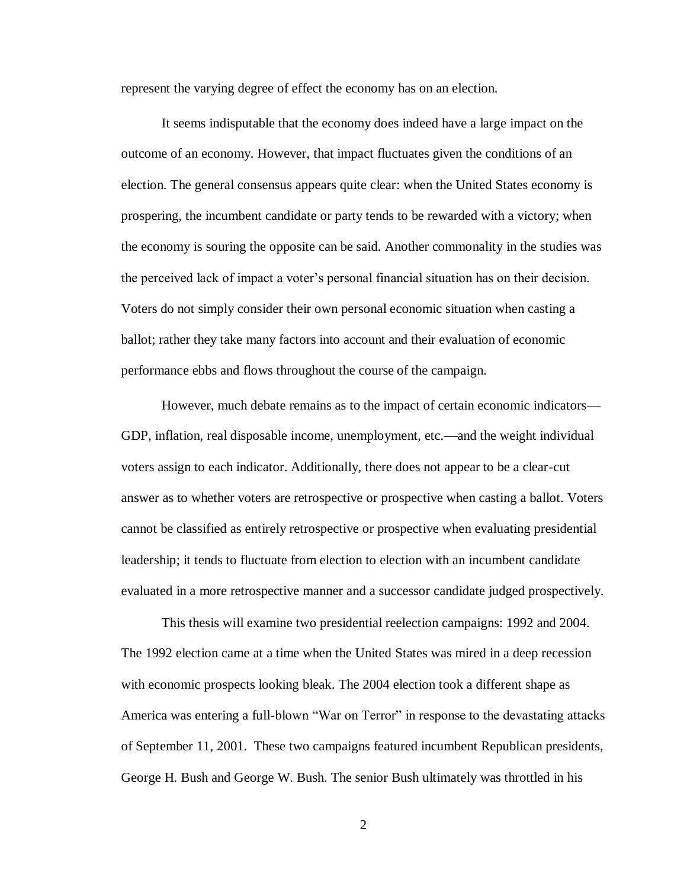represent the varying degree of effect the economy has on an election.

It seems indisputable that the economy does indeed have a large impact on the outcome of an economy. However, that impact fluctuates given the conditions of an election. The general consensus appears quite clear: when the United States economy is prospering, the incumbent candidate or party tends to be rewarded with a victory; when the economy is souring the opposite can be said. Another commonality in the studies was the perceived lack of impact a voter's personal financial situation has on their decision. Voters do not simply consider their own personal economic situation when casting a ballot; rather they take many factors into account and their evaluation of economic performance ebbs and flows throughout the course of the campaign.

However, much debate remains as to the impact of certain economic indicators—GDP, inflation, real disposable income, unemployment, etc.—and the weight individual voters assign to each indicator. Additionally, there does not appear to be a clear-cut answer as to whether voters are retrospective or prospective when casting a ballot. Voters cannot be classified as entirely retrospective or prospective when evaluating presidential leadership; it tends to fluctuate from election to election with an incumbent candidate evaluated in a more retrospective manner and a successor candidate judged prospectively.

This thesis will examine two presidential reelection campaigns: 1992 and 2004. The 1992 election came at a time when the United States was mired in a deep recession with economic prospects looking bleak. The 2004 election took a different shape as America was entering a full-blown "War on Terror" in response to the devastating attacks of September 11, 2001. These two campaigns featured incumbent Republican presidents, George H. Bush and George W. Bush. The senior Bush ultimately was throttled in his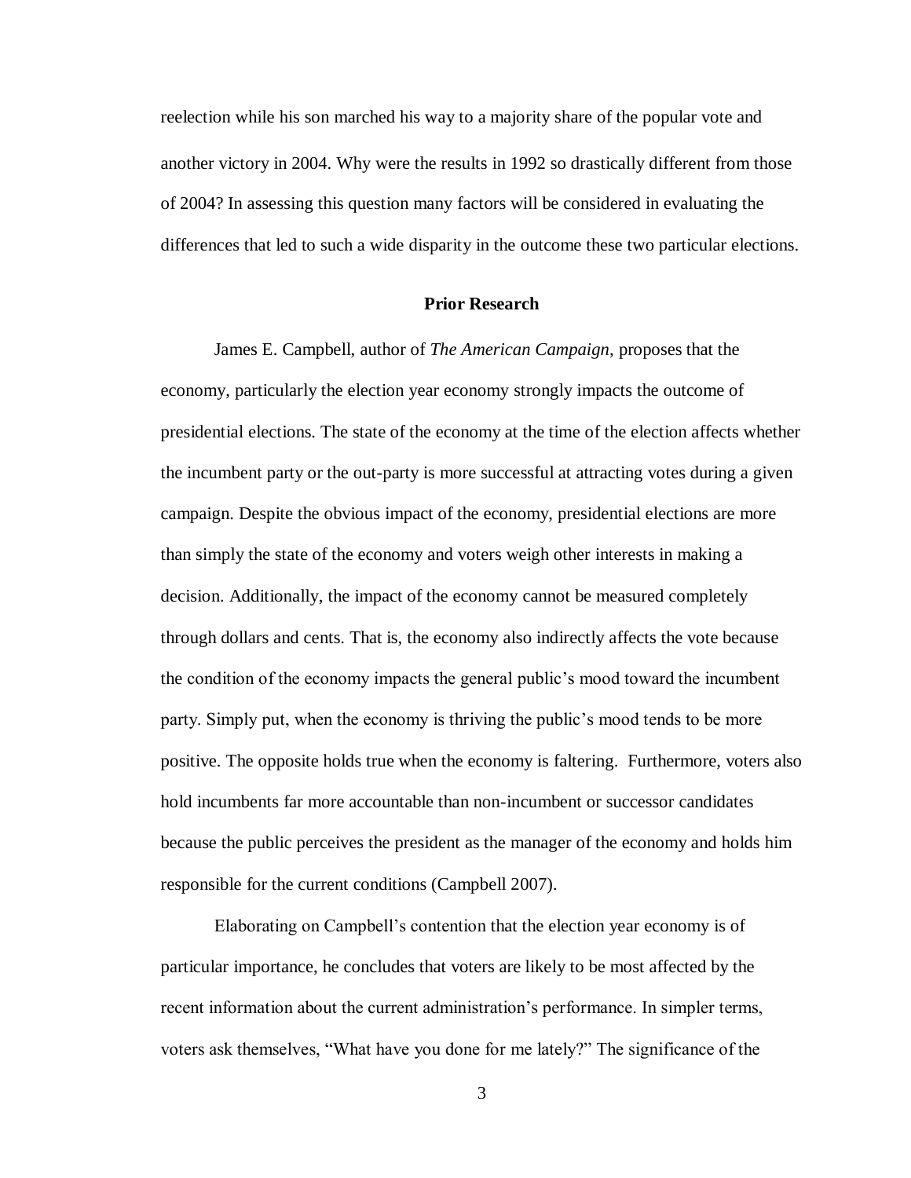reelection while his son marched his way to a majority share of the popular vote and another victory in 2004. Why were the results in 1992 so drastically different from those of 2004? In assessing this question many factors will be considered in evaluating the differences that led to such a wide disparity in the outcome these two particular elections.

## Prior Research

James E. Campbell, author of *The American Campaign*, proposes that the economy, particularly the election year economy strongly impacts the outcome of presidential elections. The state of the economy at the time of the election affects whether the incumbent party or the out-party is more successful at attracting votes during a given campaign. Despite the obvious impact of the economy, presidential elections are more than simply the state of the economy and voters weigh other interests in making a decision. Additionally, the impact of the economy cannot be measured completely through dollars and cents. That is, the economy also indirectly affects the vote because the condition of the economy impacts the general public's mood toward the incumbent party. Simply put, when the economy is thriving the public's mood tends to be more positive. The opposite holds true when the economy is faltering. Furthermore, voters also hold incumbents far more accountable than non-incumbent or successor candidates because the public perceives the president as the manager of the economy and holds him responsible for the current conditions (Campbell 2007).

Elaborating on Campbell's contention that the election year economy is of particular importance, he concludes that voters are likely to be most affected by the recent information about the current administration's performance. In simpler terms, voters ask themselves, "What have you done for me lately?" The significance of the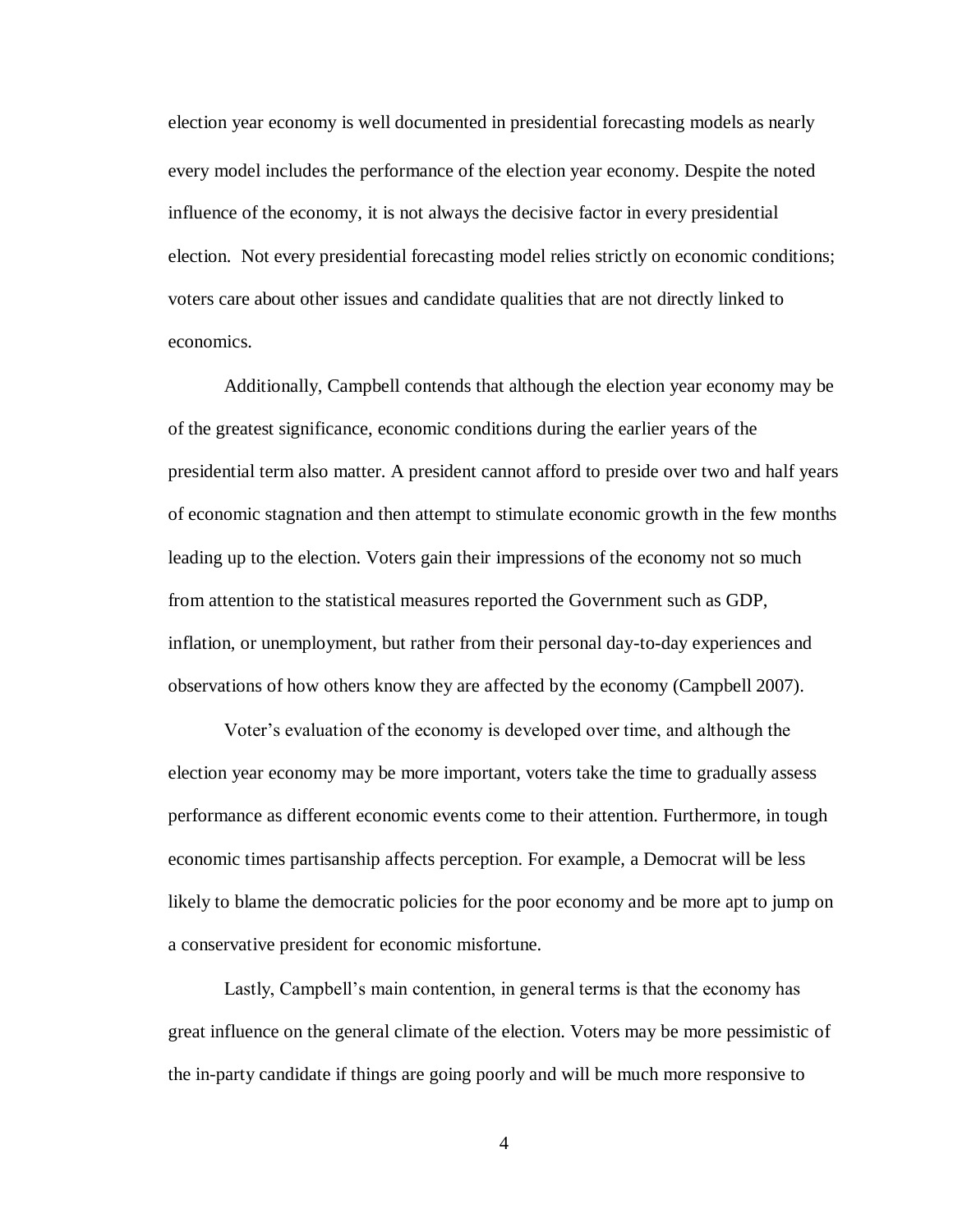election year economy is well documented in presidential forecasting models as nearly every model includes the performance of the election year economy. Despite the noted influence of the economy, it is not always the decisive factor in every presidential election. Not every presidential forecasting model relies strictly on economic conditions; voters care about other issues and candidate qualities that are not directly linked to economics.

Additionally, Campbell contends that although the election year economy may be of the greatest significance, economic conditions during the earlier years of the presidential term also matter. A president cannot afford to preside over two and half years of economic stagnation and then attempt to stimulate economic growth in the few months leading up to the election. Voters gain their impressions of the economy not so much from attention to the statistical measures reported the Government such as GDP, inflation, or unemployment, but rather from their personal day-to-day experiences and observations of how others know they are affected by the economy (Campbell 2007).

Voter's evaluation of the economy is developed over time, and although the election year economy may be more important, voters take the time to gradually assess performance as different economic events come to their attention. Furthermore, in tough economic times partisanship affects perception. For example, a Democrat will be less likely to blame the democratic policies for the poor economy and be more apt to jump on a conservative president for economic misfortune.

Lastly, Campbell's main contention, in general terms is that the economy has great influence on the general climate of the election. Voters may be more pessimistic of the in-party candidate if things are going poorly and will be much more responsive to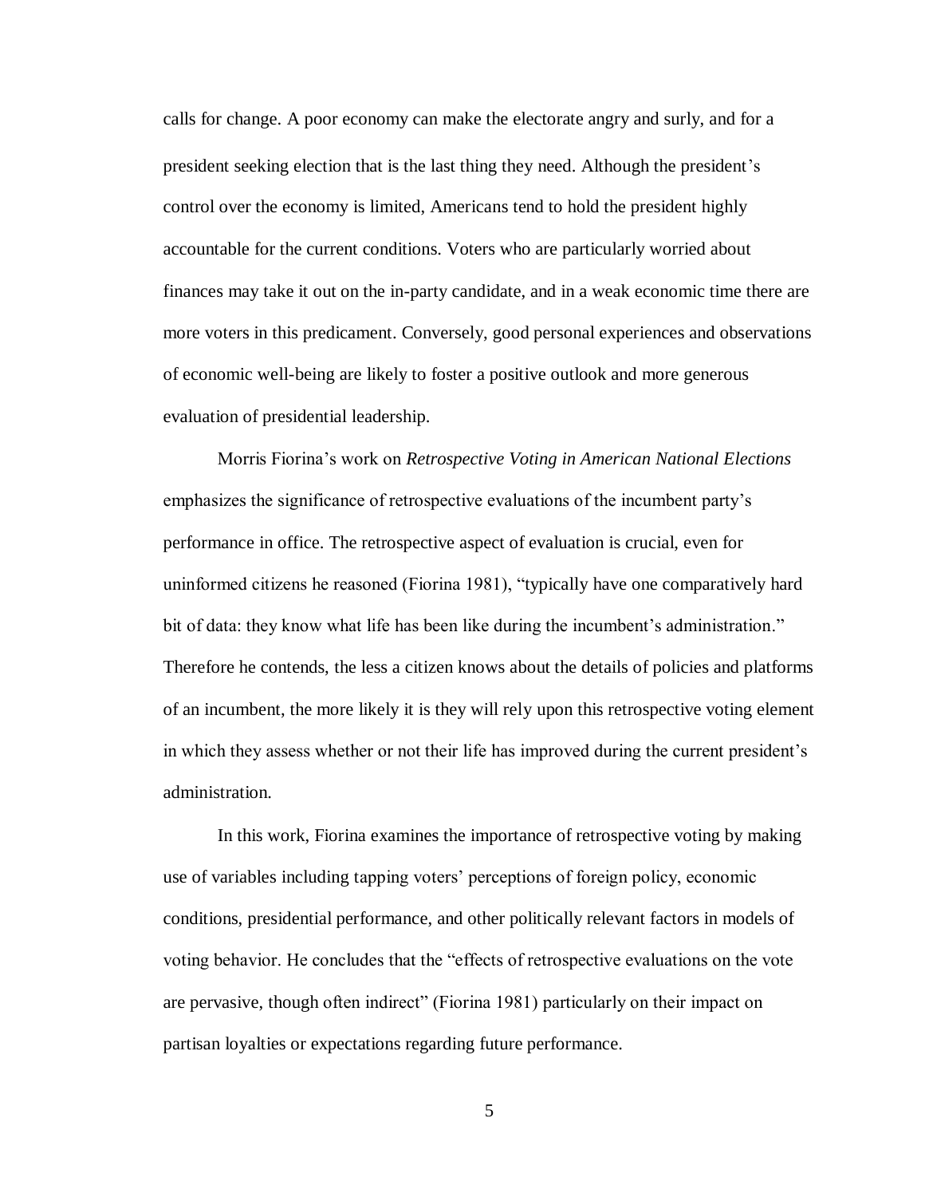calls for change. A poor economy can make the electorate angry and surly, and for a president seeking election that is the last thing they need. Although the president's control over the economy is limited, Americans tend to hold the president highly accountable for the current conditions. Voters who are particularly worried about finances may take it out on the in-party candidate, and in a weak economic time there are more voters in this predicament. Conversely, good personal experiences and observations of economic well-being are likely to foster a positive outlook and more generous evaluation of presidential leadership.

Morris Fiorina's work on *Retrospective Voting in American National Elections* emphasizes the significance of retrospective evaluations of the incumbent party's performance in office. The retrospective aspect of evaluation is crucial, even for uninformed citizens he reasoned (Fiorina 1981), "typically have one comparatively hard bit of data: they know what life has been like during the incumbent's administration." Therefore he contends, the less a citizen knows about the details of policies and platforms of an incumbent, the more likely it is they will rely upon this retrospective voting element in which they assess whether or not their life has improved during the current president's administration.

In this work, Fiorina examines the importance of retrospective voting by making use of variables including tapping voters' perceptions of foreign policy, economic conditions, presidential performance, and other politically relevant factors in models of voting behavior. He concludes that the "effects of retrospective evaluations on the vote are pervasive, though often indirect" (Fiorina 1981) particularly on their impact on partisan loyalties or expectations regarding future performance.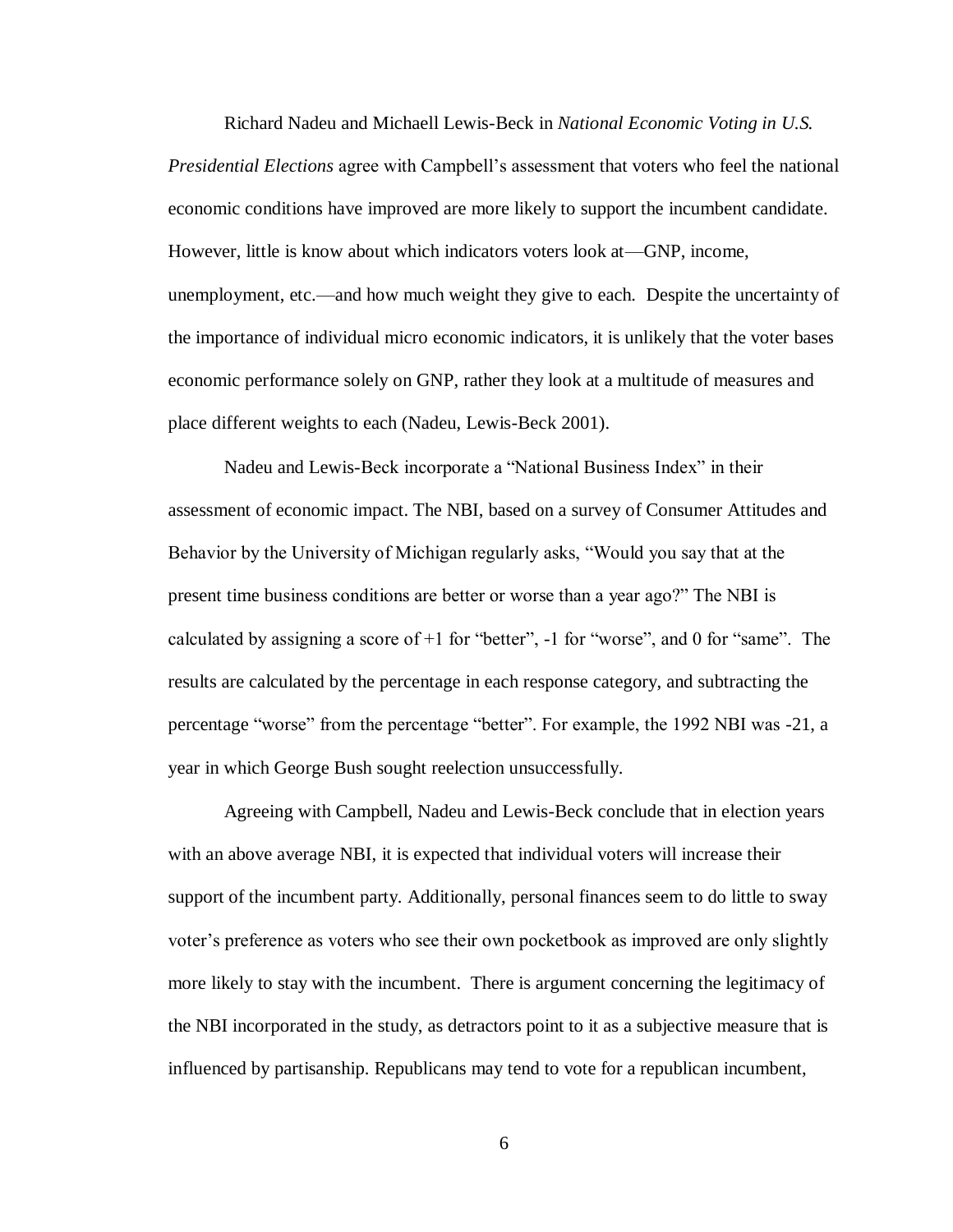Richard Nadeu and Michaell Lewis-Beck in *National Economic Voting in U.S. Presidential Elections* agree with Campbell's assessment that voters who feel the national economic conditions have improved are more likely to support the incumbent candidate. However, little is know about which indicators voters look at—GNP, income, unemployment, etc.—and how much weight they give to each. Despite the uncertainty of the importance of individual micro economic indicators, it is unlikely that the voter bases economic performance solely on GNP, rather they look at a multitude of measures and place different weights to each (Nadeu, Lewis-Beck 2001).

Nadeu and Lewis-Beck incorporate a "National Business Index" in their assessment of economic impact. The NBI, based on a survey of Consumer Attitudes and Behavior by the University of Michigan regularly asks, "Would you say that at the present time business conditions are better or worse than a year ago?" The NBI is calculated by assigning a score of +1 for "better", -1 for "worse", and 0 for "same". The results are calculated by the percentage in each response category, and subtracting the percentage "worse" from the percentage "better". For example, the 1992 NBI was -21, a year in which George Bush sought reelection unsuccessfully.

Agreeing with Campbell, Nadeu and Lewis-Beck conclude that in election years with an above average NBI, it is expected that individual voters will increase their support of the incumbent party. Additionally, personal finances seem to do little to sway voter's preference as voters who see their own pocketbook as improved are only slightly more likely to stay with the incumbent. There is argument concerning the legitimacy of the NBI incorporated in the study, as detractors point to it as a subjective measure that is influenced by partisanship. Republicans may tend to vote for a republican incumbent,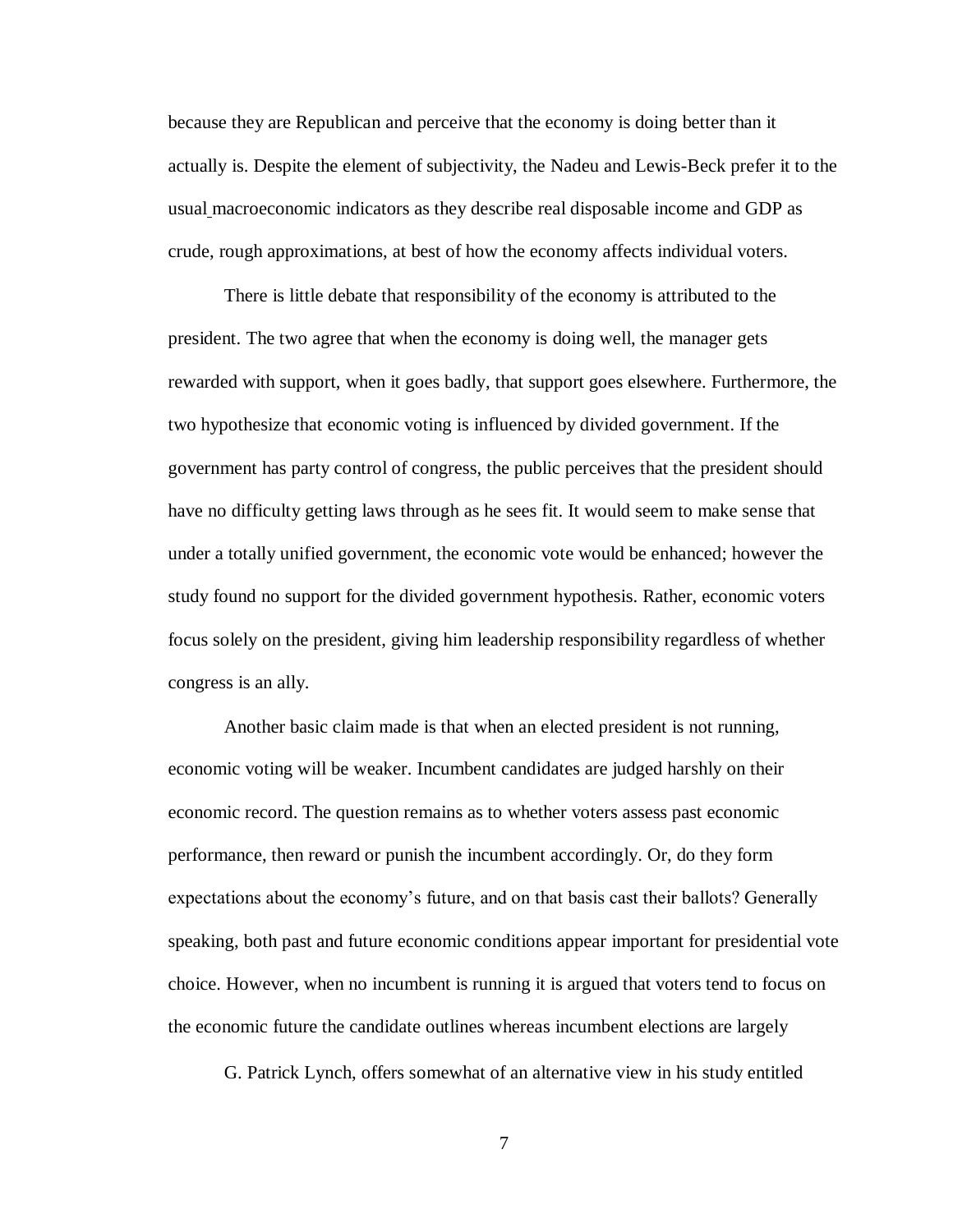because they are Republican and perceive that the economy is doing better than it actually is. Despite the element of subjectivity, the Nadeu and Lewis-Beck prefer it to the usual macroeconomic indicators as they describe real disposable income and GDP as crude, rough approximations, at best of how the economy affects individual voters.

There is little debate that responsibility of the economy is attributed to the president. The two agree that when the economy is doing well, the manager gets rewarded with support, when it goes badly, that support goes elsewhere. Furthermore, the two hypothesize that economic voting is influenced by divided government. If the government has party control of congress, the public perceives that the president should have no difficulty getting laws through as he sees fit. It would seem to make sense that under a totally unified government, the economic vote would be enhanced; however the study found no support for the divided government hypothesis. Rather, economic voters focus solely on the president, giving him leadership responsibility regardless of whether congress is an ally.

Another basic claim made is that when an elected president is not running, economic voting will be weaker. Incumbent candidates are judged harshly on their economic record. The question remains as to whether voters assess past economic performance, then reward or punish the incumbent accordingly. Or, do they form expectations about the economy's future, and on that basis cast their ballots? Generally speaking, both past and future economic conditions appear important for presidential vote choice. However, when no incumbent is running it is argued that voters tend to focus on the economic future the candidate outlines whereas incumbent elections are largely

G. Patrick Lynch, offers somewhat of an alternative view in his study entitled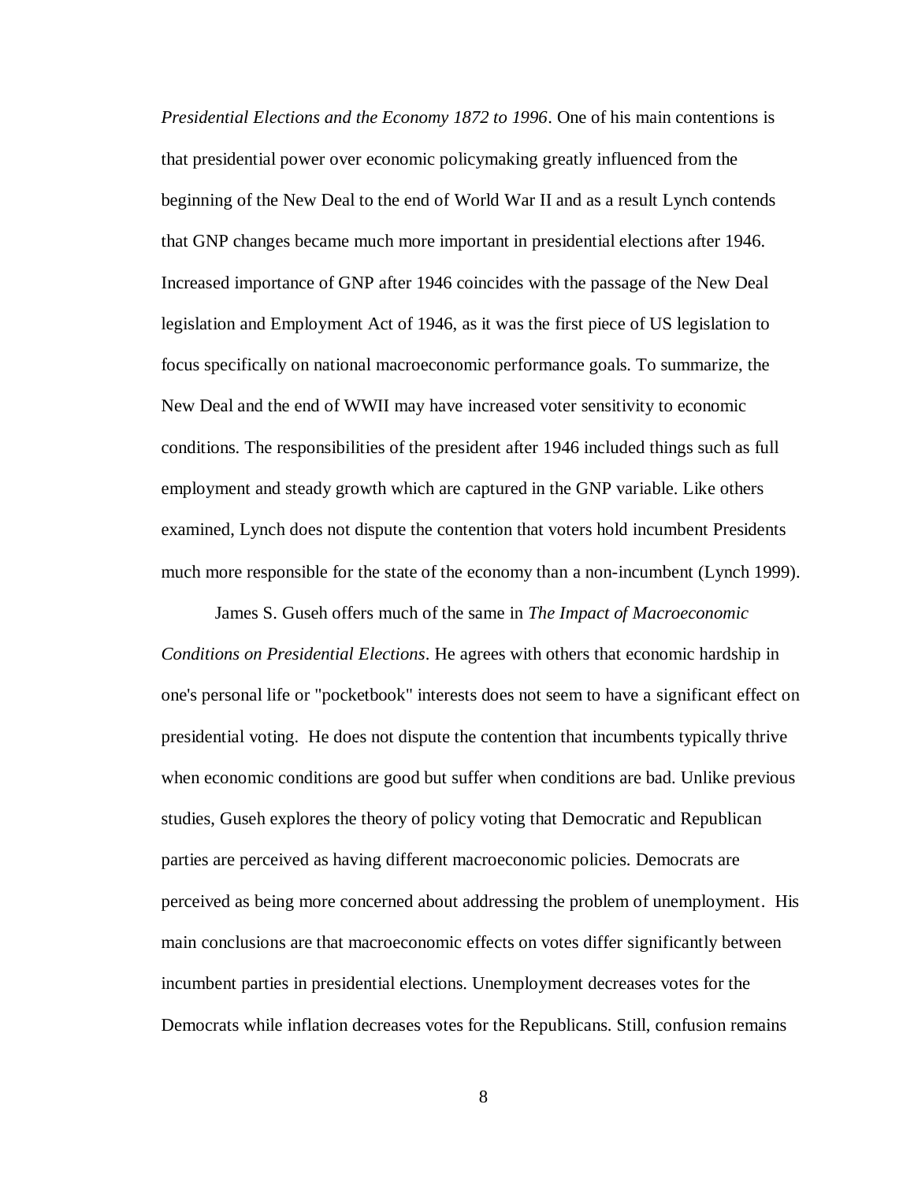*Presidential Elections and the Economy 1872 to 1996*. One of his main contentions is that presidential power over economic policymaking greatly influenced from the beginning of the New Deal to the end of World War II and as a result Lynch contends that GNP changes became much more important in presidential elections after 1946. Increased importance of GNP after 1946 coincides with the passage of the New Deal legislation and Employment Act of 1946, as it was the first piece of US legislation to focus specifically on national macroeconomic performance goals. To summarize, the New Deal and the end of WWII may have increased voter sensitivity to economic conditions. The responsibilities of the president after 1946 included things such as full employment and steady growth which are captured in the GNP variable. Like others examined, Lynch does not dispute the contention that voters hold incumbent Presidents much more responsible for the state of the economy than a non-incumbent (Lynch 1999).

James S. Guseh offers much of the same in *The Impact of Macroeconomic Conditions on Presidential Elections*. He agrees with others that economic hardship in one's personal life or "pocketbook" interests does not seem to have a significant effect on presidential voting. He does not dispute the contention that incumbents typically thrive when economic conditions are good but suffer when conditions are bad. Unlike previous studies, Guseh explores the theory of policy voting that Democratic and Republican parties are perceived as having different macroeconomic policies. Democrats are perceived as being more concerned about addressing the problem of unemployment. His main conclusions are that macroeconomic effects on votes differ significantly between incumbent parties in presidential elections. Unemployment decreases votes for the Democrats while inflation decreases votes for the Republicans. Still, confusion remains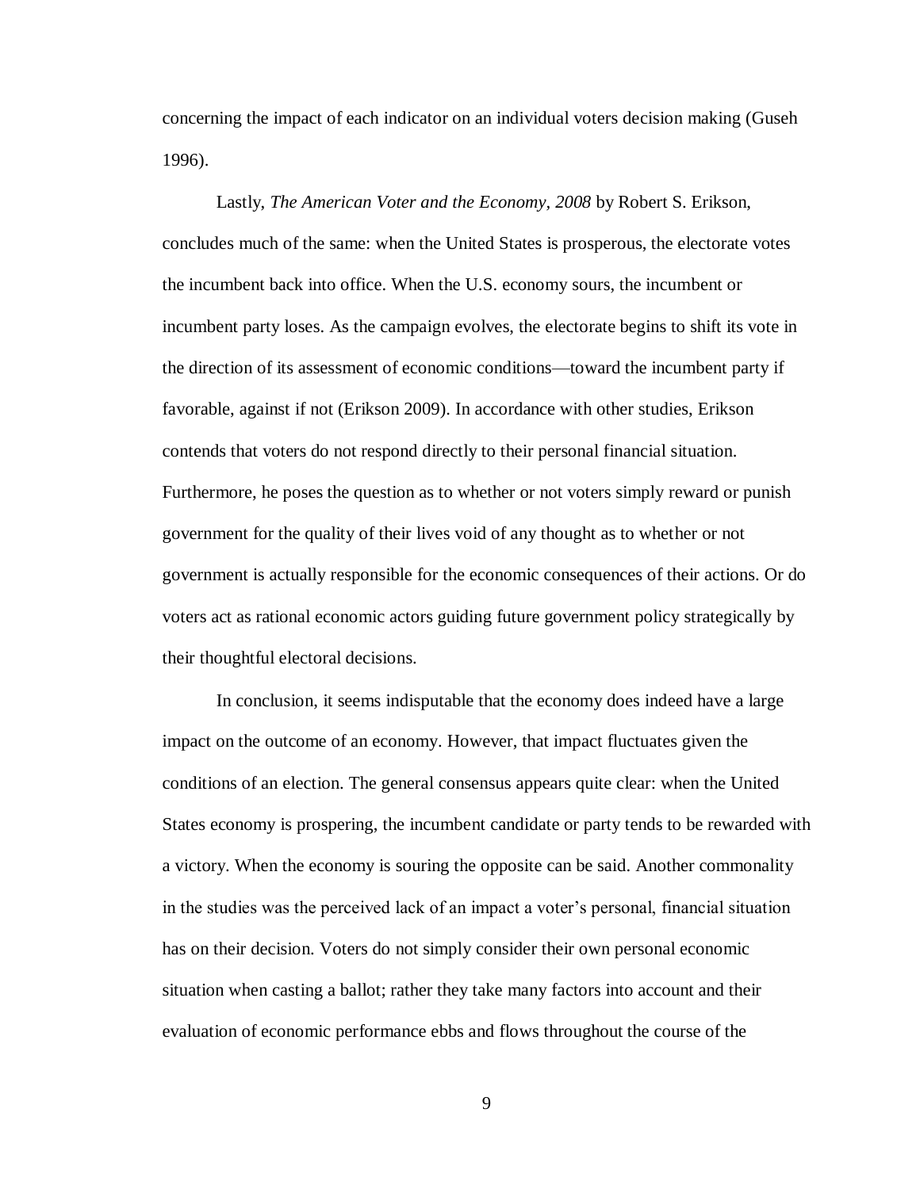concerning the impact of each indicator on an individual voters decision making (Guseh 1996).

Lastly, *The American Voter and the Economy, 2008* by Robert S. Erikson, concludes much of the same: when the United States is prosperous, the electorate votes the incumbent back into office. When the U.S. economy sours, the incumbent or incumbent party loses. As the campaign evolves, the electorate begins to shift its vote in the direction of its assessment of economic conditions—toward the incumbent party if favorable, against if not (Erikson 2009). In accordance with other studies, Erikson contends that voters do not respond directly to their personal financial situation. Furthermore, he poses the question as to whether or not voters simply reward or punish government for the quality of their lives void of any thought as to whether or not government is actually responsible for the economic consequences of their actions. Or do voters act as rational economic actors guiding future government policy strategically by their thoughtful electoral decisions.

In conclusion, it seems indisputable that the economy does indeed have a large impact on the outcome of an economy. However, that impact fluctuates given the conditions of an election. The general consensus appears quite clear: when the United States economy is prospering, the incumbent candidate or party tends to be rewarded with a victory. When the economy is souring the opposite can be said. Another commonality in the studies was the perceived lack of an impact a voter's personal, financial situation has on their decision. Voters do not simply consider their own personal economic situation when casting a ballot; rather they take many factors into account and their evaluation of economic performance ebbs and flows throughout the course of the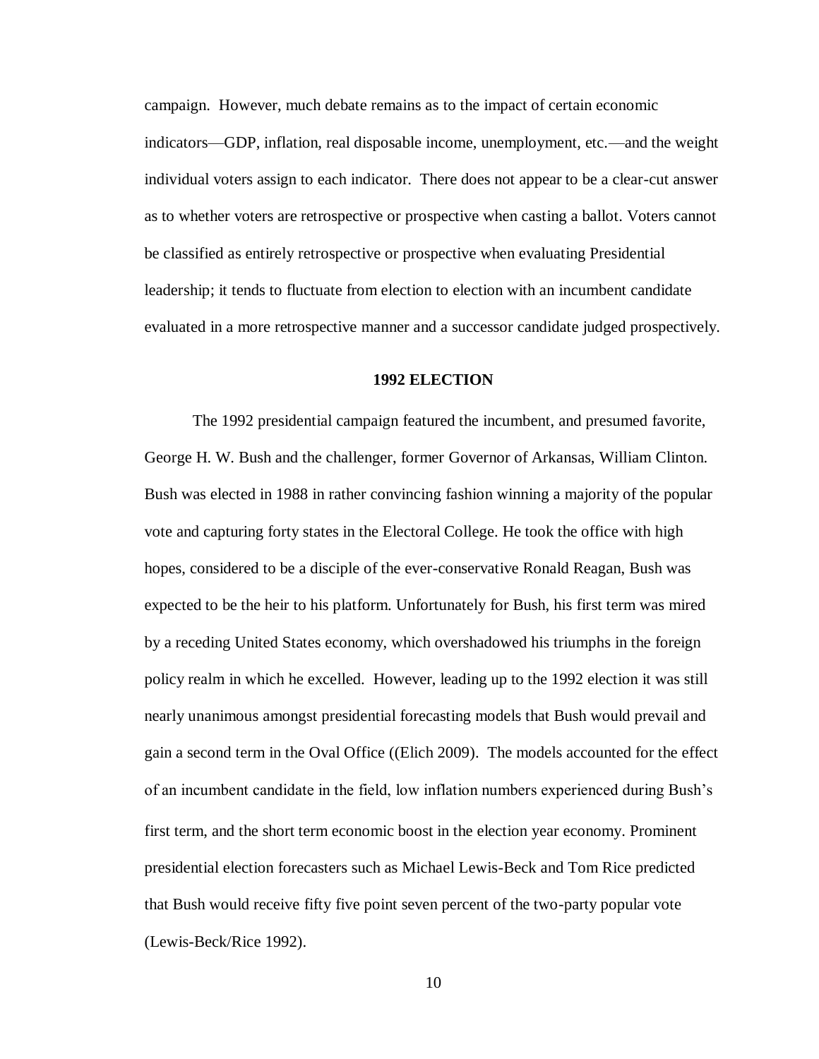campaign. However, much debate remains as to the impact of certain economic indicators—GDP, inflation, real disposable income, unemployment, etc.—and the weight individual voters assign to each indicator. There does not appear to be a clear-cut answer as to whether voters are retrospective or prospective when casting a ballot. Voters cannot be classified as entirely retrospective or prospective when evaluating Presidential leadership; it tends to fluctuate from election to election with an incumbent candidate evaluated in a more retrospective manner and a successor candidate judged prospectively.

## 1992 ELECTION

The 1992 presidential campaign featured the incumbent, and presumed favorite, George H. W. Bush and the challenger, former Governor of Arkansas, William Clinton. Bush was elected in 1988 in rather convincing fashion winning a majority of the popular vote and capturing forty states in the Electoral College. He took the office with high hopes, considered to be a disciple of the ever-conservative Ronald Reagan, Bush was expected to be the heir to his platform. Unfortunately for Bush, his first term was mired by a receding United States economy, which overshadowed his triumphs in the foreign policy realm in which he excelled. However, leading up to the 1992 election it was still nearly unanimous amongst presidential forecasting models that Bush would prevail and gain a second term in the Oval Office ((Elich 2009). The models accounted for the effect of an incumbent candidate in the field, low inflation numbers experienced during Bush's first term, and the short term economic boost in the election year economy. Prominent presidential election forecasters such as Michael Lewis-Beck and Tom Rice predicted that Bush would receive fifty five point seven percent of the two-party popular vote (Lewis-Beck/Rice 1992).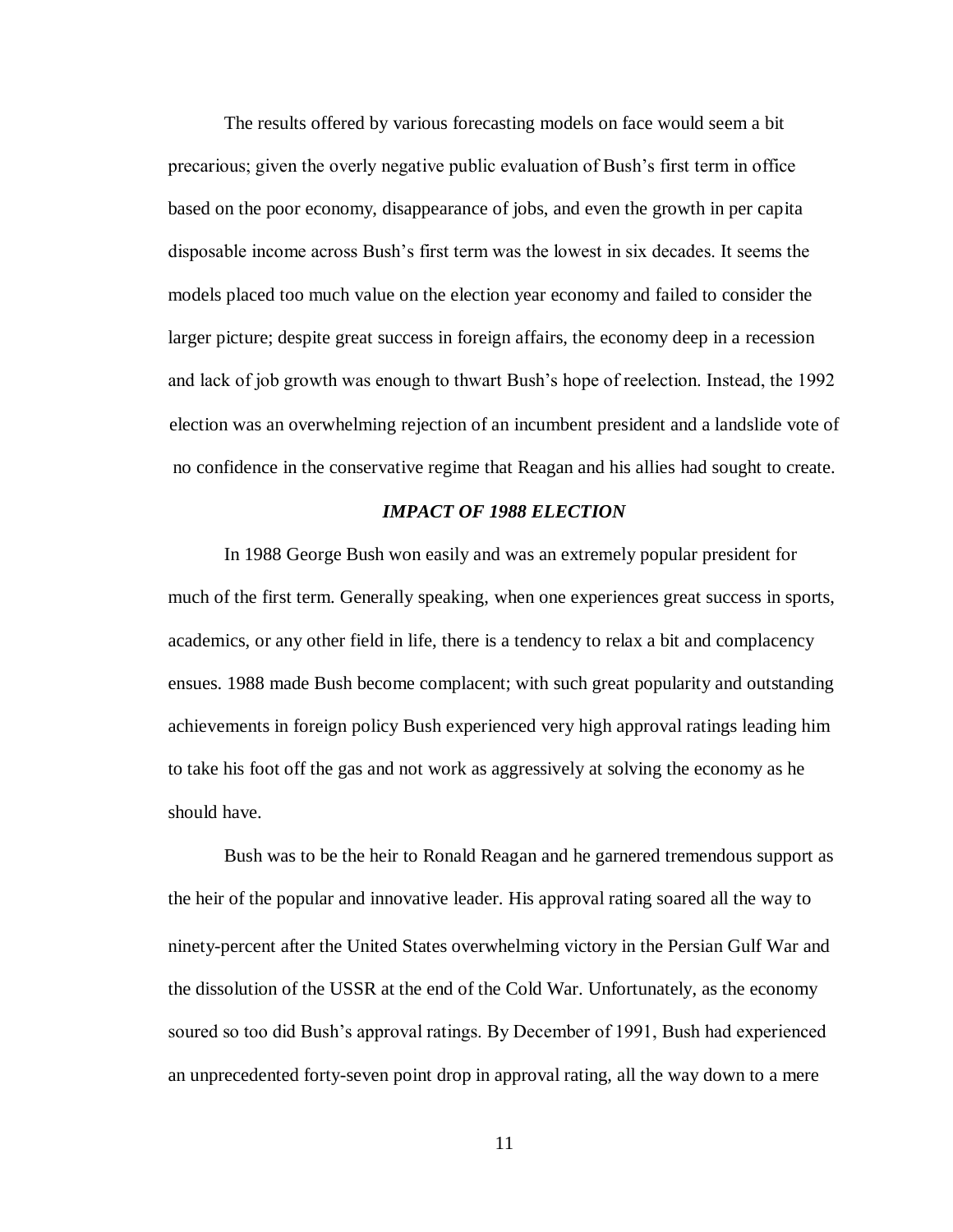The results offered by various forecasting models on face would seem a bit precarious; given the overly negative public evaluation of Bush's first term in office based on the poor economy, disappearance of jobs, and even the growth in per capita disposable income across Bush's first term was the lowest in six decades. It seems the models placed too much value on the election year economy and failed to consider the larger picture; despite great success in foreign affairs, the economy deep in a recession and lack of job growth was enough to thwart Bush's hope of reelection. Instead, the 1992 election was an overwhelming rejection of an incumbent president and a landslide vote of no confidence in the conservative regime that Reagan and his allies had sought to create.

### ***IMPACT OF 1988 ELECTION***

In 1988 George Bush won easily and was an extremely popular president for much of the first term. Generally speaking, when one experiences great success in sports, academics, or any other field in life, there is a tendency to relax a bit and complacency ensues. 1988 made Bush become complacent; with such great popularity and outstanding achievements in foreign policy Bush experienced very high approval ratings leading him to take his foot off the gas and not work as aggressively at solving the economy as he should have.

Bush was to be the heir to Ronald Reagan and he garnered tremendous support as the heir of the popular and innovative leader. His approval rating soared all the way to ninety-percent after the United States overwhelming victory in the Persian Gulf War and the dissolution of the USSR at the end of the Cold War. Unfortunately, as the economy soured so too did Bush's approval ratings. By December of 1991, Bush had experienced an unprecedented forty-seven point drop in approval rating, all the way down to a mere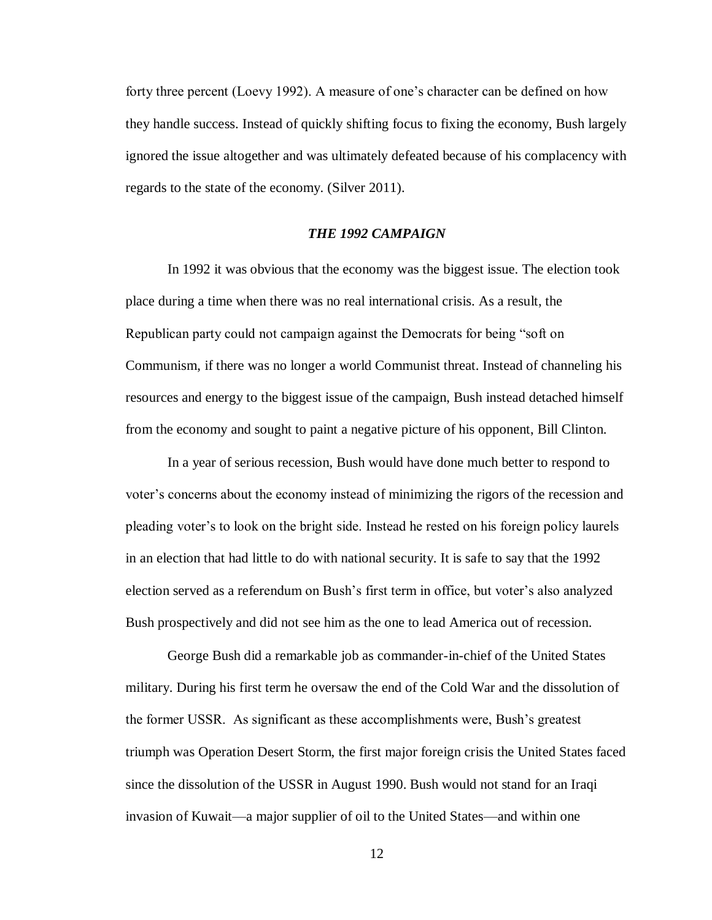forty three percent (Loevy 1992). A measure of one's character can be defined on how they handle success. Instead of quickly shifting focus to fixing the economy, Bush largely ignored the issue altogether and was ultimately defeated because of his complacency with regards to the state of the economy. (Silver 2011).

### ***THE 1992 CAMPAIGN***

In 1992 it was obvious that the economy was the biggest issue. The election took place during a time when there was no real international crisis. As a result, the Republican party could not campaign against the Democrats for being "soft on Communism, if there was no longer a world Communist threat. Instead of channeling his resources and energy to the biggest issue of the campaign, Bush instead detached himself from the economy and sought to paint a negative picture of his opponent, Bill Clinton.

In a year of serious recession, Bush would have done much better to respond to voter's concerns about the economy instead of minimizing the rigors of the recession and pleading voter's to look on the bright side. Instead he rested on his foreign policy laurels in an election that had little to do with national security. It is safe to say that the 1992 election served as a referendum on Bush's first term in office, but voter's also analyzed Bush prospectively and did not see him as the one to lead America out of recession.

George Bush did a remarkable job as commander-in-chief of the United States military. During his first term he oversaw the end of the Cold War and the dissolution of the former USSR. As significant as these accomplishments were, Bush's greatest triumph was Operation Desert Storm, the first major foreign crisis the United States faced since the dissolution of the USSR in August 1990. Bush would not stand for an Iraqi invasion of Kuwait—a major supplier of oil to the United States—and within one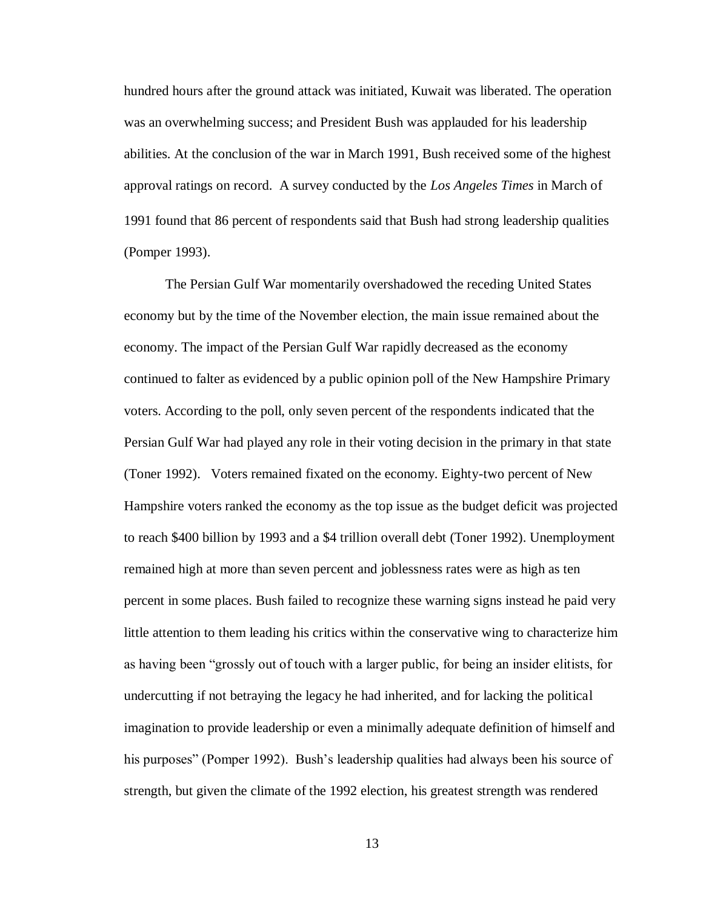hundred hours after the ground attack was initiated, Kuwait was liberated. The operation was an overwhelming success; and President Bush was applauded for his leadership abilities. At the conclusion of the war in March 1991, Bush received some of the highest approval ratings on record. A survey conducted by the *Los Angeles Times* in March of 1991 found that 86 percent of respondents said that Bush had strong leadership qualities (Pomper 1993).

The Persian Gulf War momentarily overshadowed the receding United States economy but by the time of the November election, the main issue remained about the economy. The impact of the Persian Gulf War rapidly decreased as the economy continued to falter as evidenced by a public opinion poll of the New Hampshire Primary voters. According to the poll, only seven percent of the respondents indicated that the Persian Gulf War had played any role in their voting decision in the primary in that state (Toner 1992). Voters remained fixated on the economy. Eighty-two percent of New Hampshire voters ranked the economy as the top issue as the budget deficit was projected to reach $400 billion by 1993 and a $4 trillion overall debt (Toner 1992). Unemployment remained high at more than seven percent and joblessness rates were as high as ten percent in some places. Bush failed to recognize these warning signs instead he paid very little attention to them leading his critics within the conservative wing to characterize him as having been "grossly out of touch with a larger public, for being an insider elitists, for undercutting if not betraying the legacy he had inherited, and for lacking the political imagination to provide leadership or even a minimally adequate definition of himself and his purposes" (Pomper 1992). Bush's leadership qualities had always been his source of strength, but given the climate of the 1992 election, his greatest strength was rendered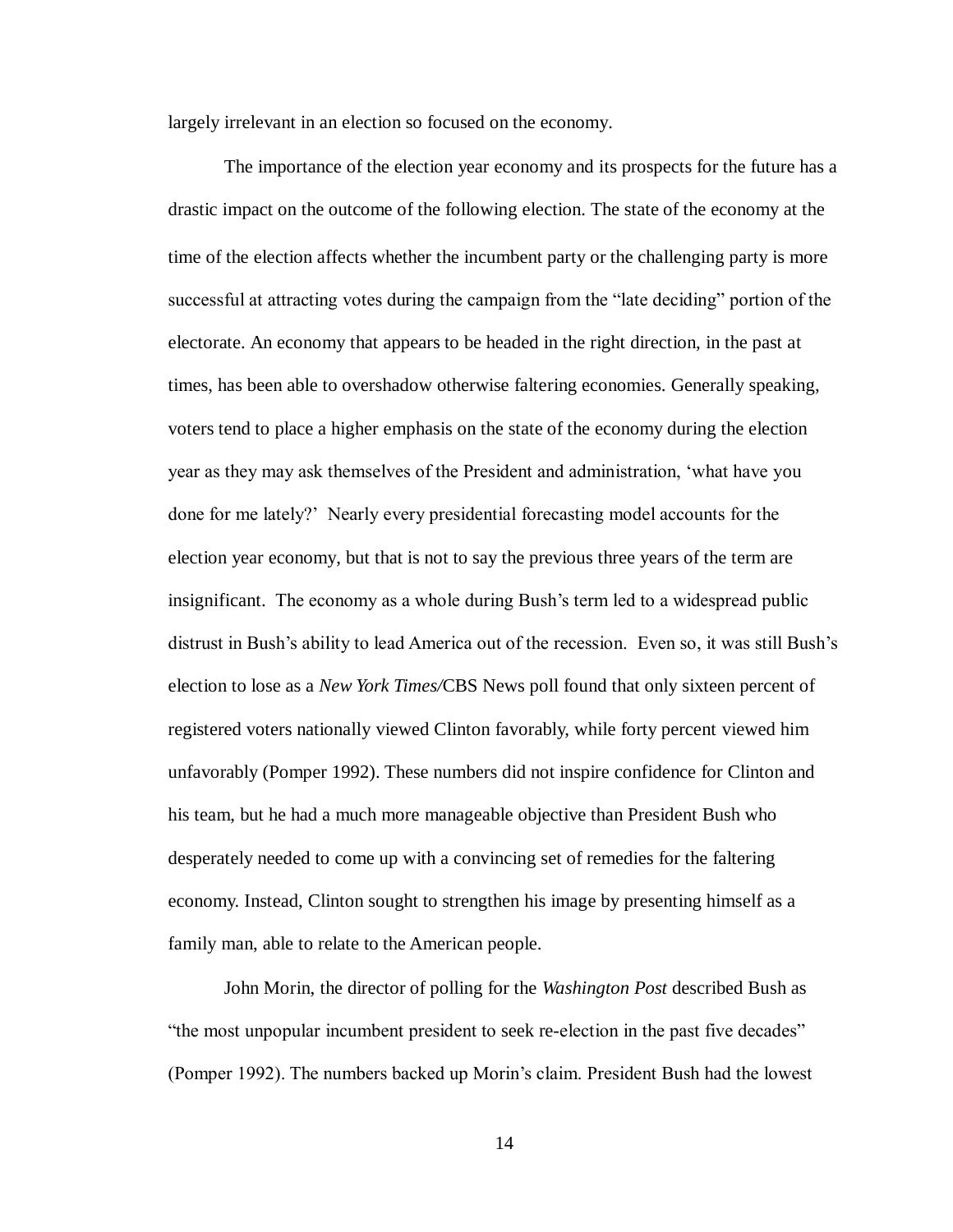largely irrelevant in an election so focused on the economy.

The importance of the election year economy and its prospects for the future has a drastic impact on the outcome of the following election. The state of the economy at the time of the election affects whether the incumbent party or the challenging party is more successful at attracting votes during the campaign from the "late deciding" portion of the electorate. An economy that appears to be headed in the right direction, in the past at times, has been able to overshadow otherwise faltering economies. Generally speaking, voters tend to place a higher emphasis on the state of the economy during the election year as they may ask themselves of the President and administration, 'what have you done for me lately?' Nearly every presidential forecasting model accounts for the election year economy, but that is not to say the previous three years of the term are insignificant. The economy as a whole during Bush's term led to a widespread public distrust in Bush's ability to lead America out of the recession. Even so, it was still Bush's election to lose as a *New York Times/*CBS News poll found that only sixteen percent of registered voters nationally viewed Clinton favorably, while forty percent viewed him unfavorably (Pomper 1992). These numbers did not inspire confidence for Clinton and his team, but he had a much more manageable objective than President Bush who desperately needed to come up with a convincing set of remedies for the faltering economy. Instead, Clinton sought to strengthen his image by presenting himself as a family man, able to relate to the American people.

John Morin, the director of polling for the *Washington Post* described Bush as "the most unpopular incumbent president to seek re-election in the past five decades" (Pomper 1992). The numbers backed up Morin's claim. President Bush had the lowest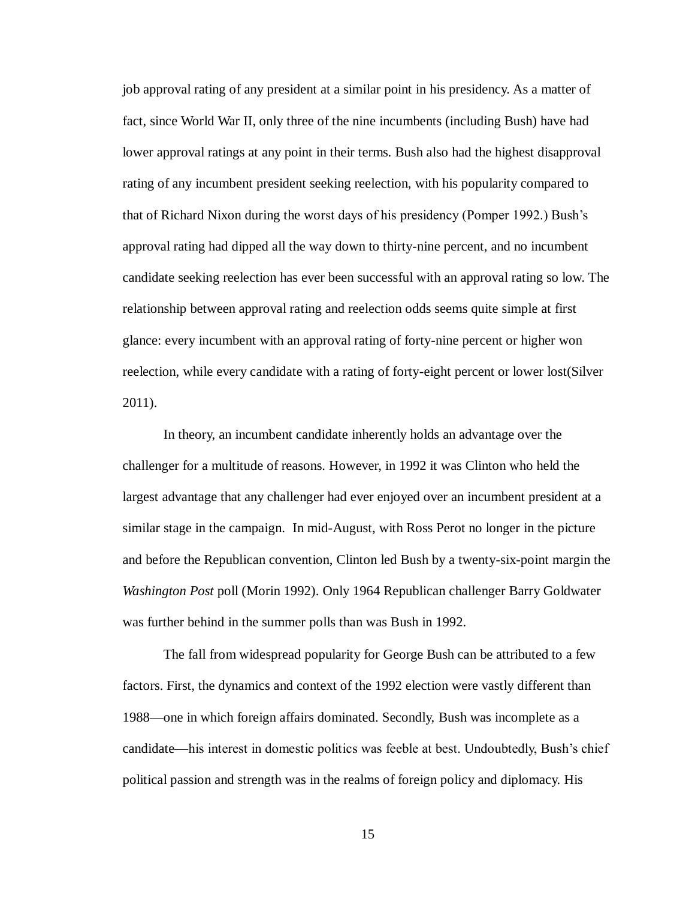job approval rating of any president at a similar point in his presidency. As a matter of fact, since World War II, only three of the nine incumbents (including Bush) have had lower approval ratings at any point in their terms. Bush also had the highest disapproval rating of any incumbent president seeking reelection, with his popularity compared to that of Richard Nixon during the worst days of his presidency (Pomper 1992.) Bush's approval rating had dipped all the way down to thirty-nine percent, and no incumbent candidate seeking reelection has ever been successful with an approval rating so low. The relationship between approval rating and reelection odds seems quite simple at first glance: every incumbent with an approval rating of forty-nine percent or higher won reelection, while every candidate with a rating of forty-eight percent or lower lost(Silver 2011).

In theory, an incumbent candidate inherently holds an advantage over the challenger for a multitude of reasons. However, in 1992 it was Clinton who held the largest advantage that any challenger had ever enjoyed over an incumbent president at a similar stage in the campaign. In mid-August, with Ross Perot no longer in the picture and before the Republican convention, Clinton led Bush by a twenty-six-point margin the *Washington Post* poll (Morin 1992). Only 1964 Republican challenger Barry Goldwater was further behind in the summer polls than was Bush in 1992.

The fall from widespread popularity for George Bush can be attributed to a few factors. First, the dynamics and context of the 1992 election were vastly different than 1988—one in which foreign affairs dominated. Secondly, Bush was incomplete as a candidate—his interest in domestic politics was feeble at best. Undoubtedly, Bush's chief political passion and strength was in the realms of foreign policy and diplomacy. His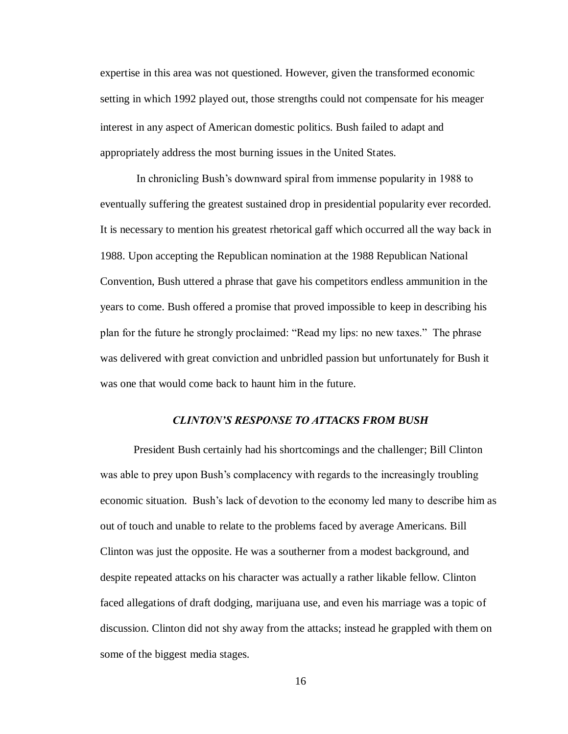expertise in this area was not questioned. However, given the transformed economic setting in which 1992 played out, those strengths could not compensate for his meager interest in any aspect of American domestic politics. Bush failed to adapt and appropriately address the most burning issues in the United States.

In chronicling Bush's downward spiral from immense popularity in 1988 to eventually suffering the greatest sustained drop in presidential popularity ever recorded. It is necessary to mention his greatest rhetorical gaff which occurred all the way back in 1988. Upon accepting the Republican nomination at the 1988 Republican National Convention, Bush uttered a phrase that gave his competitors endless ammunition in the years to come. Bush offered a promise that proved impossible to keep in describing his plan for the future he strongly proclaimed: "Read my lips: no new taxes." The phrase was delivered with great conviction and unbridled passion but unfortunately for Bush it was one that would come back to haunt him in the future.

### *CLINTON'S RESPONSE TO ATTACKS FROM BUSH*

President Bush certainly had his shortcomings and the challenger; Bill Clinton was able to prey upon Bush's complacency with regards to the increasingly troubling economic situation. Bush's lack of devotion to the economy led many to describe him as out of touch and unable to relate to the problems faced by average Americans. Bill Clinton was just the opposite. He was a southerner from a modest background, and despite repeated attacks on his character was actually a rather likable fellow. Clinton faced allegations of draft dodging, marijuana use, and even his marriage was a topic of discussion. Clinton did not shy away from the attacks; instead he grappled with them on some of the biggest media stages.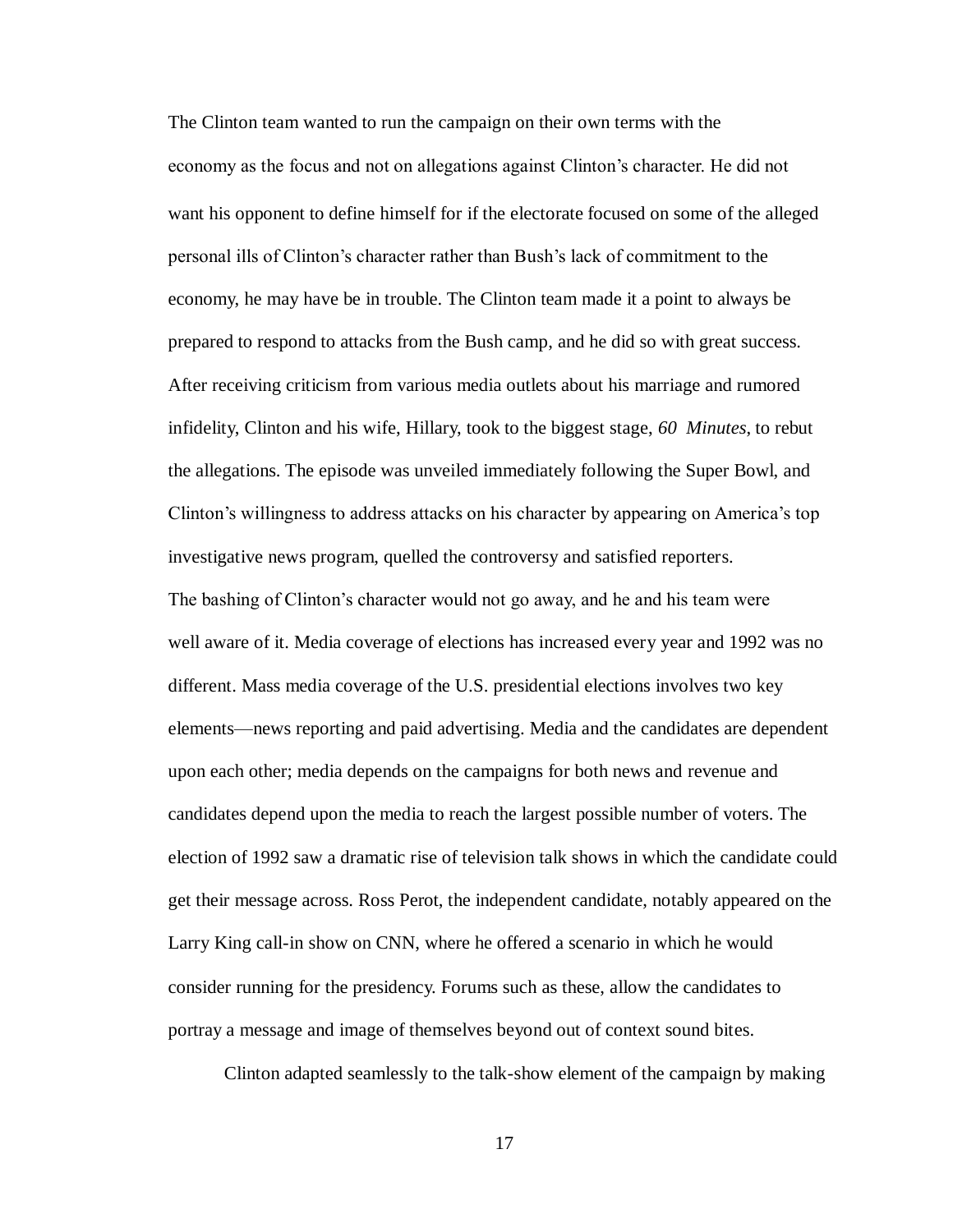The Clinton team wanted to run the campaign on their own terms with the economy as the focus and not on allegations against Clinton's character. He did not want his opponent to define himself for if the electorate focused on some of the alleged personal ills of Clinton's character rather than Bush's lack of commitment to the economy, he may have be in trouble. The Clinton team made it a point to always be prepared to respond to attacks from the Bush camp, and he did so with great success. After receiving criticism from various media outlets about his marriage and rumored infidelity, Clinton and his wife, Hillary, took to the biggest stage, *60 Minutes*, to rebut the allegations. The episode was unveiled immediately following the Super Bowl, and Clinton's willingness to address attacks on his character by appearing on America's top investigative news program, quelled the controversy and satisfied reporters.

The bashing of Clinton's character would not go away, and he and his team were well aware of it. Media coverage of elections has increased every year and 1992 was no different. Mass media coverage of the U.S. presidential elections involves two key elements—news reporting and paid advertising. Media and the candidates are dependent upon each other; media depends on the campaigns for both news and revenue and candidates depend upon the media to reach the largest possible number of voters. The election of 1992 saw a dramatic rise of television talk shows in which the candidate could get their message across. Ross Perot, the independent candidate, notably appeared on the Larry King call-in show on CNN, where he offered a scenario in which he would consider running for the presidency. Forums such as these, allow the candidates to portray a message and image of themselves beyond out of context sound bites.

Clinton adapted seamlessly to the talk-show element of the campaign by making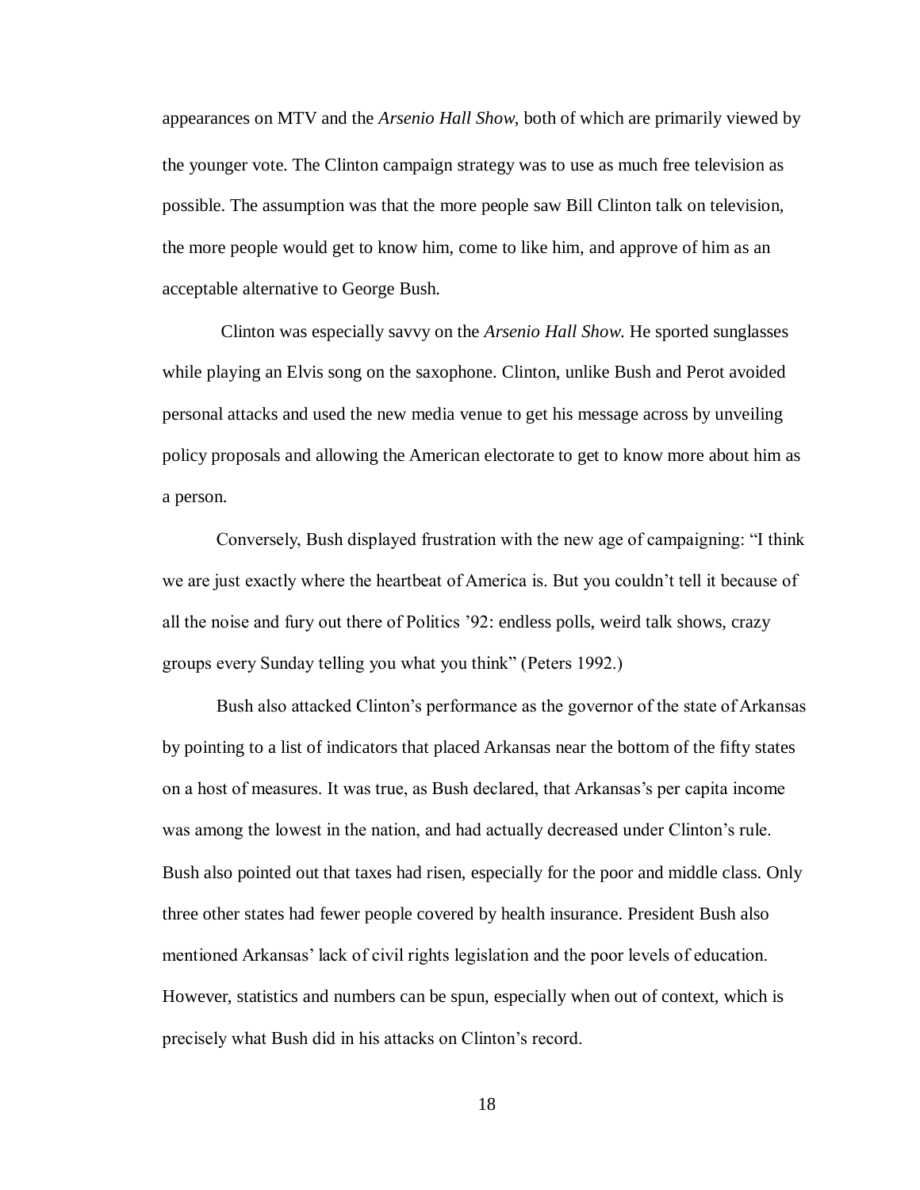appearances on MTV and the *Arsenio Hall Show*, both of which are primarily viewed by the younger vote. The Clinton campaign strategy was to use as much free television as possible. The assumption was that the more people saw Bill Clinton talk on television, the more people would get to know him, come to like him, and approve of him as an acceptable alternative to George Bush.

Clinton was especially savvy on the *Arsenio Hall Show.* He sported sunglasses while playing an Elvis song on the saxophone. Clinton, unlike Bush and Perot avoided personal attacks and used the new media venue to get his message across by unveiling policy proposals and allowing the American electorate to get to know more about him as a person.

Conversely, Bush displayed frustration with the new age of campaigning: "I think we are just exactly where the heartbeat of America is. But you couldn't tell it because of all the noise and fury out there of Politics '92: endless polls, weird talk shows, crazy groups every Sunday telling you what you think" (Peters 1992.)

Bush also attacked Clinton's performance as the governor of the state of Arkansas by pointing to a list of indicators that placed Arkansas near the bottom of the fifty states on a host of measures. It was true, as Bush declared, that Arkansas's per capita income was among the lowest in the nation, and had actually decreased under Clinton's rule. Bush also pointed out that taxes had risen, especially for the poor and middle class. Only three other states had fewer people covered by health insurance. President Bush also mentioned Arkansas' lack of civil rights legislation and the poor levels of education. However, statistics and numbers can be spun, especially when out of context, which is precisely what Bush did in his attacks on Clinton's record.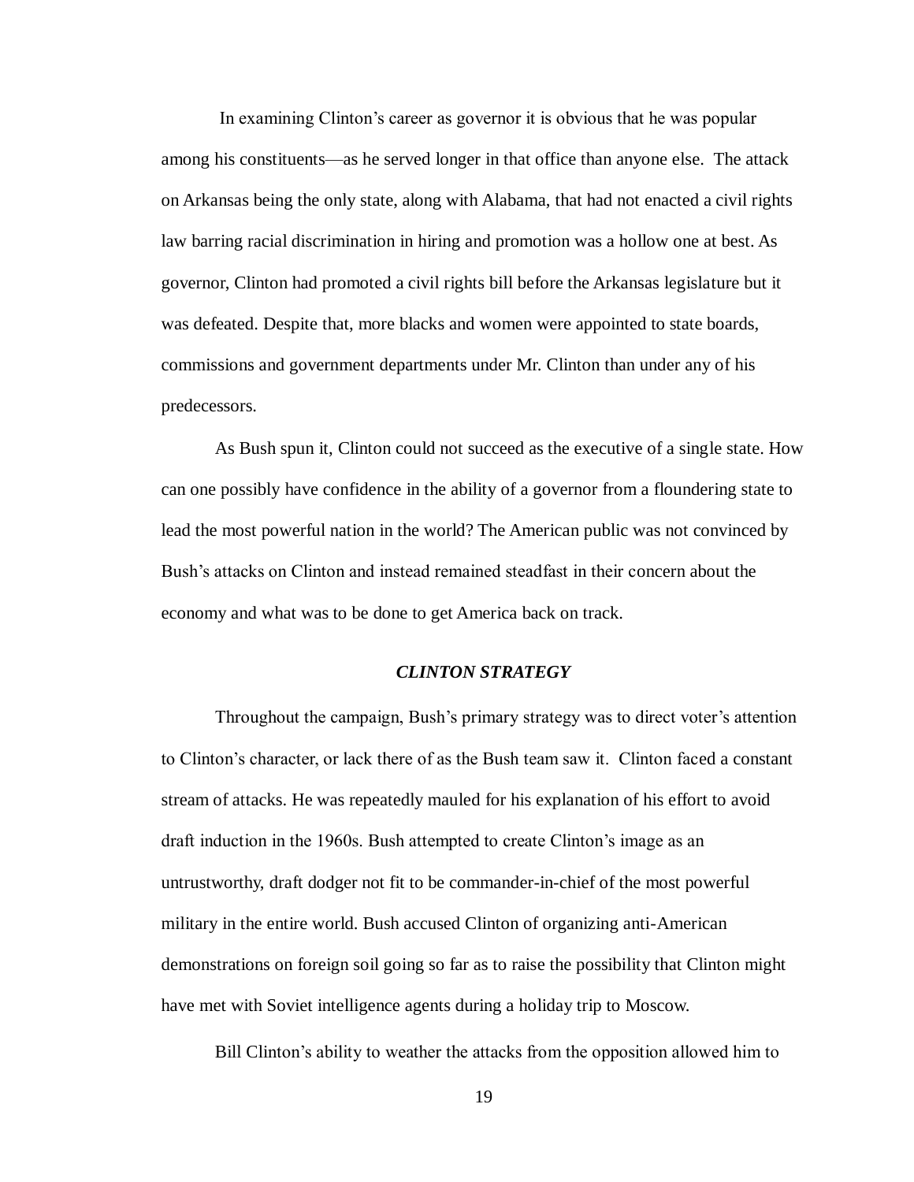In examining Clinton's career as governor it is obvious that he was popular among his constituents—as he served longer in that office than anyone else. The attack on Arkansas being the only state, along with Alabama, that had not enacted a civil rights law barring racial discrimination in hiring and promotion was a hollow one at best. As governor, Clinton had promoted a civil rights bill before the Arkansas legislature but it was defeated. Despite that, more blacks and women were appointed to state boards, commissions and government departments under Mr. Clinton than under any of his predecessors.

As Bush spun it, Clinton could not succeed as the executive of a single state. How can one possibly have confidence in the ability of a governor from a floundering state to lead the most powerful nation in the world? The American public was not convinced by Bush's attacks on Clinton and instead remained steadfast in their concern about the economy and what was to be done to get America back on track.

### *CLINTON STRATEGY*

Throughout the campaign, Bush's primary strategy was to direct voter's attention to Clinton's character, or lack there of as the Bush team saw it. Clinton faced a constant stream of attacks. He was repeatedly mauled for his explanation of his effort to avoid draft induction in the 1960s. Bush attempted to create Clinton's image as an untrustworthy, draft dodger not fit to be commander-in-chief of the most powerful military in the entire world. Bush accused Clinton of organizing anti-American demonstrations on foreign soil going so far as to raise the possibility that Clinton might have met with Soviet intelligence agents during a holiday trip to Moscow.

Bill Clinton's ability to weather the attacks from the opposition allowed him to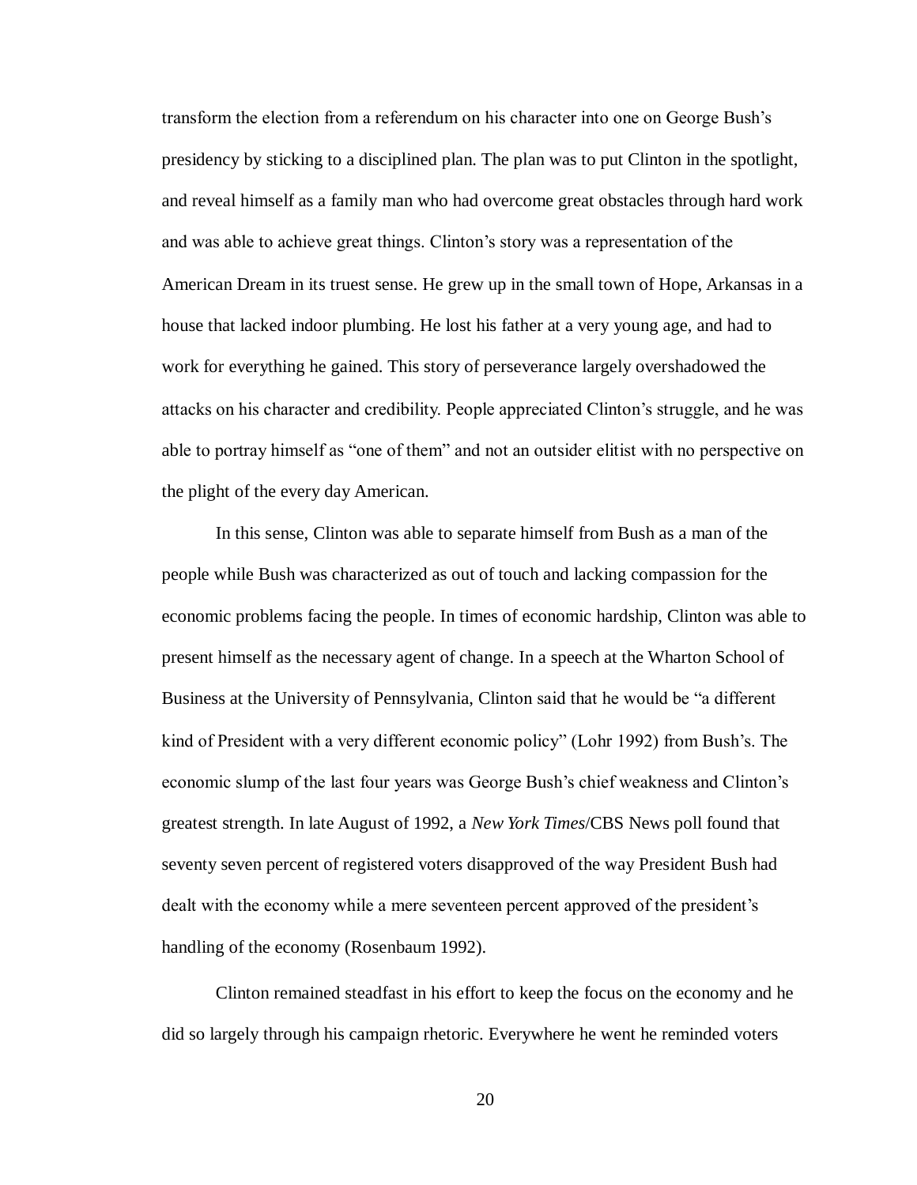transform the election from a referendum on his character into one on George Bush's presidency by sticking to a disciplined plan. The plan was to put Clinton in the spotlight, and reveal himself as a family man who had overcome great obstacles through hard work and was able to achieve great things. Clinton's story was a representation of the American Dream in its truest sense. He grew up in the small town of Hope, Arkansas in a house that lacked indoor plumbing. He lost his father at a very young age, and had to work for everything he gained. This story of perseverance largely overshadowed the attacks on his character and credibility. People appreciated Clinton's struggle, and he was able to portray himself as "one of them" and not an outsider elitist with no perspective on the plight of the every day American.

In this sense, Clinton was able to separate himself from Bush as a man of the people while Bush was characterized as out of touch and lacking compassion for the economic problems facing the people. In times of economic hardship, Clinton was able to present himself as the necessary agent of change. In a speech at the Wharton School of Business at the University of Pennsylvania, Clinton said that he would be "a different kind of President with a very different economic policy" (Lohr 1992) from Bush's. The economic slump of the last four years was George Bush's chief weakness and Clinton's greatest strength. In late August of 1992, a *New York Times*/CBS News poll found that seventy seven percent of registered voters disapproved of the way President Bush had dealt with the economy while a mere seventeen percent approved of the president's handling of the economy (Rosenbaum 1992).

Clinton remained steadfast in his effort to keep the focus on the economy and he did so largely through his campaign rhetoric. Everywhere he went he reminded voters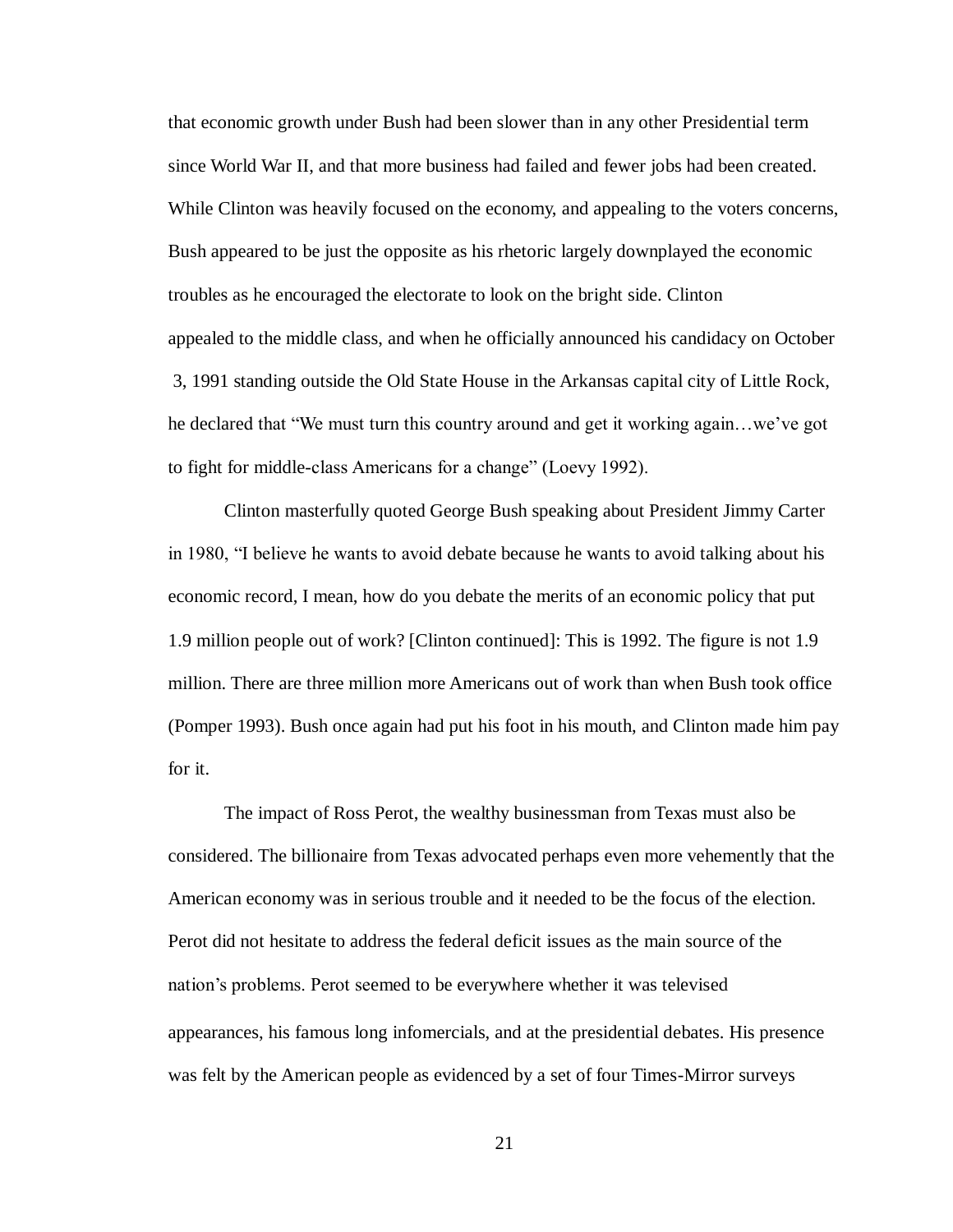that economic growth under Bush had been slower than in any other Presidential term since World War II, and that more business had failed and fewer jobs had been created. While Clinton was heavily focused on the economy, and appealing to the voters concerns, Bush appeared to be just the opposite as his rhetoric largely downplayed the economic troubles as he encouraged the electorate to look on the bright side. Clinton appealed to the middle class, and when he officially announced his candidacy on October 3, 1991 standing outside the Old State House in the Arkansas capital city of Little Rock, he declared that "We must turn this country around and get it working again…we've got to fight for middle-class Americans for a change" (Loevy 1992).

Clinton masterfully quoted George Bush speaking about President Jimmy Carter in 1980, "I believe he wants to avoid debate because he wants to avoid talking about his economic record, I mean, how do you debate the merits of an economic policy that put 1.9 million people out of work? [Clinton continued]: This is 1992. The figure is not 1.9 million. There are three million more Americans out of work than when Bush took office (Pomper 1993). Bush once again had put his foot in his mouth, and Clinton made him pay for it.

The impact of Ross Perot, the wealthy businessman from Texas must also be considered. The billionaire from Texas advocated perhaps even more vehemently that the American economy was in serious trouble and it needed to be the focus of the election. Perot did not hesitate to address the federal deficit issues as the main source of the nation's problems. Perot seemed to be everywhere whether it was televised appearances, his famous long infomercials, and at the presidential debates. His presence was felt by the American people as evidenced by a set of four Times-Mirror surveys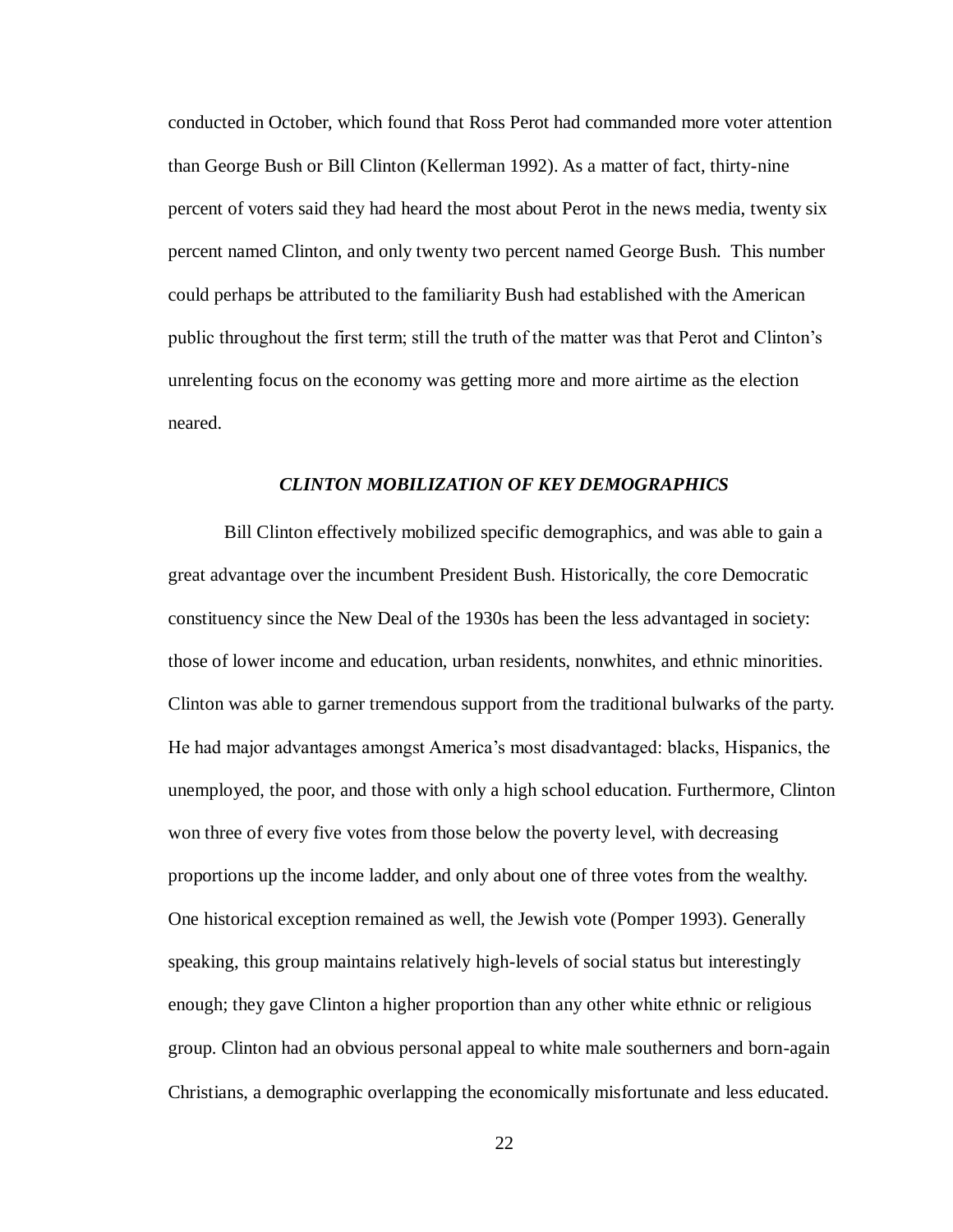conducted in October, which found that Ross Perot had commanded more voter attention than George Bush or Bill Clinton (Kellerman 1992). As a matter of fact, thirty-nine percent of voters said they had heard the most about Perot in the news media, twenty six percent named Clinton, and only twenty two percent named George Bush. This number could perhaps be attributed to the familiarity Bush had established with the American public throughout the first term; still the truth of the matter was that Perot and Clinton's unrelenting focus on the economy was getting more and more airtime as the election neared.

### *CLINTON MOBILIZATION OF KEY DEMOGRAPHICS*

Bill Clinton effectively mobilized specific demographics, and was able to gain a great advantage over the incumbent President Bush. Historically, the core Democratic constituency since the New Deal of the 1930s has been the less advantaged in society: those of lower income and education, urban residents, nonwhites, and ethnic minorities. Clinton was able to garner tremendous support from the traditional bulwarks of the party. He had major advantages amongst America's most disadvantaged: blacks, Hispanics, the unemployed, the poor, and those with only a high school education. Furthermore, Clinton won three of every five votes from those below the poverty level, with decreasing proportions up the income ladder, and only about one of three votes from the wealthy. One historical exception remained as well, the Jewish vote (Pomper 1993). Generally speaking, this group maintains relatively high-levels of social status but interestingly enough; they gave Clinton a higher proportion than any other white ethnic or religious group. Clinton had an obvious personal appeal to white male southerners and born-again Christians, a demographic overlapping the economically misfortunate and less educated.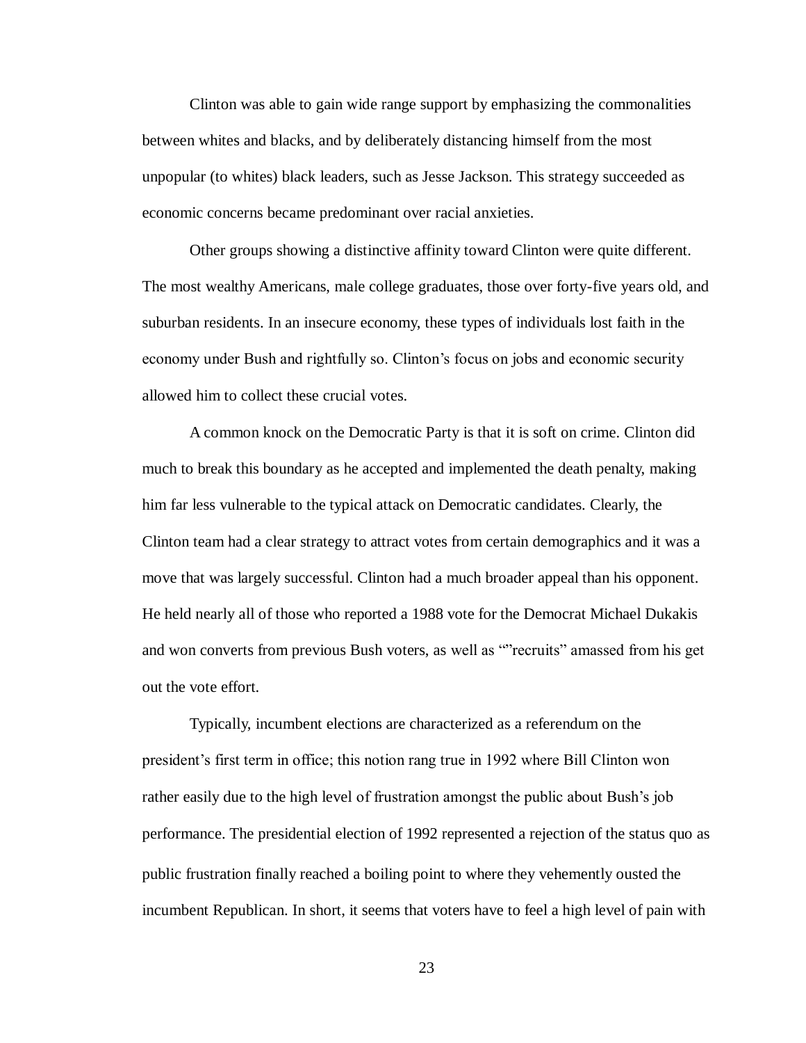Clinton was able to gain wide range support by emphasizing the commonalities between whites and blacks, and by deliberately distancing himself from the most unpopular (to whites) black leaders, such as Jesse Jackson. This strategy succeeded as economic concerns became predominant over racial anxieties.

Other groups showing a distinctive affinity toward Clinton were quite different. The most wealthy Americans, male college graduates, those over forty-five years old, and suburban residents. In an insecure economy, these types of individuals lost faith in the economy under Bush and rightfully so. Clinton's focus on jobs and economic security allowed him to collect these crucial votes.

A common knock on the Democratic Party is that it is soft on crime. Clinton did much to break this boundary as he accepted and implemented the death penalty, making him far less vulnerable to the typical attack on Democratic candidates. Clearly, the Clinton team had a clear strategy to attract votes from certain demographics and it was a move that was largely successful. Clinton had a much broader appeal than his opponent. He held nearly all of those who reported a 1988 vote for the Democrat Michael Dukakis and won converts from previous Bush voters, as well as ""recruits" amassed from his get out the vote effort.

Typically, incumbent elections are characterized as a referendum on the president's first term in office; this notion rang true in 1992 where Bill Clinton won rather easily due to the high level of frustration amongst the public about Bush's job performance. The presidential election of 1992 represented a rejection of the status quo as public frustration finally reached a boiling point to where they vehemently ousted the incumbent Republican. In short, it seems that voters have to feel a high level of pain with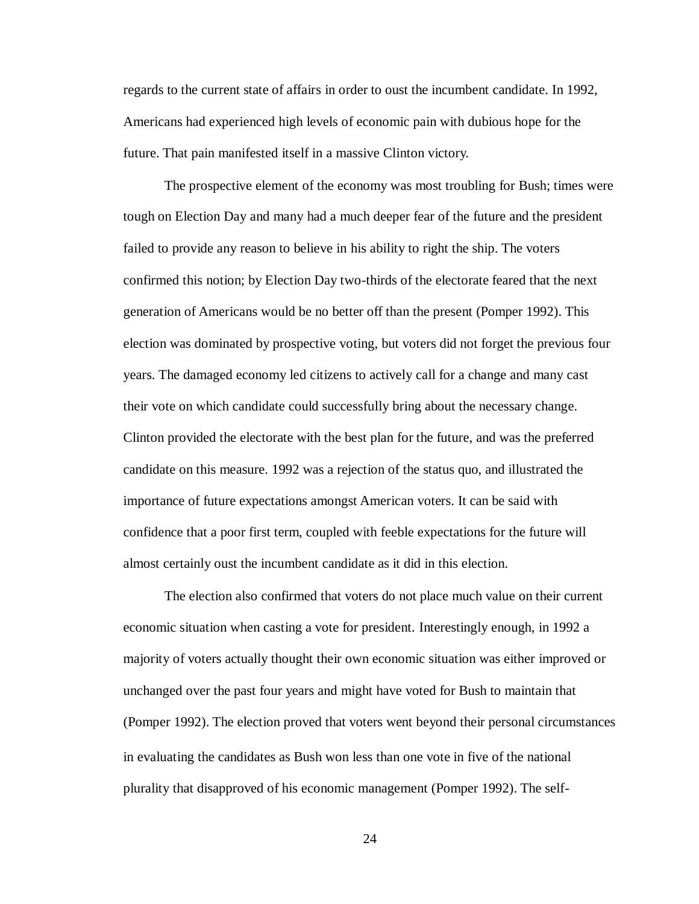regards to the current state of affairs in order to oust the incumbent candidate. In 1992, Americans had experienced high levels of economic pain with dubious hope for the future. That pain manifested itself in a massive Clinton victory.

The prospective element of the economy was most troubling for Bush; times were tough on Election Day and many had a much deeper fear of the future and the president failed to provide any reason to believe in his ability to right the ship. The voters confirmed this notion; by Election Day two-thirds of the electorate feared that the next generation of Americans would be no better off than the present (Pomper 1992). This election was dominated by prospective voting, but voters did not forget the previous four years. The damaged economy led citizens to actively call for a change and many cast their vote on which candidate could successfully bring about the necessary change. Clinton provided the electorate with the best plan for the future, and was the preferred candidate on this measure. 1992 was a rejection of the status quo, and illustrated the importance of future expectations amongst American voters. It can be said with confidence that a poor first term, coupled with feeble expectations for the future will almost certainly oust the incumbent candidate as it did in this election.

The election also confirmed that voters do not place much value on their current economic situation when casting a vote for president. Interestingly enough, in 1992 a majority of voters actually thought their own economic situation was either improved or unchanged over the past four years and might have voted for Bush to maintain that (Pomper 1992). The election proved that voters went beyond their personal circumstances in evaluating the candidates as Bush won less than one vote in five of the national plurality that disapproved of his economic management (Pomper 1992). The self-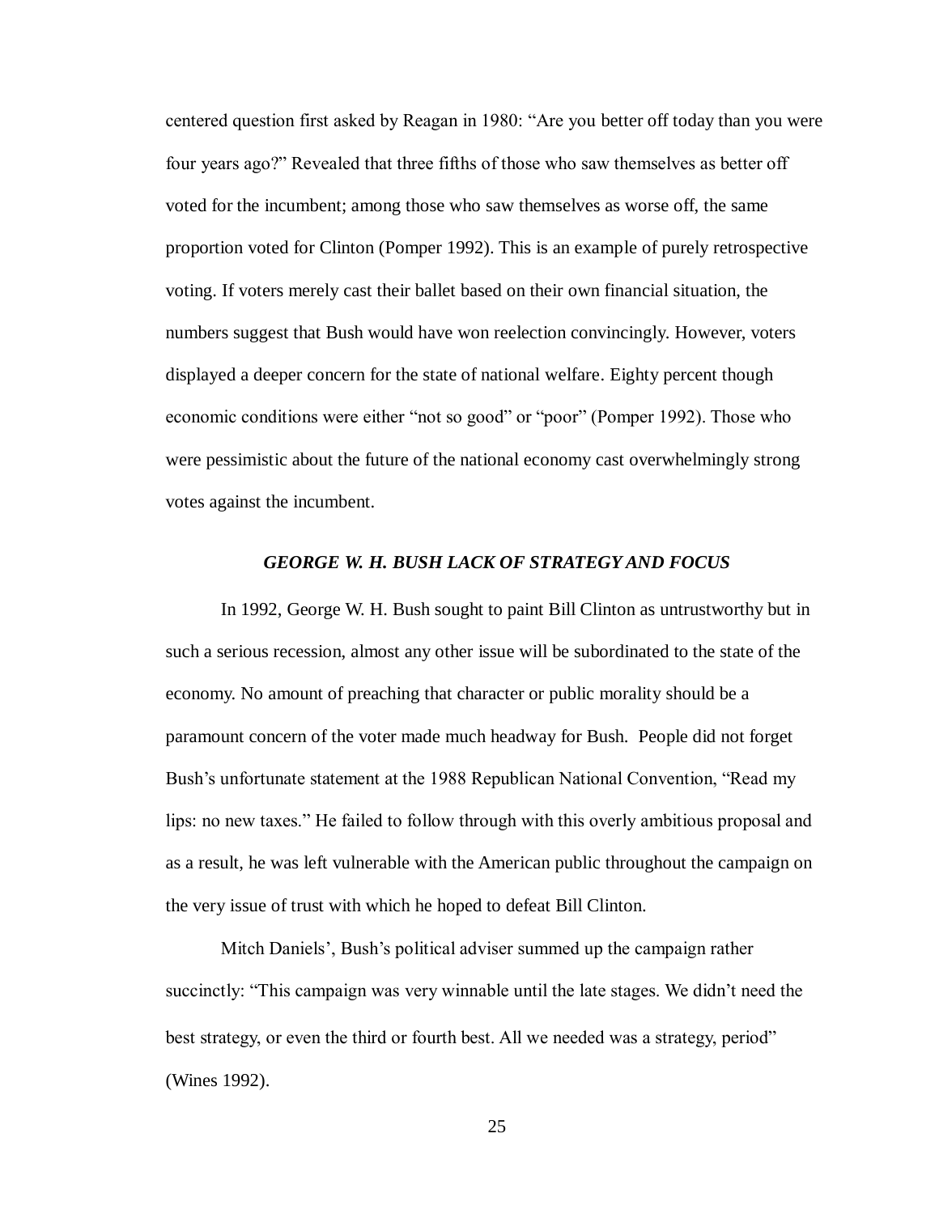centered question first asked by Reagan in 1980: “Are you better off today than you were four years ago?” Revealed that three fifths of those who saw themselves as better off voted for the incumbent; among those who saw themselves as worse off, the same proportion voted for Clinton (Pomper 1992). This is an example of purely retrospective voting. If voters merely cast their ballet based on their own financial situation, the numbers suggest that Bush would have won reelection convincingly. However, voters displayed a deeper concern for the state of national welfare. Eighty percent though economic conditions were either “not so good” or “poor” (Pomper 1992). Those who were pessimistic about the future of the national economy cast overwhelmingly strong votes against the incumbent.

### *GEORGE W. H. BUSH LACK OF STRATEGY AND FOCUS*

In 1992, George W. H. Bush sought to paint Bill Clinton as untrustworthy but in such a serious recession, almost any other issue will be subordinated to the state of the economy. No amount of preaching that character or public morality should be a paramount concern of the voter made much headway for Bush. People did not forget Bush’s unfortunate statement at the 1988 Republican National Convention, “Read my lips: no new taxes.” He failed to follow through with this overly ambitious proposal and as a result, he was left vulnerable with the American public throughout the campaign on the very issue of trust with which he hoped to defeat Bill Clinton.

Mitch Daniels’, Bush’s political adviser summed up the campaign rather succinctly: “This campaign was very winnable until the late stages. We didn’t need the best strategy, or even the third or fourth best. All we needed was a strategy, period” (Wines 1992).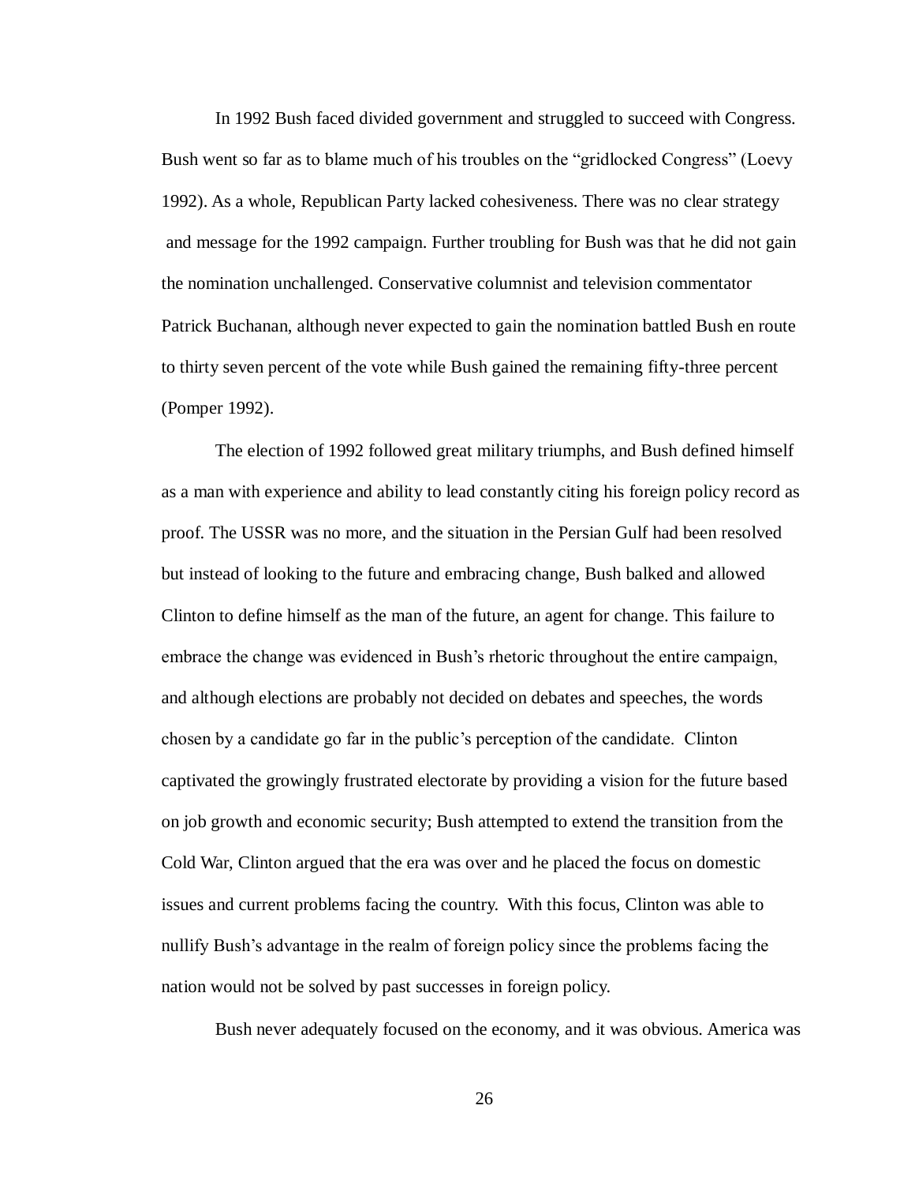In 1992 Bush faced divided government and struggled to succeed with Congress. Bush went so far as to blame much of his troubles on the "gridlocked Congress" (Loevy 1992). As a whole, Republican Party lacked cohesiveness. There was no clear strategy and message for the 1992 campaign. Further troubling for Bush was that he did not gain the nomination unchallenged. Conservative columnist and television commentator Patrick Buchanan, although never expected to gain the nomination battled Bush en route to thirty seven percent of the vote while Bush gained the remaining fifty-three percent (Pomper 1992).

The election of 1992 followed great military triumphs, and Bush defined himself as a man with experience and ability to lead constantly citing his foreign policy record as proof. The USSR was no more, and the situation in the Persian Gulf had been resolved but instead of looking to the future and embracing change, Bush balked and allowed Clinton to define himself as the man of the future, an agent for change. This failure to embrace the change was evidenced in Bush's rhetoric throughout the entire campaign, and although elections are probably not decided on debates and speeches, the words chosen by a candidate go far in the public's perception of the candidate. Clinton captivated the growingly frustrated electorate by providing a vision for the future based on job growth and economic security; Bush attempted to extend the transition from the Cold War, Clinton argued that the era was over and he placed the focus on domestic issues and current problems facing the country. With this focus, Clinton was able to nullify Bush's advantage in the realm of foreign policy since the problems facing the nation would not be solved by past successes in foreign policy.

Bush never adequately focused on the economy, and it was obvious. America was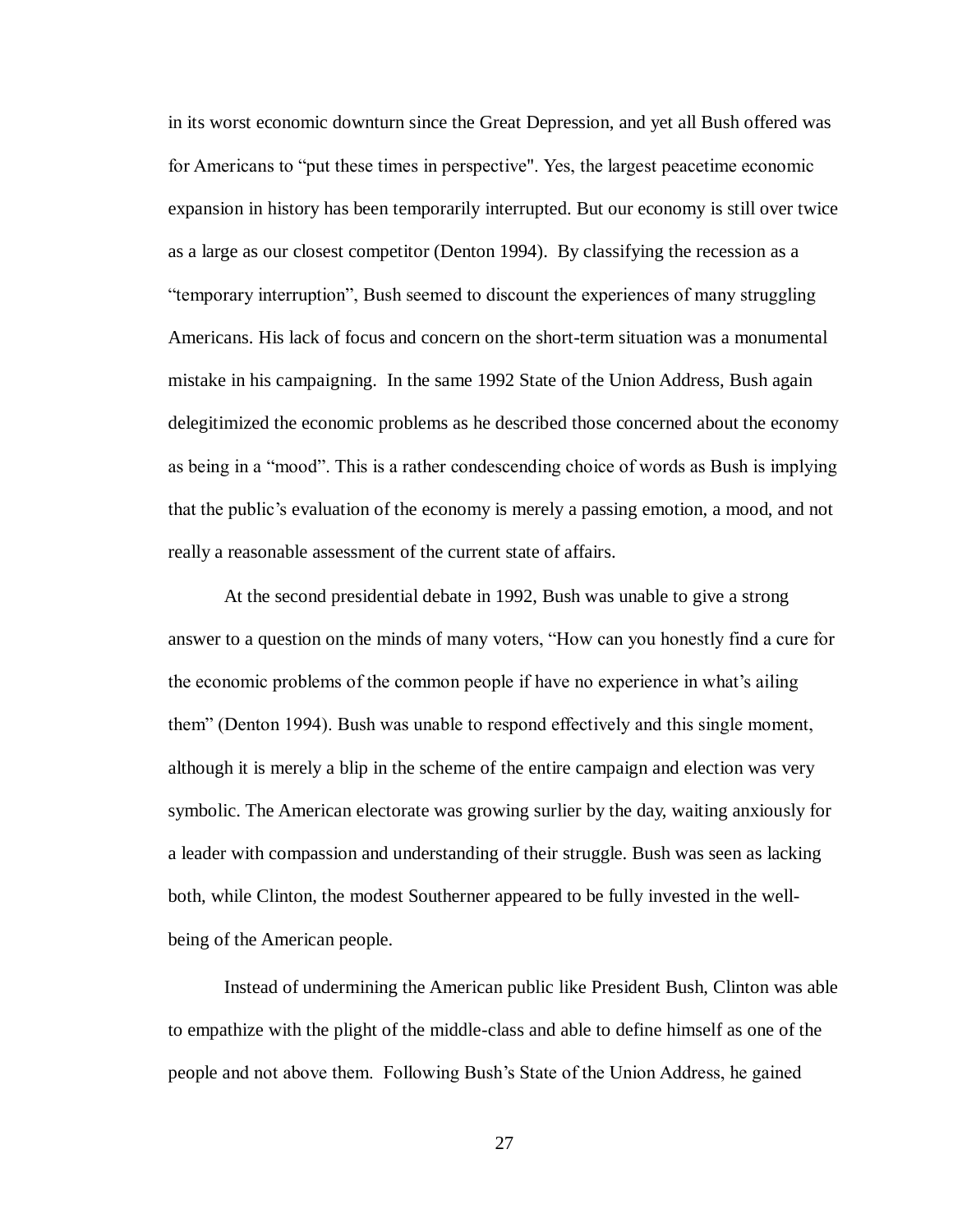in its worst economic downturn since the Great Depression, and yet all Bush offered was for Americans to "put these times in perspective". Yes, the largest peacetime economic expansion in history has been temporarily interrupted. But our economy is still over twice as a large as our closest competitor (Denton 1994). By classifying the recession as a "temporary interruption", Bush seemed to discount the experiences of many struggling Americans. His lack of focus and concern on the short-term situation was a monumental mistake in his campaigning. In the same 1992 State of the Union Address, Bush again delegitimized the economic problems as he described those concerned about the economy as being in a "mood". This is a rather condescending choice of words as Bush is implying that the public's evaluation of the economy is merely a passing emotion, a mood, and not really a reasonable assessment of the current state of affairs.

At the second presidential debate in 1992, Bush was unable to give a strong answer to a question on the minds of many voters, "How can you honestly find a cure for the economic problems of the common people if have no experience in what's ailing them" (Denton 1994). Bush was unable to respond effectively and this single moment, although it is merely a blip in the scheme of the entire campaign and election was very symbolic. The American electorate was growing surlier by the day, waiting anxiously for a leader with compassion and understanding of their struggle. Bush was seen as lacking both, while Clinton, the modest Southerner appeared to be fully invested in the well-being of the American people.

Instead of undermining the American public like President Bush, Clinton was able to empathize with the plight of the middle-class and able to define himself as one of the people and not above them. Following Bush's State of the Union Address, he gained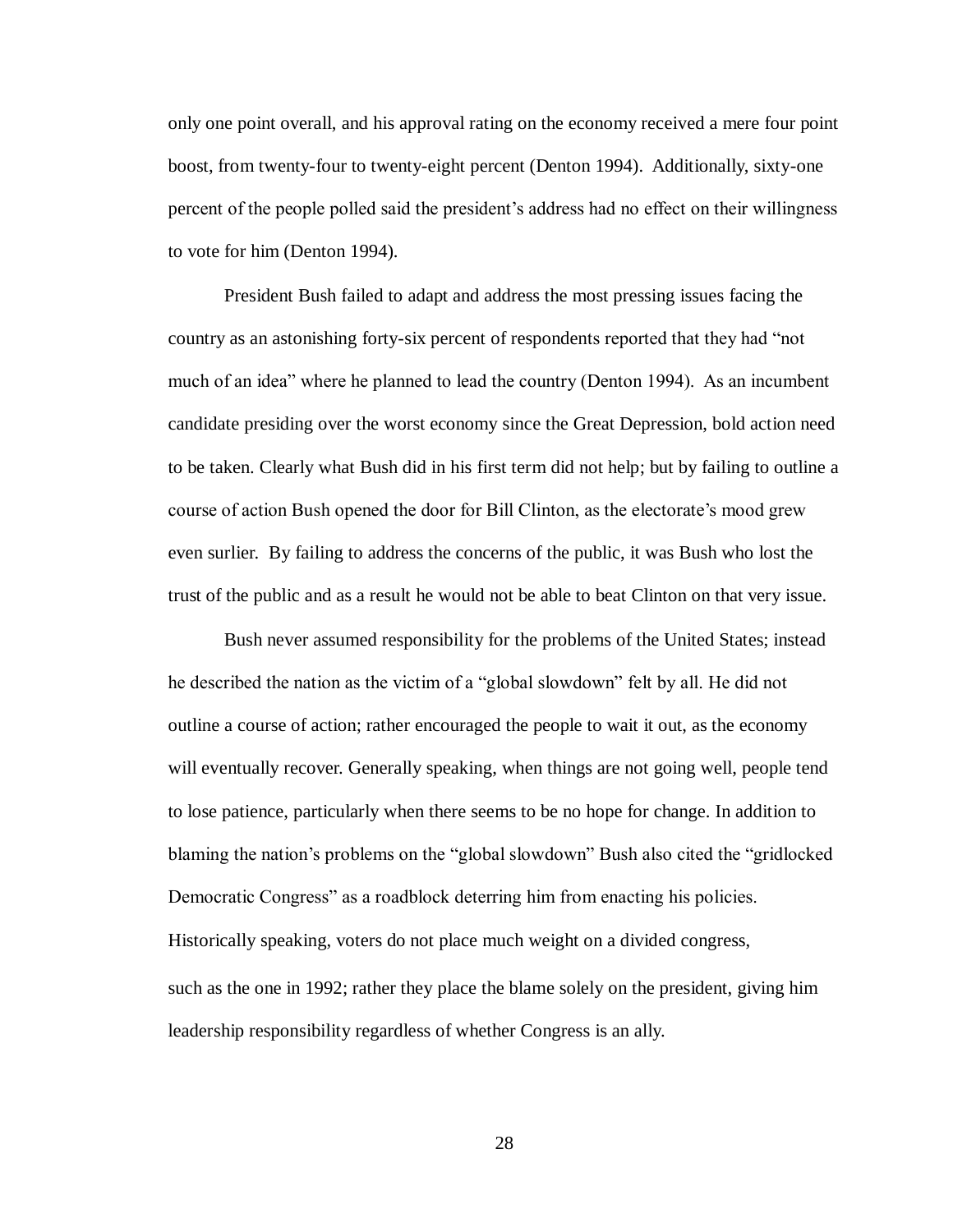only one point overall, and his approval rating on the economy received a mere four point boost, from twenty-four to twenty-eight percent (Denton 1994). Additionally, sixty-one percent of the people polled said the president's address had no effect on their willingness to vote for him (Denton 1994).

President Bush failed to adapt and address the most pressing issues facing the country as an astonishing forty-six percent of respondents reported that they had "not much of an idea" where he planned to lead the country (Denton 1994). As an incumbent candidate presiding over the worst economy since the Great Depression, bold action need to be taken. Clearly what Bush did in his first term did not help; but by failing to outline a course of action Bush opened the door for Bill Clinton, as the electorate's mood grew even surlier. By failing to address the concerns of the public, it was Bush who lost the trust of the public and as a result he would not be able to beat Clinton on that very issue.

Bush never assumed responsibility for the problems of the United States; instead he described the nation as the victim of a "global slowdown" felt by all. He did not outline a course of action; rather encouraged the people to wait it out, as the economy will eventually recover. Generally speaking, when things are not going well, people tend to lose patience, particularly when there seems to be no hope for change. In addition to blaming the nation's problems on the "global slowdown" Bush also cited the "gridlocked Democratic Congress" as a roadblock deterring him from enacting his policies. Historically speaking, voters do not place much weight on a divided congress, such as the one in 1992; rather they place the blame solely on the president, giving him leadership responsibility regardless of whether Congress is an ally.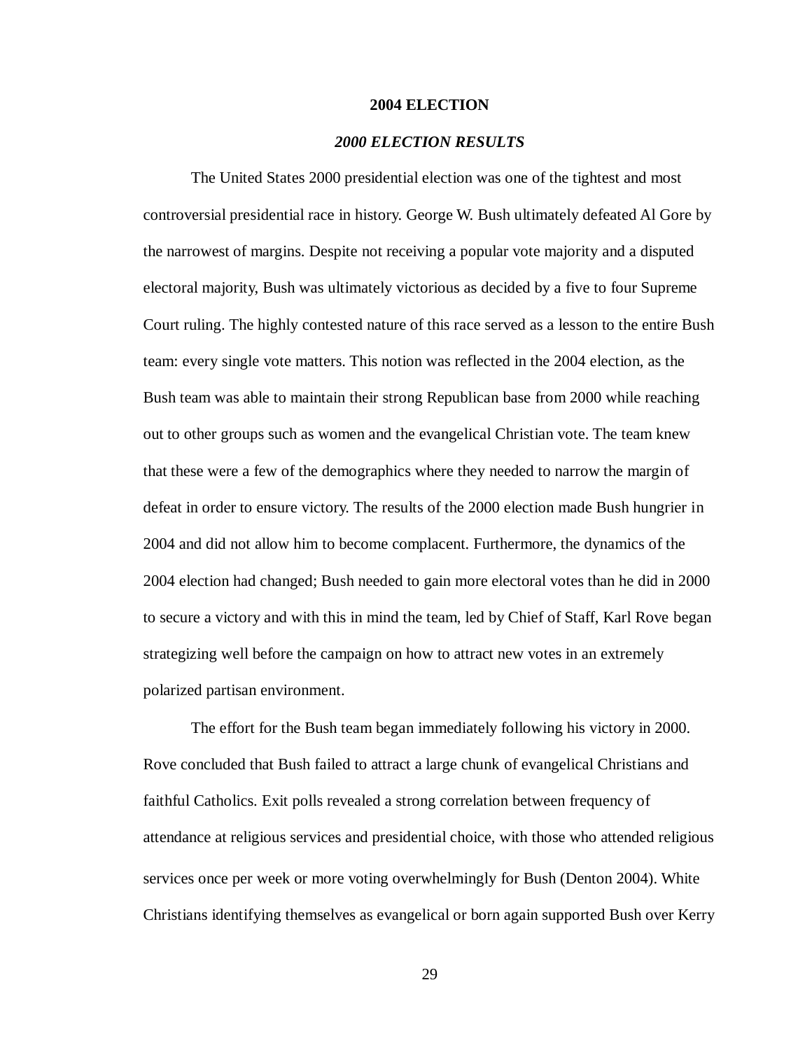## 2004 ELECTION

### *2000 ELECTION RESULTS*

The United States 2000 presidential election was one of the tightest and most controversial presidential race in history. George W. Bush ultimately defeated Al Gore by the narrowest of margins. Despite not receiving a popular vote majority and a disputed electoral majority, Bush was ultimately victorious as decided by a five to four Supreme Court ruling. The highly contested nature of this race served as a lesson to the entire Bush team: every single vote matters. This notion was reflected in the 2004 election, as the Bush team was able to maintain their strong Republican base from 2000 while reaching out to other groups such as women and the evangelical Christian vote. The team knew that these were a few of the demographics where they needed to narrow the margin of defeat in order to ensure victory. The results of the 2000 election made Bush hungrier in 2004 and did not allow him to become complacent. Furthermore, the dynamics of the 2004 election had changed; Bush needed to gain more electoral votes than he did in 2000 to secure a victory and with this in mind the team, led by Chief of Staff, Karl Rove began strategizing well before the campaign on how to attract new votes in an extremely polarized partisan environment.

The effort for the Bush team began immediately following his victory in 2000. Rove concluded that Bush failed to attract a large chunk of evangelical Christians and faithful Catholics. Exit polls revealed a strong correlation between frequency of attendance at religious services and presidential choice, with those who attended religious services once per week or more voting overwhelmingly for Bush (Denton 2004). White Christians identifying themselves as evangelical or born again supported Bush over Kerry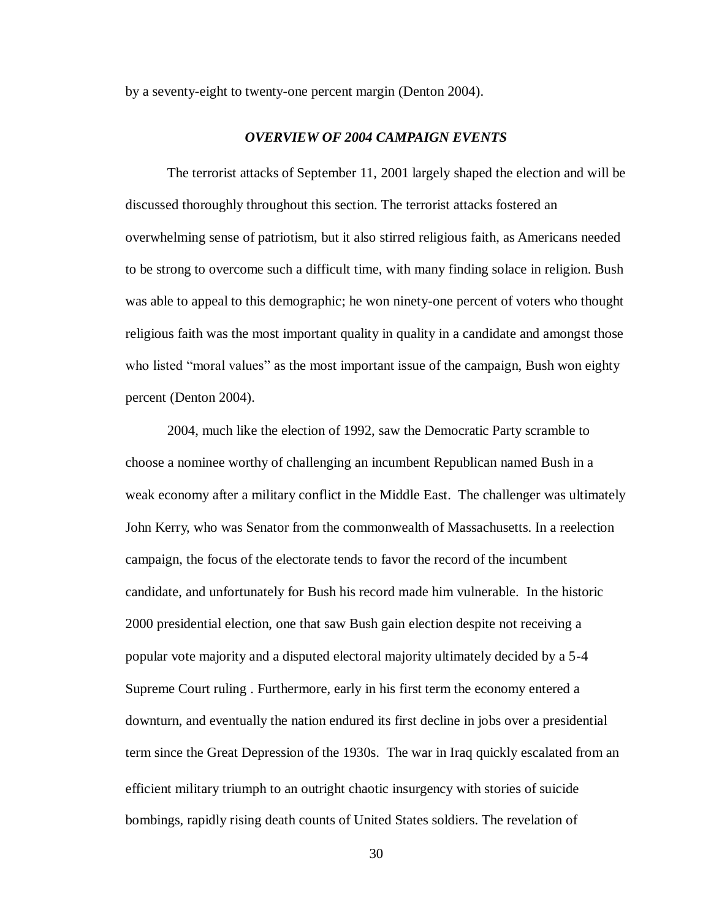by a seventy-eight to twenty-one percent margin (Denton 2004).

### ***OVERVIEW OF 2004 CAMPAIGN EVENTS***

The terrorist attacks of September 11, 2001 largely shaped the election and will be discussed thoroughly throughout this section. The terrorist attacks fostered an overwhelming sense of patriotism, but it also stirred religious faith, as Americans needed to be strong to overcome such a difficult time, with many finding solace in religion. Bush was able to appeal to this demographic; he won ninety-one percent of voters who thought religious faith was the most important quality in quality in a candidate and amongst those who listed "moral values" as the most important issue of the campaign, Bush won eighty percent (Denton 2004).

2004, much like the election of 1992, saw the Democratic Party scramble to choose a nominee worthy of challenging an incumbent Republican named Bush in a weak economy after a military conflict in the Middle East. The challenger was ultimately John Kerry, who was Senator from the commonwealth of Massachusetts. In a reelection campaign, the focus of the electorate tends to favor the record of the incumbent candidate, and unfortunately for Bush his record made him vulnerable. In the historic 2000 presidential election, one that saw Bush gain election despite not receiving a popular vote majority and a disputed electoral majority ultimately decided by a 5-4 Supreme Court ruling . Furthermore, early in his first term the economy entered a downturn, and eventually the nation endured its first decline in jobs over a presidential term since the Great Depression of the 1930s. The war in Iraq quickly escalated from an efficient military triumph to an outright chaotic insurgency with stories of suicide bombings, rapidly rising death counts of United States soldiers. The revelation of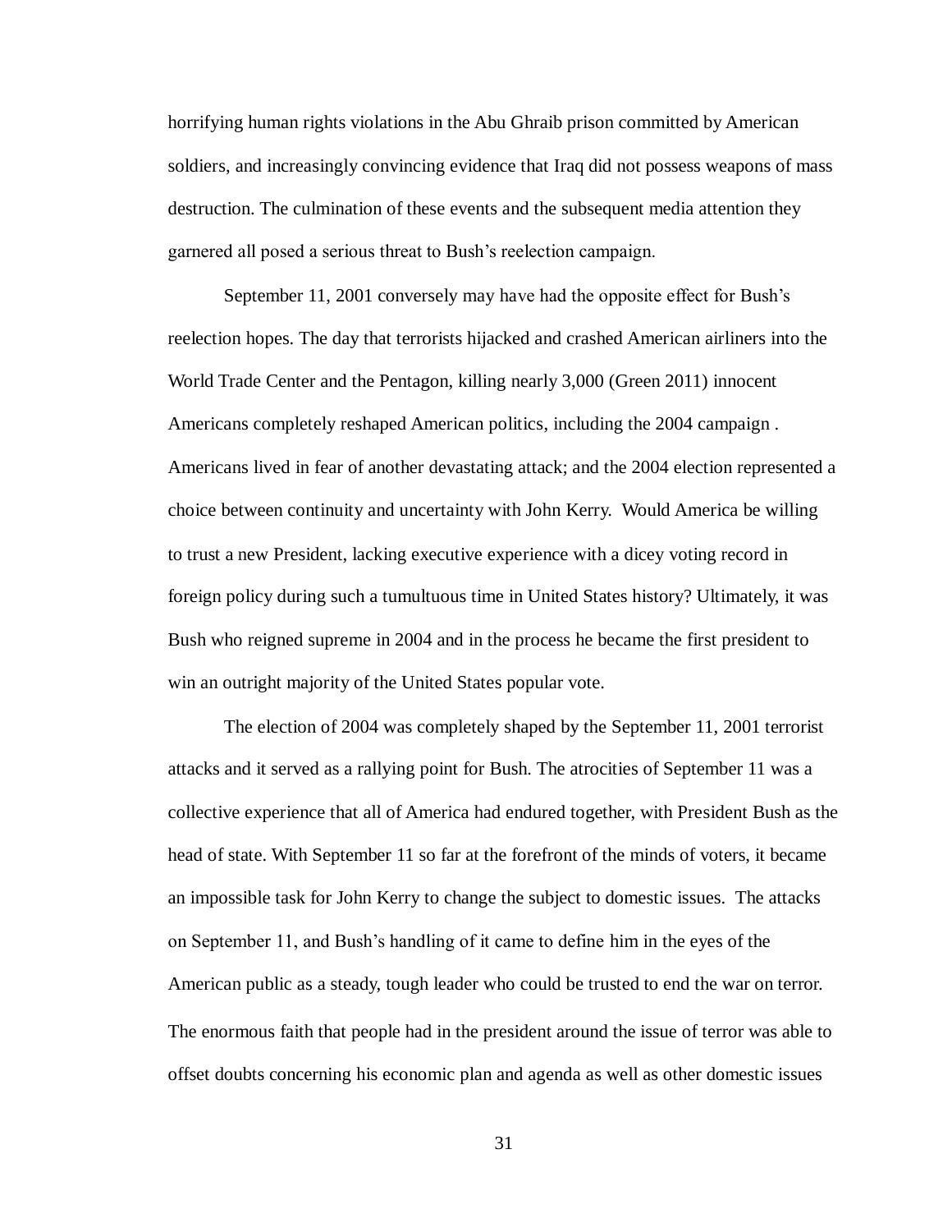horrifying human rights violations in the Abu Ghraib prison committed by American soldiers, and increasingly convincing evidence that Iraq did not possess weapons of mass destruction. The culmination of these events and the subsequent media attention they garnered all posed a serious threat to Bush's reelection campaign.

September 11, 2001 conversely may have had the opposite effect for Bush's reelection hopes. The day that terrorists hijacked and crashed American airliners into the World Trade Center and the Pentagon, killing nearly 3,000 (Green 2011) innocent Americans completely reshaped American politics, including the 2004 campaign . Americans lived in fear of another devastating attack; and the 2004 election represented a choice between continuity and uncertainty with John Kerry. Would America be willing to trust a new President, lacking executive experience with a dicey voting record in foreign policy during such a tumultuous time in United States history? Ultimately, it was Bush who reigned supreme in 2004 and in the process he became the first president to win an outright majority of the United States popular vote.

The election of 2004 was completely shaped by the September 11, 2001 terrorist attacks and it served as a rallying point for Bush. The atrocities of September 11 was a collective experience that all of America had endured together, with President Bush as the head of state. With September 11 so far at the forefront of the minds of voters, it became an impossible task for John Kerry to change the subject to domestic issues. The attacks on September 11, and Bush's handling of it came to define him in the eyes of the American public as a steady, tough leader who could be trusted to end the war on terror. The enormous faith that people had in the president around the issue of terror was able to offset doubts concerning his economic plan and agenda as well as other domestic issues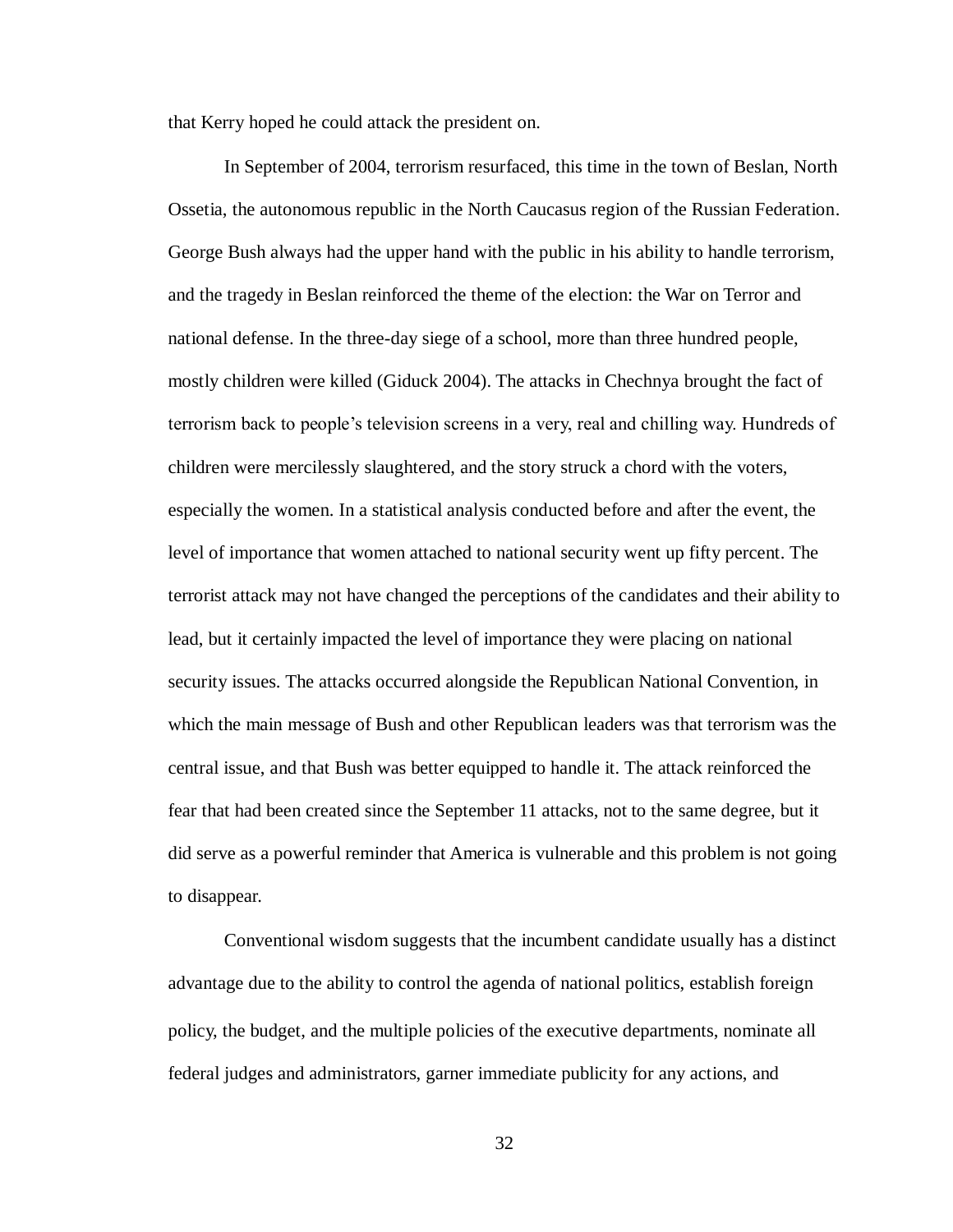that Kerry hoped he could attack the president on.

In September of 2004, terrorism resurfaced, this time in the town of Beslan, North Ossetia, the autonomous republic in the North Caucasus region of the Russian Federation. George Bush always had the upper hand with the public in his ability to handle terrorism, and the tragedy in Beslan reinforced the theme of the election: the War on Terror and national defense. In the three-day siege of a school, more than three hundred people, mostly children were killed (Giduck 2004). The attacks in Chechnya brought the fact of terrorism back to people's television screens in a very, real and chilling way. Hundreds of children were mercilessly slaughtered, and the story struck a chord with the voters, especially the women. In a statistical analysis conducted before and after the event, the level of importance that women attached to national security went up fifty percent. The terrorist attack may not have changed the perceptions of the candidates and their ability to lead, but it certainly impacted the level of importance they were placing on national security issues. The attacks occurred alongside the Republican National Convention, in which the main message of Bush and other Republican leaders was that terrorism was the central issue, and that Bush was better equipped to handle it. The attack reinforced the fear that had been created since the September 11 attacks, not to the same degree, but it did serve as a powerful reminder that America is vulnerable and this problem is not going to disappear.

Conventional wisdom suggests that the incumbent candidate usually has a distinct advantage due to the ability to control the agenda of national politics, establish foreign policy, the budget, and the multiple policies of the executive departments, nominate all federal judges and administrators, garner immediate publicity for any actions, and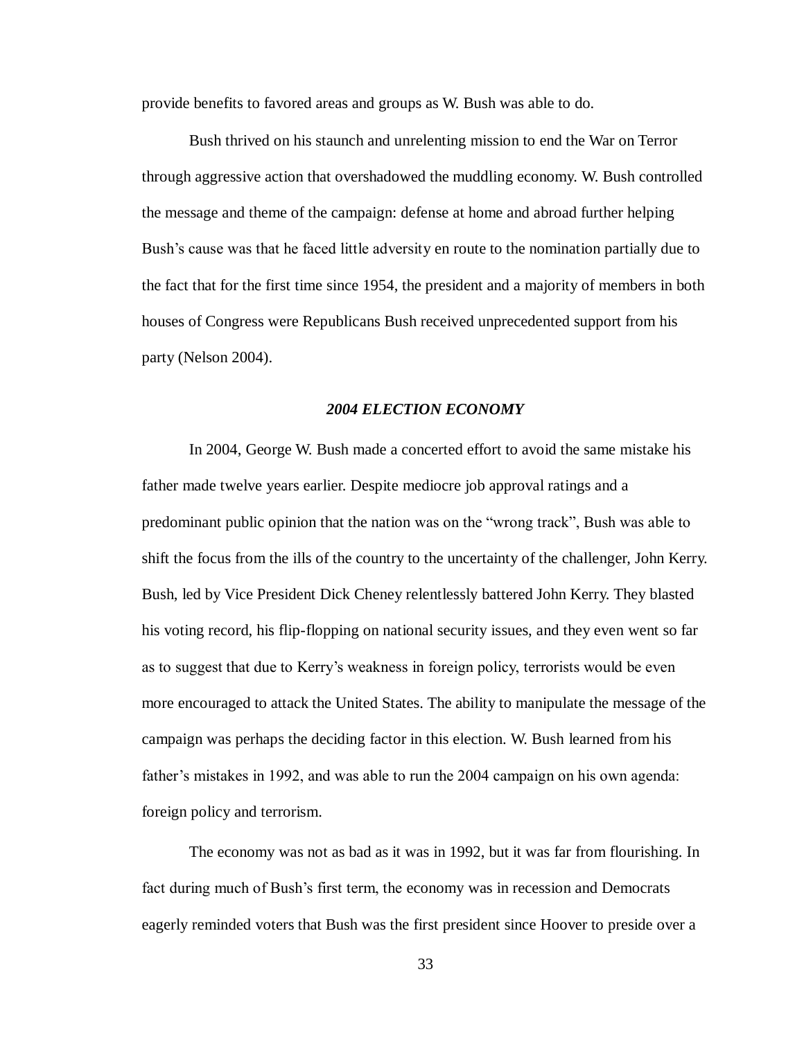provide benefits to favored areas and groups as W. Bush was able to do.

Bush thrived on his staunch and unrelenting mission to end the War on Terror through aggressive action that overshadowed the muddling economy. W. Bush controlled the message and theme of the campaign: defense at home and abroad further helping Bush's cause was that he faced little adversity en route to the nomination partially due to the fact that for the first time since 1954, the president and a majority of members in both houses of Congress were Republicans Bush received unprecedented support from his party (Nelson 2004).

### *2004 ELECTION ECONOMY*

In 2004, George W. Bush made a concerted effort to avoid the same mistake his father made twelve years earlier. Despite mediocre job approval ratings and a predominant public opinion that the nation was on the "wrong track", Bush was able to shift the focus from the ills of the country to the uncertainty of the challenger, John Kerry. Bush, led by Vice President Dick Cheney relentlessly battered John Kerry. They blasted his voting record, his flip-flopping on national security issues, and they even went so far as to suggest that due to Kerry's weakness in foreign policy, terrorists would be even more encouraged to attack the United States. The ability to manipulate the message of the campaign was perhaps the deciding factor in this election. W. Bush learned from his father's mistakes in 1992, and was able to run the 2004 campaign on his own agenda: foreign policy and terrorism.

The economy was not as bad as it was in 1992, but it was far from flourishing. In fact during much of Bush's first term, the economy was in recession and Democrats eagerly reminded voters that Bush was the first president since Hoover to preside over a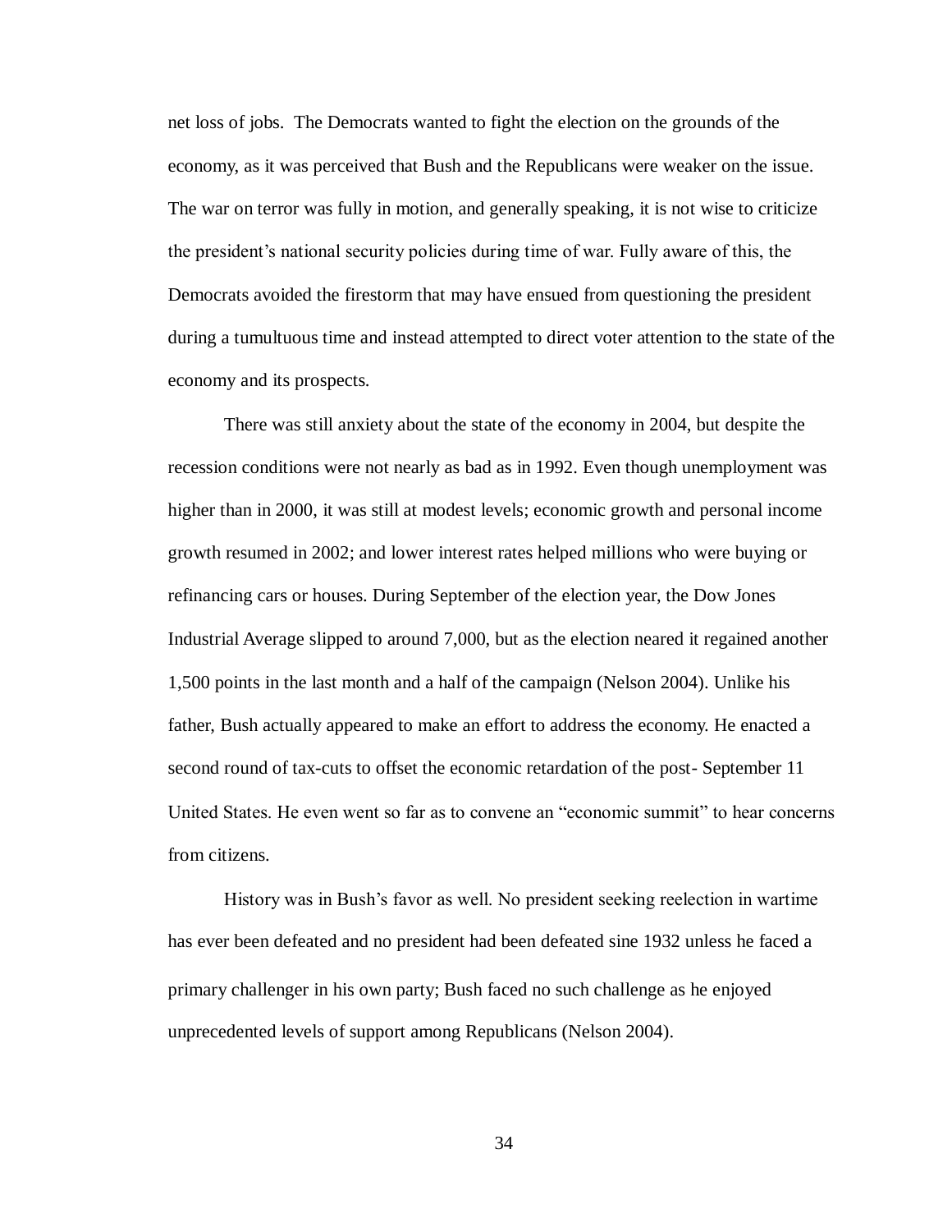net loss of jobs. The Democrats wanted to fight the election on the grounds of the economy, as it was perceived that Bush and the Republicans were weaker on the issue. The war on terror was fully in motion, and generally speaking, it is not wise to criticize the president's national security policies during time of war. Fully aware of this, the Democrats avoided the firestorm that may have ensued from questioning the president during a tumultuous time and instead attempted to direct voter attention to the state of the economy and its prospects.

There was still anxiety about the state of the economy in 2004, but despite the recession conditions were not nearly as bad as in 1992. Even though unemployment was higher than in 2000, it was still at modest levels; economic growth and personal income growth resumed in 2002; and lower interest rates helped millions who were buying or refinancing cars or houses. During September of the election year, the Dow Jones Industrial Average slipped to around 7,000, but as the election neared it regained another 1,500 points in the last month and a half of the campaign (Nelson 2004). Unlike his father, Bush actually appeared to make an effort to address the economy. He enacted a second round of tax-cuts to offset the economic retardation of the post- September 11 United States. He even went so far as to convene an "economic summit" to hear concerns from citizens.

History was in Bush's favor as well. No president seeking reelection in wartime has ever been defeated and no president had been defeated sine 1932 unless he faced a primary challenger in his own party; Bush faced no such challenge as he enjoyed unprecedented levels of support among Republicans (Nelson 2004).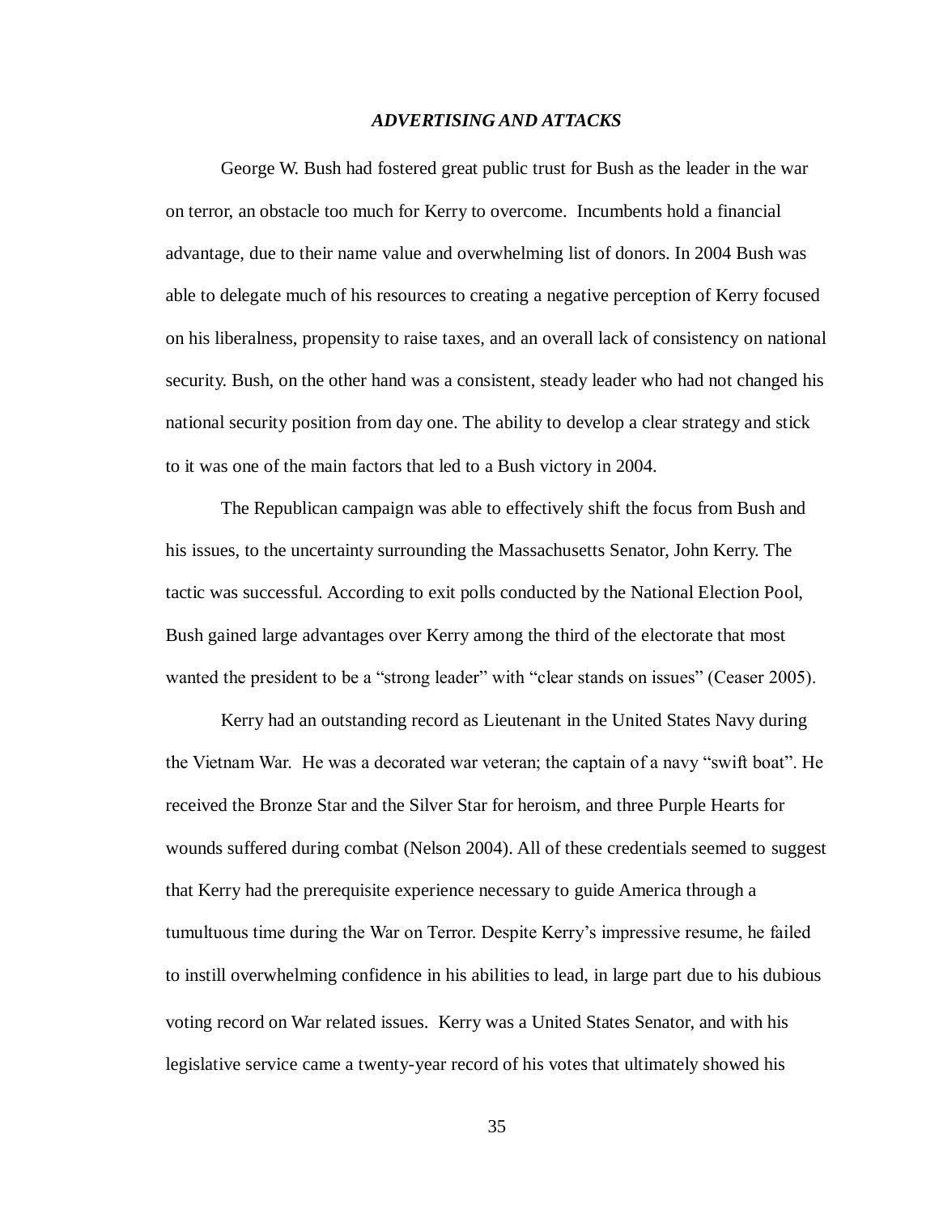## *ADVERTISING AND ATTACKS*

George W. Bush had fostered great public trust for Bush as the leader in the war on terror, an obstacle too much for Kerry to overcome. Incumbents hold a financial advantage, due to their name value and overwhelming list of donors. In 2004 Bush was able to delegate much of his resources to creating a negative perception of Kerry focused on his liberalness, propensity to raise taxes, and an overall lack of consistency on national security. Bush, on the other hand was a consistent, steady leader who had not changed his national security position from day one. The ability to develop a clear strategy and stick to it was one of the main factors that led to a Bush victory in 2004.

The Republican campaign was able to effectively shift the focus from Bush and his issues, to the uncertainty surrounding the Massachusetts Senator, John Kerry. The tactic was successful. According to exit polls conducted by the National Election Pool, Bush gained large advantages over Kerry among the third of the electorate that most wanted the president to be a "strong leader" with "clear stands on issues" (Ceaser 2005).

Kerry had an outstanding record as Lieutenant in the United States Navy during the Vietnam War. He was a decorated war veteran; the captain of a navy "swift boat". He received the Bronze Star and the Silver Star for heroism, and three Purple Hearts for wounds suffered during combat (Nelson 2004). All of these credentials seemed to suggest that Kerry had the prerequisite experience necessary to guide America through a tumultuous time during the War on Terror. Despite Kerry's impressive resume, he failed to instill overwhelming confidence in his abilities to lead, in large part due to his dubious voting record on War related issues. Kerry was a United States Senator, and with his legislative service came a twenty-year record of his votes that ultimately showed his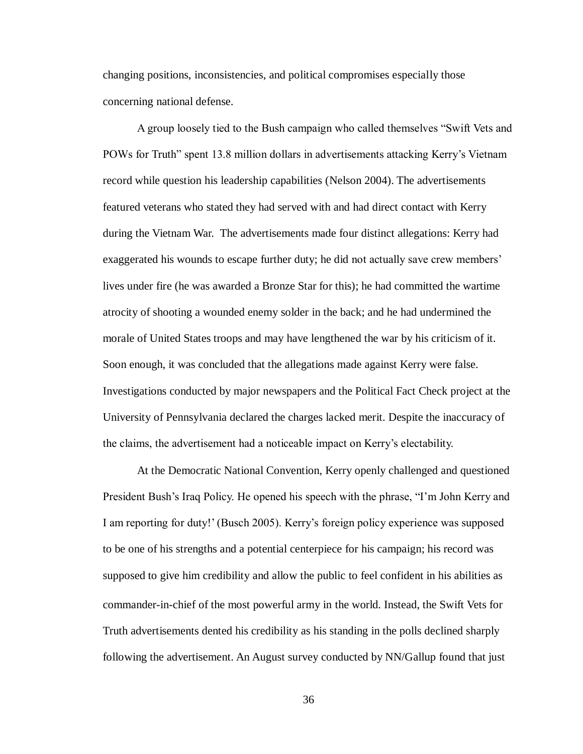changing positions, inconsistencies, and political compromises especially those concerning national defense.

A group loosely tied to the Bush campaign who called themselves "Swift Vets and POWs for Truth" spent 13.8 million dollars in advertisements attacking Kerry's Vietnam record while question his leadership capabilities (Nelson 2004). The advertisements featured veterans who stated they had served with and had direct contact with Kerry during the Vietnam War. The advertisements made four distinct allegations: Kerry had exaggerated his wounds to escape further duty; he did not actually save crew members' lives under fire (he was awarded a Bronze Star for this); he had committed the wartime atrocity of shooting a wounded enemy solder in the back; and he had undermined the morale of United States troops and may have lengthened the war by his criticism of it. Soon enough, it was concluded that the allegations made against Kerry were false. Investigations conducted by major newspapers and the Political Fact Check project at the University of Pennsylvania declared the charges lacked merit. Despite the inaccuracy of the claims, the advertisement had a noticeable impact on Kerry's electability.

At the Democratic National Convention, Kerry openly challenged and questioned President Bush's Iraq Policy. He opened his speech with the phrase, "I'm John Kerry and I am reporting for duty!' (Busch 2005). Kerry's foreign policy experience was supposed to be one of his strengths and a potential centerpiece for his campaign; his record was supposed to give him credibility and allow the public to feel confident in his abilities as commander-in-chief of the most powerful army in the world. Instead, the Swift Vets for Truth advertisements dented his credibility as his standing in the polls declined sharply following the advertisement. An August survey conducted by NN/Gallup found that just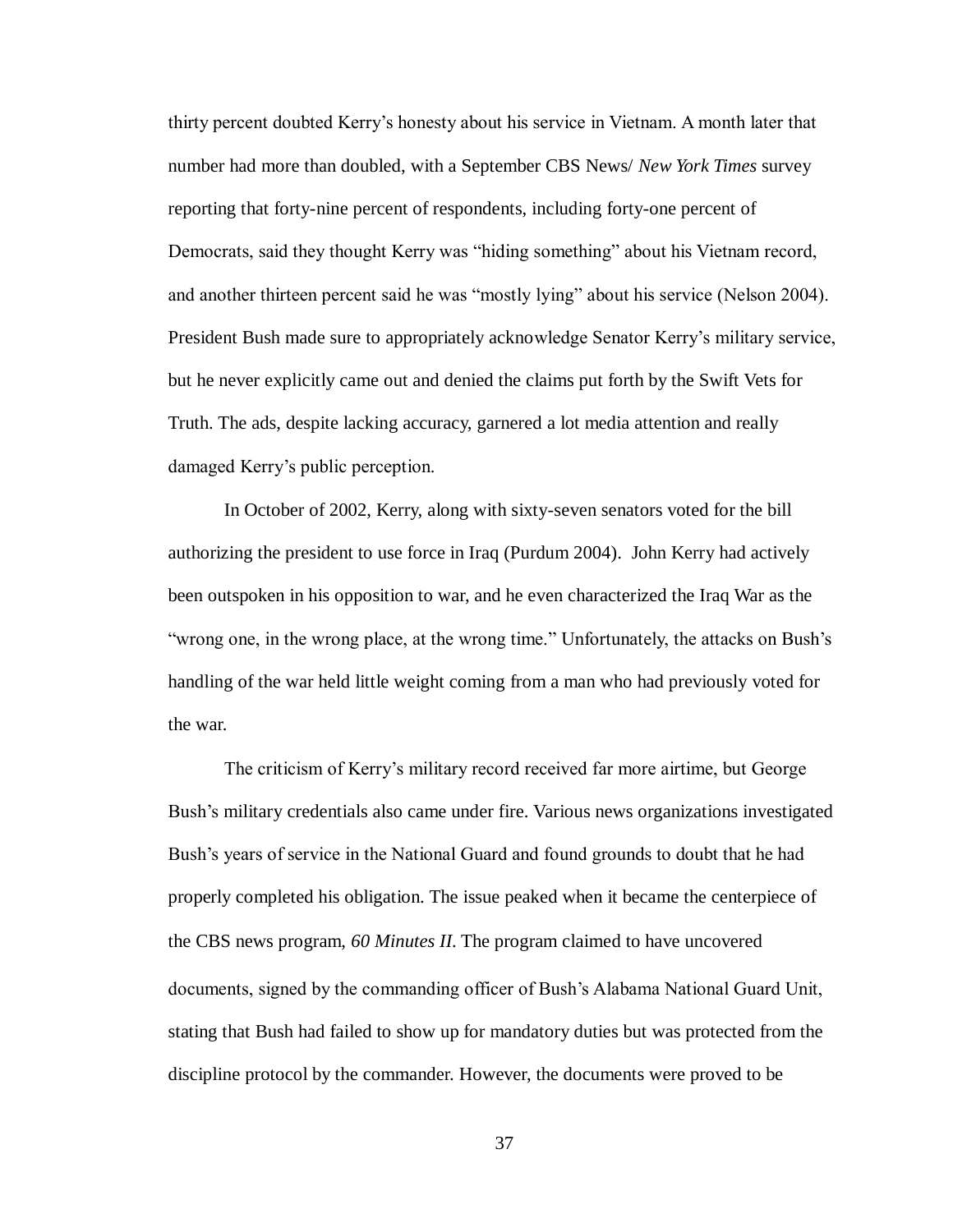thirty percent doubted Kerry's honesty about his service in Vietnam. A month later that number had more than doubled, with a September CBS News/ *New York Times* survey reporting that forty-nine percent of respondents, including forty-one percent of Democrats, said they thought Kerry was "hiding something" about his Vietnam record, and another thirteen percent said he was "mostly lying" about his service (Nelson 2004). President Bush made sure to appropriately acknowledge Senator Kerry's military service, but he never explicitly came out and denied the claims put forth by the Swift Vets for Truth. The ads, despite lacking accuracy, garnered a lot media attention and really damaged Kerry's public perception.

In October of 2002, Kerry, along with sixty-seven senators voted for the bill authorizing the president to use force in Iraq (Purdum 2004). John Kerry had actively been outspoken in his opposition to war, and he even characterized the Iraq War as the "wrong one, in the wrong place, at the wrong time." Unfortunately, the attacks on Bush's handling of the war held little weight coming from a man who had previously voted for the war.

The criticism of Kerry's military record received far more airtime, but George Bush's military credentials also came under fire. Various news organizations investigated Bush's years of service in the National Guard and found grounds to doubt that he had properly completed his obligation. The issue peaked when it became the centerpiece of the CBS news program, *60 Minutes II*. The program claimed to have uncovered documents, signed by the commanding officer of Bush's Alabama National Guard Unit, stating that Bush had failed to show up for mandatory duties but was protected from the discipline protocol by the commander. However, the documents were proved to be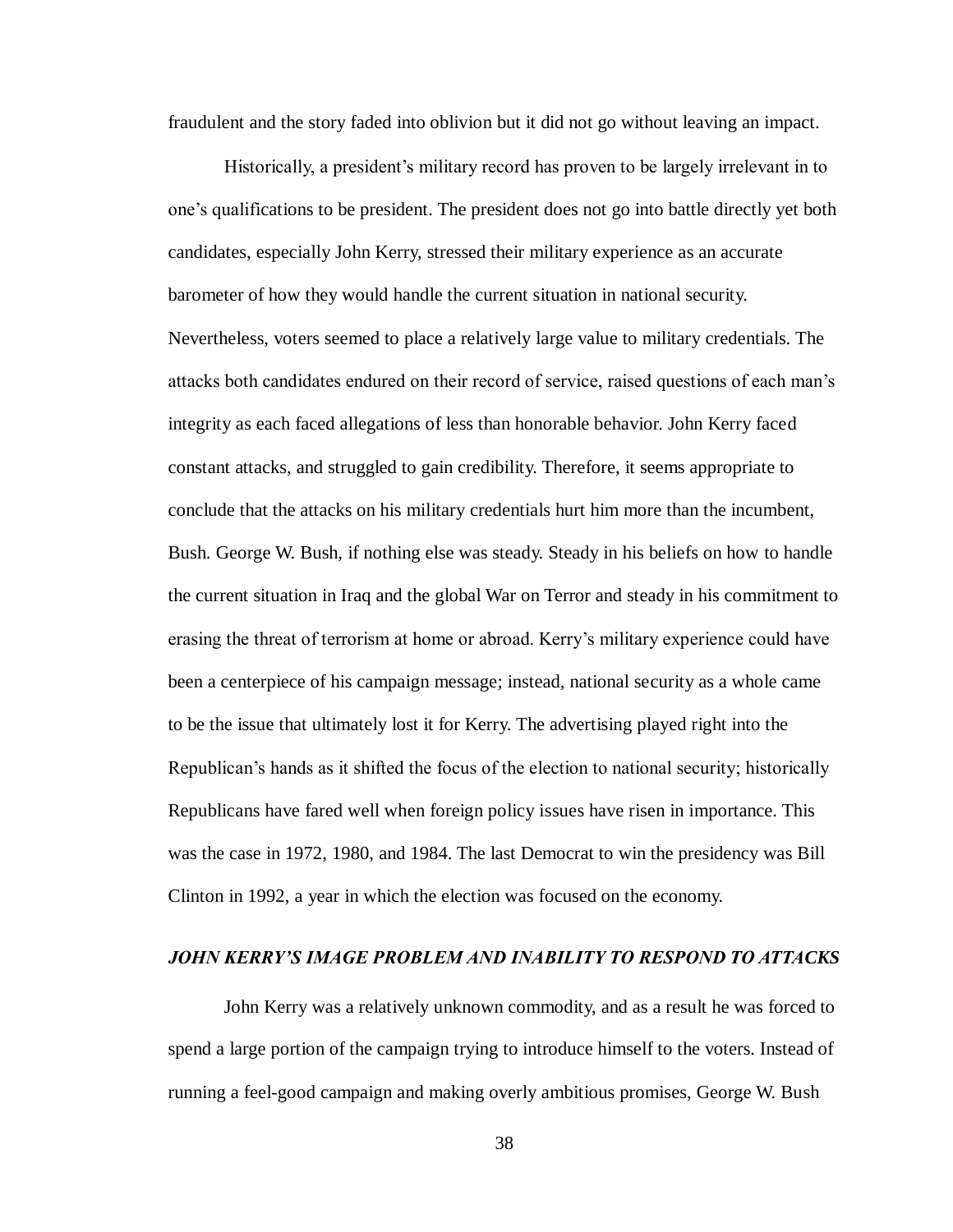fraudulent and the story faded into oblivion but it did not go without leaving an impact.

Historically, a president's military record has proven to be largely irrelevant in to one's qualifications to be president. The president does not go into battle directly yet both candidates, especially John Kerry, stressed their military experience as an accurate barometer of how they would handle the current situation in national security. Nevertheless, voters seemed to place a relatively large value to military credentials. The attacks both candidates endured on their record of service, raised questions of each man's integrity as each faced allegations of less than honorable behavior. John Kerry faced constant attacks, and struggled to gain credibility. Therefore, it seems appropriate to conclude that the attacks on his military credentials hurt him more than the incumbent, Bush. George W. Bush, if nothing else was steady. Steady in his beliefs on how to handle the current situation in Iraq and the global War on Terror and steady in his commitment to erasing the threat of terrorism at home or abroad. Kerry's military experience could have been a centerpiece of his campaign message; instead, national security as a whole came to be the issue that ultimately lost it for Kerry. The advertising played right into the Republican's hands as it shifted the focus of the election to national security; historically Republicans have fared well when foreign policy issues have risen in importance. This was the case in 1972, 1980, and 1984. The last Democrat to win the presidency was Bill Clinton in 1992, a year in which the election was focused on the economy.

### *JOHN KERRY'S IMAGE PROBLEM AND INABILITY TO RESPOND TO ATTACKS*

John Kerry was a relatively unknown commodity, and as a result he was forced to spend a large portion of the campaign trying to introduce himself to the voters. Instead of running a feel-good campaign and making overly ambitious promises, George W. Bush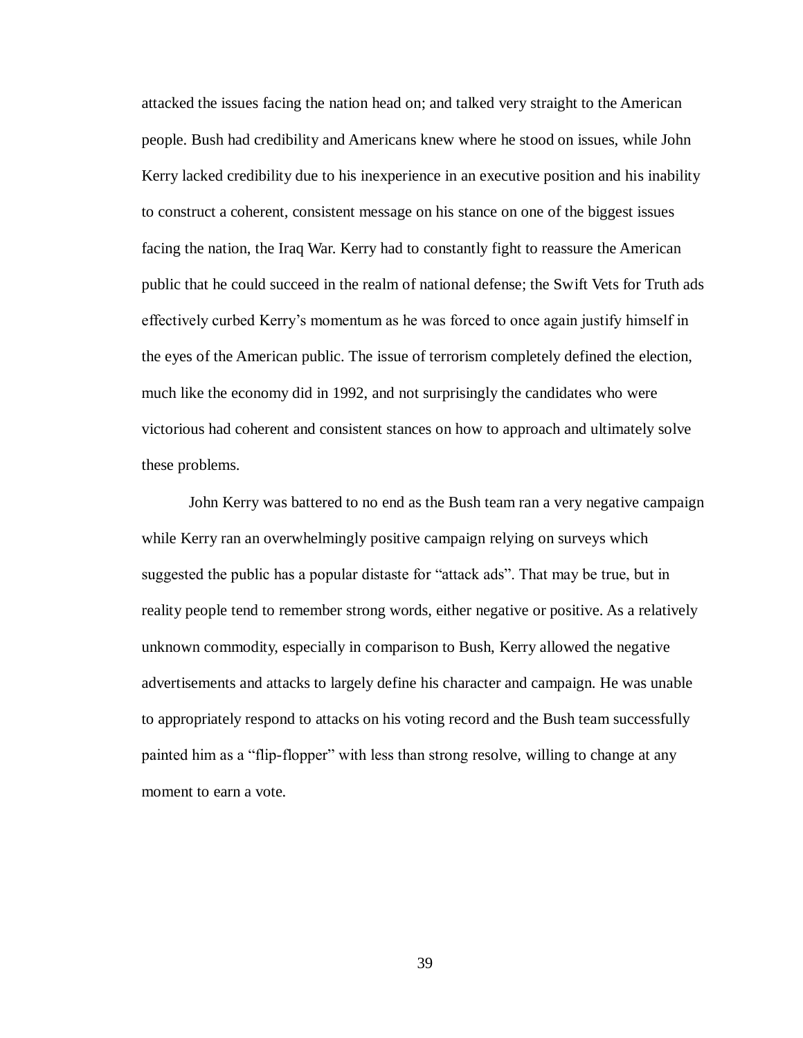attacked the issues facing the nation head on; and talked very straight to the American people. Bush had credibility and Americans knew where he stood on issues, while John Kerry lacked credibility due to his inexperience in an executive position and his inability to construct a coherent, consistent message on his stance on one of the biggest issues facing the nation, the Iraq War. Kerry had to constantly fight to reassure the American public that he could succeed in the realm of national defense; the Swift Vets for Truth ads effectively curbed Kerry's momentum as he was forced to once again justify himself in the eyes of the American public. The issue of terrorism completely defined the election, much like the economy did in 1992, and not surprisingly the candidates who were victorious had coherent and consistent stances on how to approach and ultimately solve these problems.

John Kerry was battered to no end as the Bush team ran a very negative campaign while Kerry ran an overwhelmingly positive campaign relying on surveys which suggested the public has a popular distaste for "attack ads". That may be true, but in reality people tend to remember strong words, either negative or positive. As a relatively unknown commodity, especially in comparison to Bush, Kerry allowed the negative advertisements and attacks to largely define his character and campaign. He was unable to appropriately respond to attacks on his voting record and the Bush team successfully painted him as a "flip-flopper" with less than strong resolve, willing to change at any moment to earn a vote.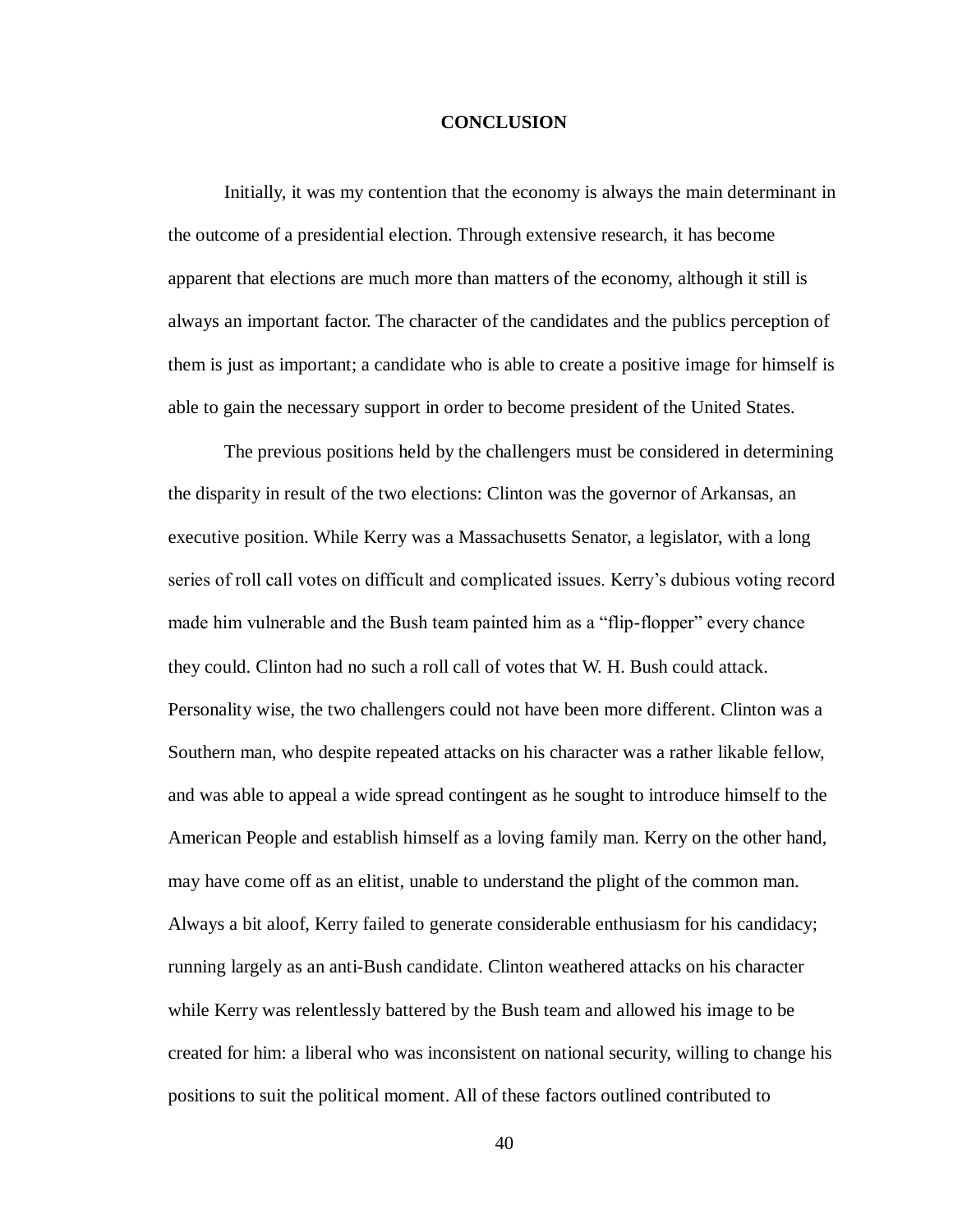# CONCLUSION

Initially, it was my contention that the economy is always the main determinant in the outcome of a presidential election. Through extensive research, it has become apparent that elections are much more than matters of the economy, although it still is always an important factor. The character of the candidates and the publics perception of them is just as important; a candidate who is able to create a positive image for himself is able to gain the necessary support in order to become president of the United States.

The previous positions held by the challengers must be considered in determining the disparity in result of the two elections: Clinton was the governor of Arkansas, an executive position. While Kerry was a Massachusetts Senator, a legislator, with a long series of roll call votes on difficult and complicated issues. Kerry's dubious voting record made him vulnerable and the Bush team painted him as a "flip-flopper" every chance they could. Clinton had no such a roll call of votes that W. H. Bush could attack. Personality wise, the two challengers could not have been more different. Clinton was a Southern man, who despite repeated attacks on his character was a rather likable fellow, and was able to appeal a wide spread contingent as he sought to introduce himself to the American People and establish himself as a loving family man. Kerry on the other hand, may have come off as an elitist, unable to understand the plight of the common man. Always a bit aloof, Kerry failed to generate considerable enthusiasm for his candidacy; running largely as an anti-Bush candidate. Clinton weathered attacks on his character while Kerry was relentlessly battered by the Bush team and allowed his image to be created for him: a liberal who was inconsistent on national security, willing to change his positions to suit the political moment. All of these factors outlined contributed to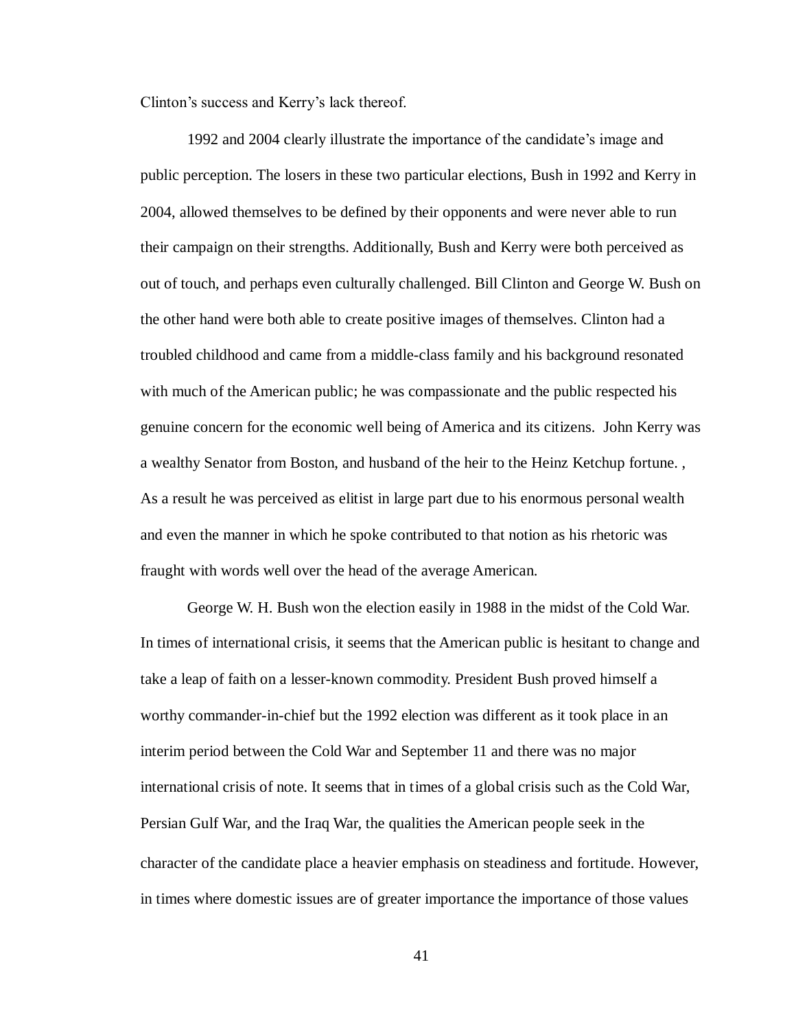Clinton's success and Kerry's lack thereof.

1992 and 2004 clearly illustrate the importance of the candidate's image and public perception. The losers in these two particular elections, Bush in 1992 and Kerry in 2004, allowed themselves to be defined by their opponents and were never able to run their campaign on their strengths. Additionally, Bush and Kerry were both perceived as out of touch, and perhaps even culturally challenged. Bill Clinton and George W. Bush on the other hand were both able to create positive images of themselves. Clinton had a troubled childhood and came from a middle-class family and his background resonated with much of the American public; he was compassionate and the public respected his genuine concern for the economic well being of America and its citizens. John Kerry was a wealthy Senator from Boston, and husband of the heir to the Heinz Ketchup fortune. , As a result he was perceived as elitist in large part due to his enormous personal wealth and even the manner in which he spoke contributed to that notion as his rhetoric was fraught with words well over the head of the average American.

George W. H. Bush won the election easily in 1988 in the midst of the Cold War. In times of international crisis, it seems that the American public is hesitant to change and take a leap of faith on a lesser-known commodity. President Bush proved himself a worthy commander-in-chief but the 1992 election was different as it took place in an interim period between the Cold War and September 11 and there was no major international crisis of note. It seems that in times of a global crisis such as the Cold War, Persian Gulf War, and the Iraq War, the qualities the American people seek in the character of the candidate place a heavier emphasis on steadiness and fortitude. However, in times where domestic issues are of greater importance the importance of those values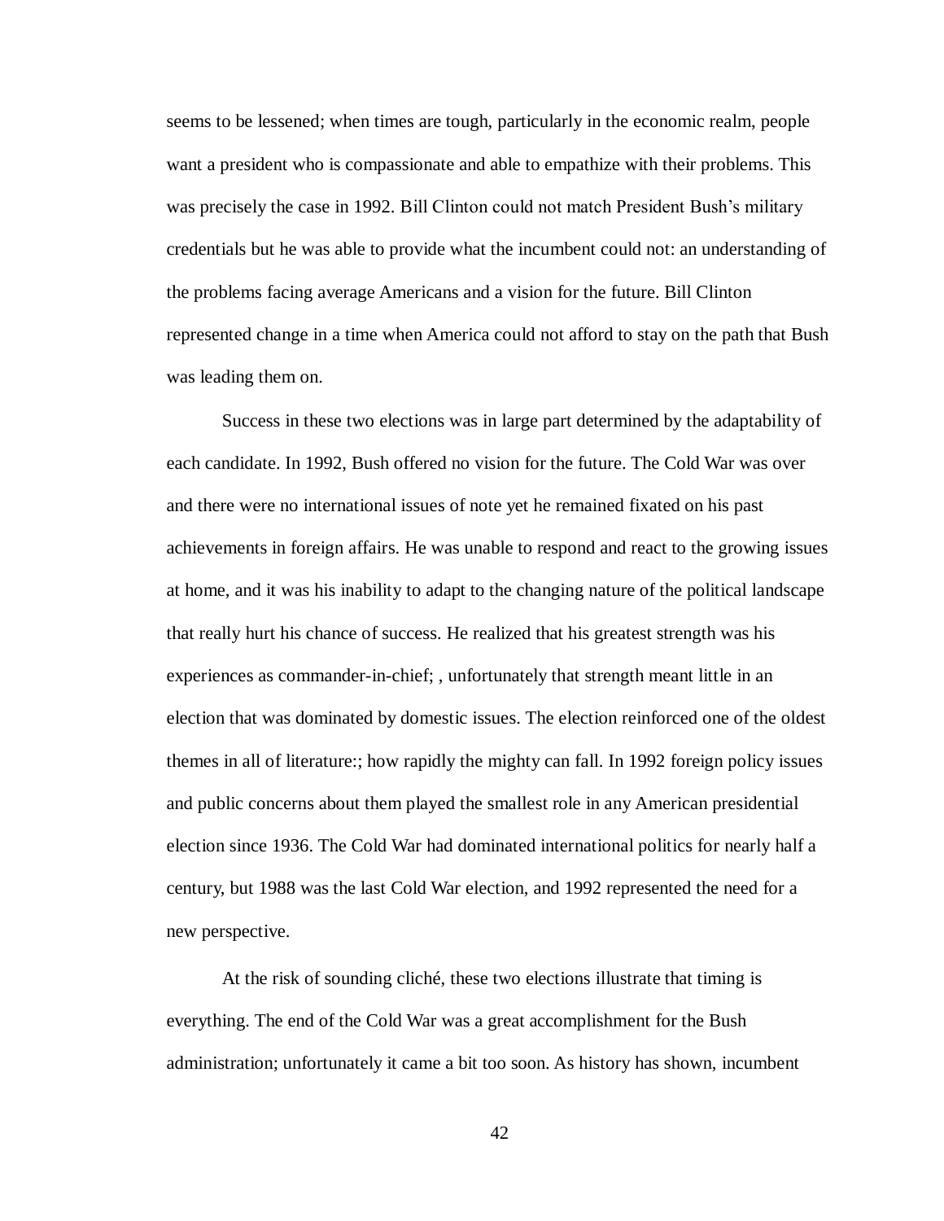seems to be lessened; when times are tough, particularly in the economic realm, people want a president who is compassionate and able to empathize with their problems. This was precisely the case in 1992. Bill Clinton could not match President Bush's military credentials but he was able to provide what the incumbent could not: an understanding of the problems facing average Americans and a vision for the future. Bill Clinton represented change in a time when America could not afford to stay on the path that Bush was leading them on.

Success in these two elections was in large part determined by the adaptability of each candidate. In 1992, Bush offered no vision for the future. The Cold War was over and there were no international issues of note yet he remained fixated on his past achievements in foreign affairs. He was unable to respond and react to the growing issues at home, and it was his inability to adapt to the changing nature of the political landscape that really hurt his chance of success. He realized that his greatest strength was his experiences as commander-in-chief; , unfortunately that strength meant little in an election that was dominated by domestic issues. The election reinforced one of the oldest themes in all of literature:; how rapidly the mighty can fall. In 1992 foreign policy issues and public concerns about them played the smallest role in any American presidential election since 1936. The Cold War had dominated international politics for nearly half a century, but 1988 was the last Cold War election, and 1992 represented the need for a new perspective.

At the risk of sounding cliché, these two elections illustrate that timing is everything. The end of the Cold War was a great accomplishment for the Bush administration; unfortunately it came a bit too soon. As history has shown, incumbent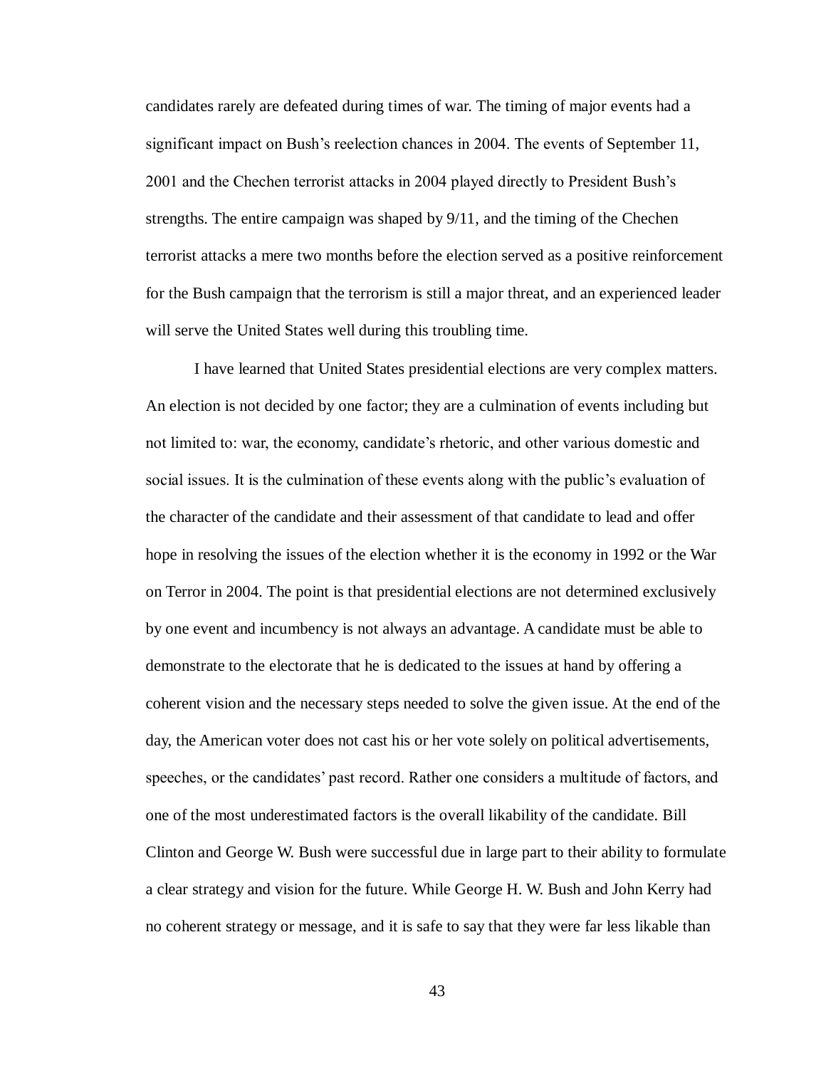candidates rarely are defeated during times of war. The timing of major events had a significant impact on Bush's reelection chances in 2004. The events of September 11, 2001 and the Chechen terrorist attacks in 2004 played directly to President Bush's strengths. The entire campaign was shaped by 9/11, and the timing of the Chechen terrorist attacks a mere two months before the election served as a positive reinforcement for the Bush campaign that the terrorism is still a major threat, and an experienced leader will serve the United States well during this troubling time.

I have learned that United States presidential elections are very complex matters. An election is not decided by one factor; they are a culmination of events including but not limited to: war, the economy, candidate's rhetoric, and other various domestic and social issues. It is the culmination of these events along with the public's evaluation of the character of the candidate and their assessment of that candidate to lead and offer hope in resolving the issues of the election whether it is the economy in 1992 or the War on Terror in 2004. The point is that presidential elections are not determined exclusively by one event and incumbency is not always an advantage. A candidate must be able to demonstrate to the electorate that he is dedicated to the issues at hand by offering a coherent vision and the necessary steps needed to solve the given issue. At the end of the day, the American voter does not cast his or her vote solely on political advertisements, speeches, or the candidates' past record. Rather one considers a multitude of factors, and one of the most underestimated factors is the overall likability of the candidate. Bill Clinton and George W. Bush were successful due in large part to their ability to formulate a clear strategy and vision for the future. While George H. W. Bush and John Kerry had no coherent strategy or message, and it is safe to say that they were far less likable than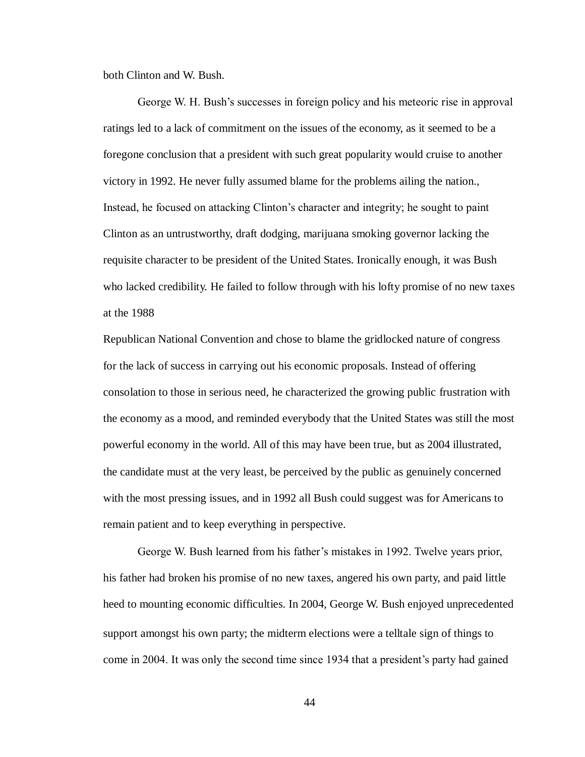both Clinton and W. Bush.

George W. H. Bush's successes in foreign policy and his meteoric rise in approval ratings led to a lack of commitment on the issues of the economy, as it seemed to be a foregone conclusion that a president with such great popularity would cruise to another victory in 1992. He never fully assumed blame for the problems ailing the nation., Instead, he focused on attacking Clinton's character and integrity; he sought to paint Clinton as an untrustworthy, draft dodging, marijuana smoking governor lacking the requisite character to be president of the United States. Ironically enough, it was Bush who lacked credibility. He failed to follow through with his lofty promise of no new taxes at the 1988 Republican National Convention and chose to blame the gridlocked nature of congress for the lack of success in carrying out his economic proposals. Instead of offering consolation to those in serious need, he characterized the growing public frustration with the economy as a mood, and reminded everybody that the United States was still the most powerful economy in the world. All of this may have been true, but as 2004 illustrated, the candidate must at the very least, be perceived by the public as genuinely concerned with the most pressing issues, and in 1992 all Bush could suggest was for Americans to remain patient and to keep everything in perspective.

George W. Bush learned from his father's mistakes in 1992. Twelve years prior, his father had broken his promise of no new taxes, angered his own party, and paid little heed to mounting economic difficulties. In 2004, George W. Bush enjoyed unprecedented support amongst his own party; the midterm elections were a telltale sign of things to come in 2004. It was only the second time since 1934 that a president's party had gained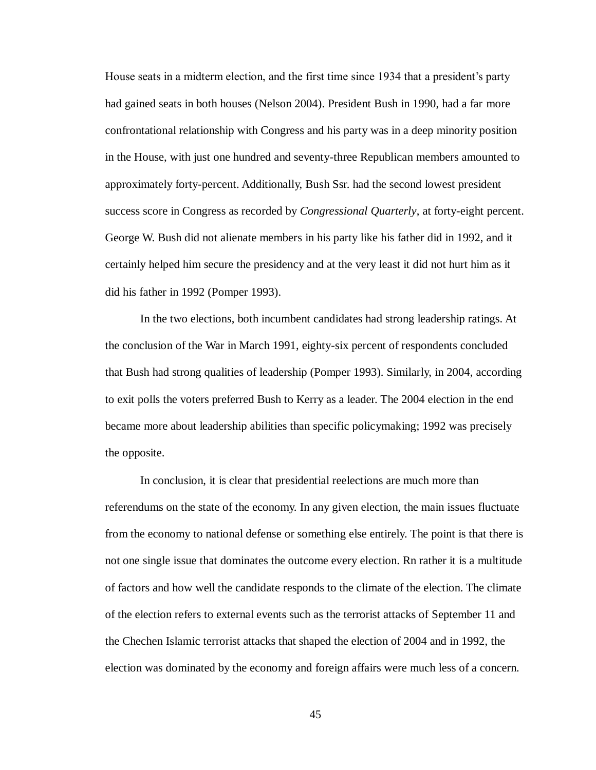House seats in a midterm election, and the first time since 1934 that a president's party had gained seats in both houses (Nelson 2004). President Bush in 1990, had a far more confrontational relationship with Congress and his party was in a deep minority position in the House, with just one hundred and seventy-three Republican members amounted to approximately forty-percent. Additionally, Bush Ssr. had the second lowest president success score in Congress as recorded by *Congressional Quarterly*, at forty-eight percent. George W. Bush did not alienate members in his party like his father did in 1992, and it certainly helped him secure the presidency and at the very least it did not hurt him as it did his father in 1992 (Pomper 1993).

In the two elections, both incumbent candidates had strong leadership ratings. At the conclusion of the War in March 1991, eighty-six percent of respondents concluded that Bush had strong qualities of leadership (Pomper 1993). Similarly, in 2004, according to exit polls the voters preferred Bush to Kerry as a leader. The 2004 election in the end became more about leadership abilities than specific policymaking; 1992 was precisely the opposite.

In conclusion, it is clear that presidential reelections are much more than referendums on the state of the economy. In any given election, the main issues fluctuate from the economy to national defense or something else entirely. The point is that there is not one single issue that dominates the outcome every election. Rn rather it is a multitude of factors and how well the candidate responds to the climate of the election. The climate of the election refers to external events such as the terrorist attacks of September 11 and the Chechen Islamic terrorist attacks that shaped the election of 2004 and in 1992, the election was dominated by the economy and foreign affairs were much less of a concern.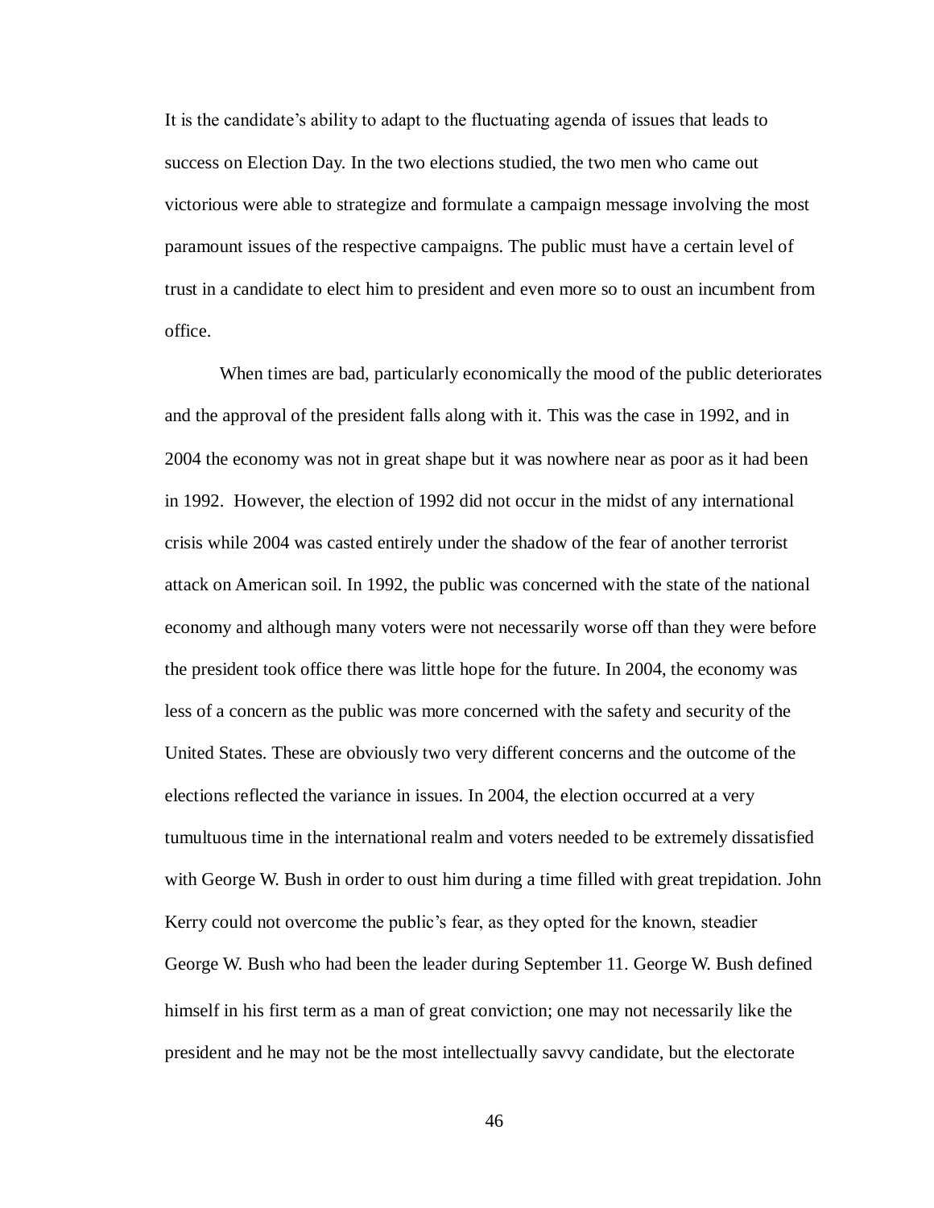It is the candidate's ability to adapt to the fluctuating agenda of issues that leads to success on Election Day. In the two elections studied, the two men who came out victorious were able to strategize and formulate a campaign message involving the most paramount issues of the respective campaigns. The public must have a certain level of trust in a candidate to elect him to president and even more so to oust an incumbent from office.

When times are bad, particularly economically the mood of the public deteriorates and the approval of the president falls along with it. This was the case in 1992, and in 2004 the economy was not in great shape but it was nowhere near as poor as it had been in 1992. However, the election of 1992 did not occur in the midst of any international crisis while 2004 was casted entirely under the shadow of the fear of another terrorist attack on American soil. In 1992, the public was concerned with the state of the national economy and although many voters were not necessarily worse off than they were before the president took office there was little hope for the future. In 2004, the economy was less of a concern as the public was more concerned with the safety and security of the United States. These are obviously two very different concerns and the outcome of the elections reflected the variance in issues. In 2004, the election occurred at a very tumultuous time in the international realm and voters needed to be extremely dissatisfied with George W. Bush in order to oust him during a time filled with great trepidation. John Kerry could not overcome the public's fear, as they opted for the known, steadier George W. Bush who had been the leader during September 11. George W. Bush defined himself in his first term as a man of great conviction; one may not necessarily like the president and he may not be the most intellectually savvy candidate, but the electorate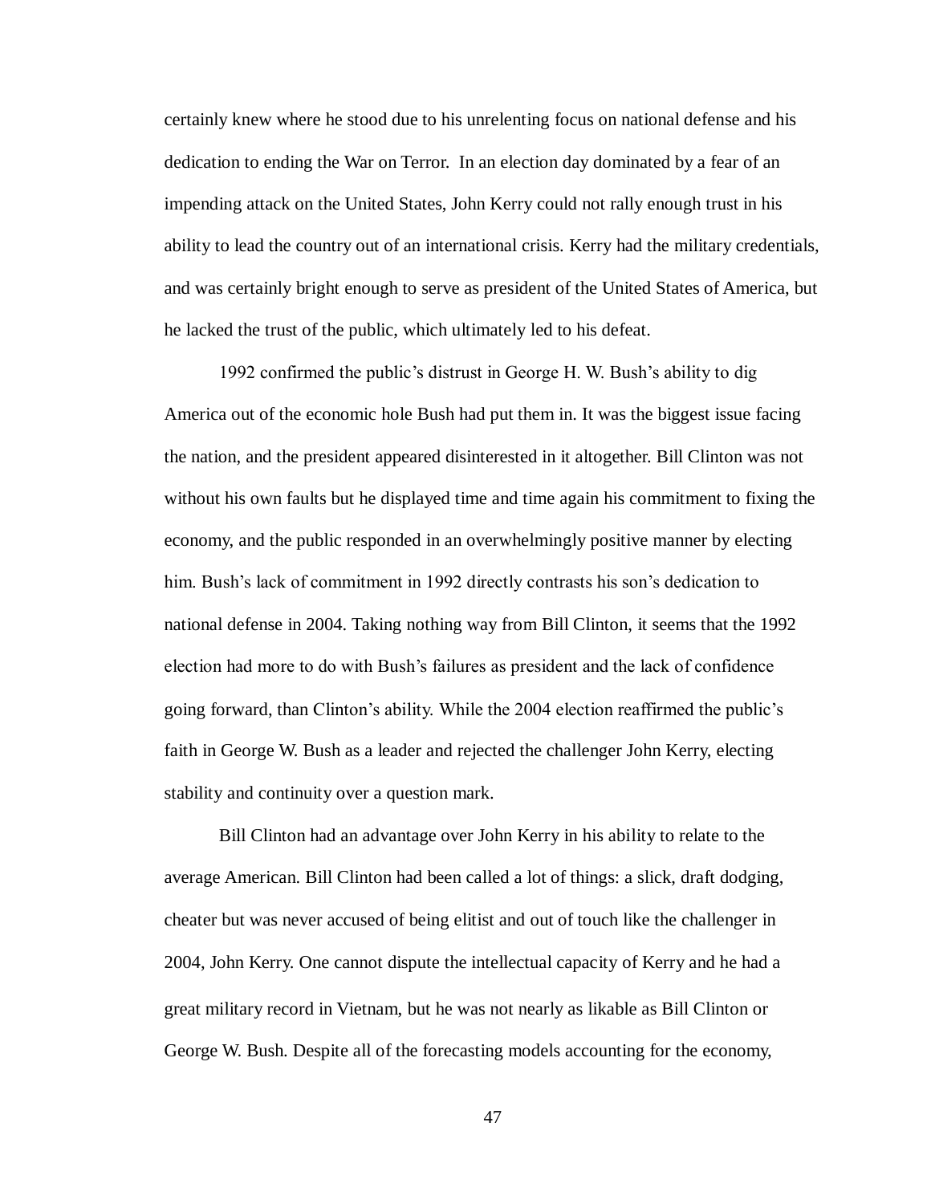certainly knew where he stood due to his unrelenting focus on national defense and his dedication to ending the War on Terror. In an election day dominated by a fear of an impending attack on the United States, John Kerry could not rally enough trust in his ability to lead the country out of an international crisis. Kerry had the military credentials, and was certainly bright enough to serve as president of the United States of America, but he lacked the trust of the public, which ultimately led to his defeat.

1992 confirmed the public's distrust in George H. W. Bush's ability to dig America out of the economic hole Bush had put them in. It was the biggest issue facing the nation, and the president appeared disinterested in it altogether. Bill Clinton was not without his own faults but he displayed time and time again his commitment to fixing the economy, and the public responded in an overwhelmingly positive manner by electing him. Bush's lack of commitment in 1992 directly contrasts his son's dedication to national defense in 2004. Taking nothing way from Bill Clinton, it seems that the 1992 election had more to do with Bush's failures as president and the lack of confidence going forward, than Clinton's ability. While the 2004 election reaffirmed the public's faith in George W. Bush as a leader and rejected the challenger John Kerry, electing stability and continuity over a question mark.

Bill Clinton had an advantage over John Kerry in his ability to relate to the average American. Bill Clinton had been called a lot of things: a slick, draft dodging, cheater but was never accused of being elitist and out of touch like the challenger in 2004, John Kerry. One cannot dispute the intellectual capacity of Kerry and he had a great military record in Vietnam, but he was not nearly as likable as Bill Clinton or George W. Bush. Despite all of the forecasting models accounting for the economy,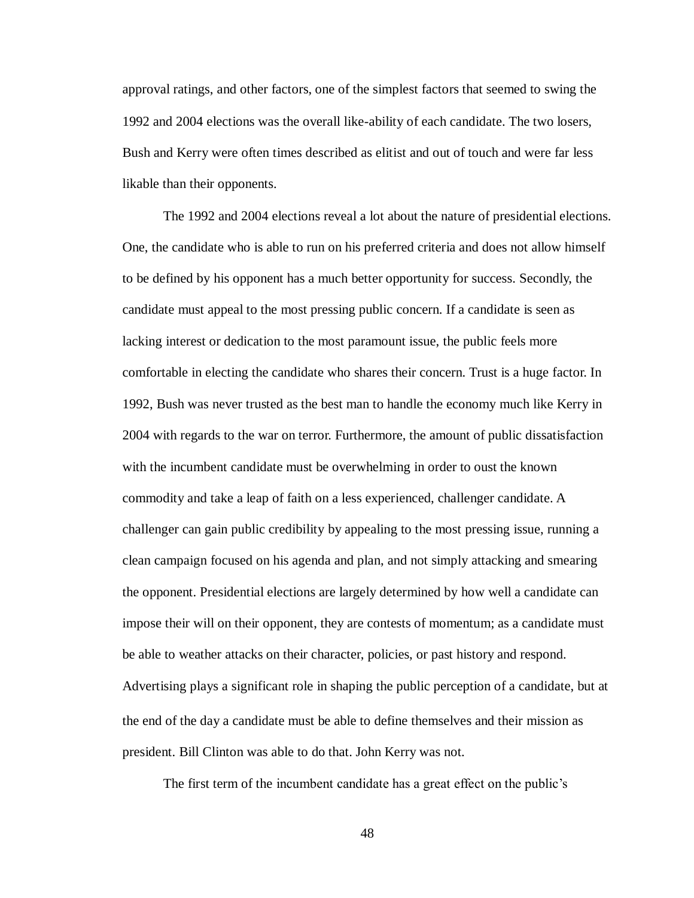approval ratings, and other factors, one of the simplest factors that seemed to swing the 1992 and 2004 elections was the overall like-ability of each candidate. The two losers, Bush and Kerry were often times described as elitist and out of touch and were far less likable than their opponents.

The 1992 and 2004 elections reveal a lot about the nature of presidential elections. One, the candidate who is able to run on his preferred criteria and does not allow himself to be defined by his opponent has a much better opportunity for success. Secondly, the candidate must appeal to the most pressing public concern. If a candidate is seen as lacking interest or dedication to the most paramount issue, the public feels more comfortable in electing the candidate who shares their concern. Trust is a huge factor. In 1992, Bush was never trusted as the best man to handle the economy much like Kerry in 2004 with regards to the war on terror. Furthermore, the amount of public dissatisfaction with the incumbent candidate must be overwhelming in order to oust the known commodity and take a leap of faith on a less experienced, challenger candidate. A challenger can gain public credibility by appealing to the most pressing issue, running a clean campaign focused on his agenda and plan, and not simply attacking and smearing the opponent. Presidential elections are largely determined by how well a candidate can impose their will on their opponent, they are contests of momentum; as a candidate must be able to weather attacks on their character, policies, or past history and respond. Advertising plays a significant role in shaping the public perception of a candidate, but at the end of the day a candidate must be able to define themselves and their mission as president. Bill Clinton was able to do that. John Kerry was not.

The first term of the incumbent candidate has a great effect on the public's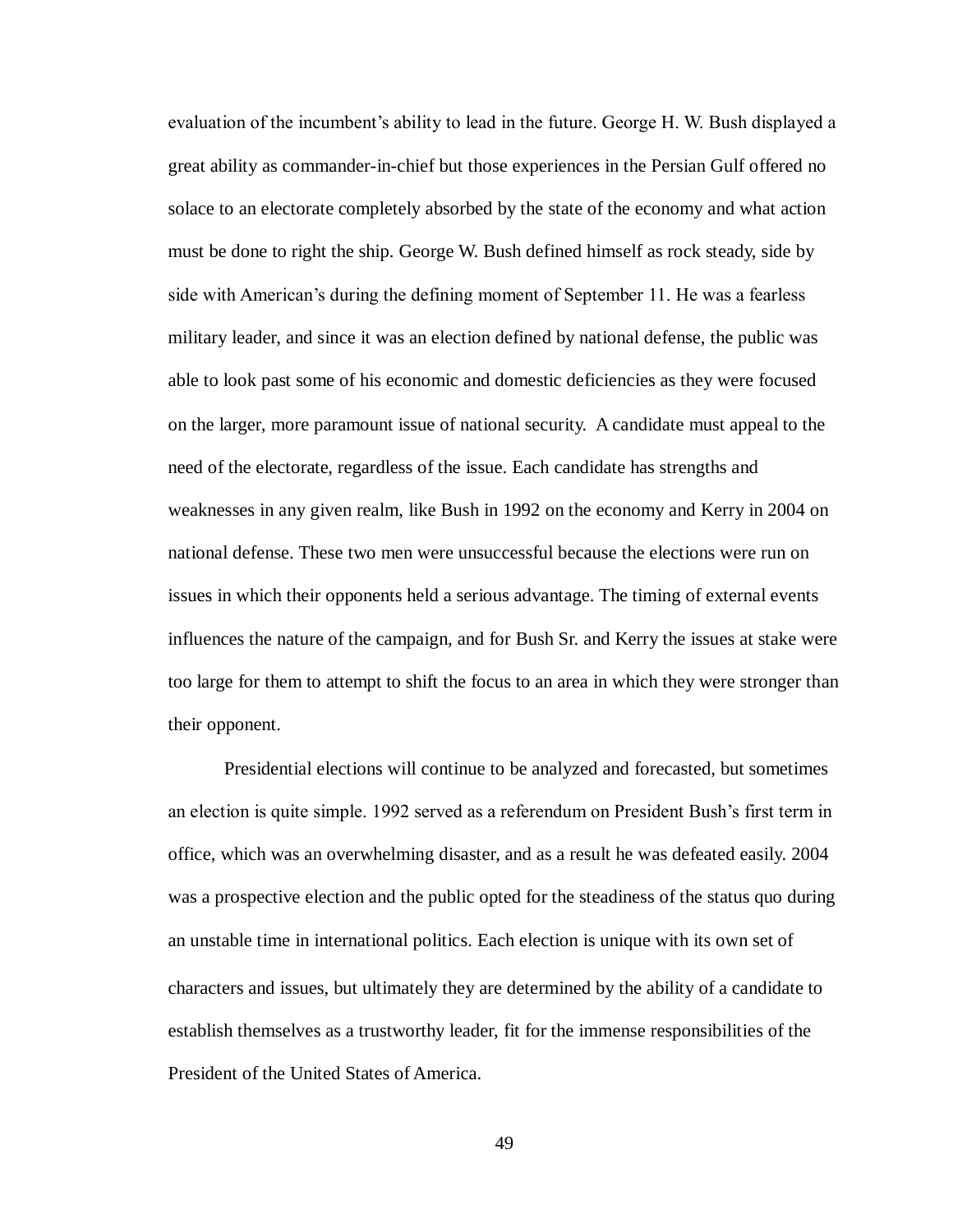evaluation of the incumbent's ability to lead in the future. George H. W. Bush displayed a great ability as commander-in-chief but those experiences in the Persian Gulf offered no solace to an electorate completely absorbed by the state of the economy and what action must be done to right the ship. George W. Bush defined himself as rock steady, side by side with American's during the defining moment of September 11. He was a fearless military leader, and since it was an election defined by national defense, the public was able to look past some of his economic and domestic deficiencies as they were focused on the larger, more paramount issue of national security. A candidate must appeal to the need of the electorate, regardless of the issue. Each candidate has strengths and weaknesses in any given realm, like Bush in 1992 on the economy and Kerry in 2004 on national defense. These two men were unsuccessful because the elections were run on issues in which their opponents held a serious advantage. The timing of external events influences the nature of the campaign, and for Bush Sr. and Kerry the issues at stake were too large for them to attempt to shift the focus to an area in which they were stronger than their opponent.

Presidential elections will continue to be analyzed and forecasted, but sometimes an election is quite simple. 1992 served as a referendum on President Bush's first term in office, which was an overwhelming disaster, and as a result he was defeated easily. 2004 was a prospective election and the public opted for the steadiness of the status quo during an unstable time in international politics. Each election is unique with its own set of characters and issues, but ultimately they are determined by the ability of a candidate to establish themselves as a trustworthy leader, fit for the immense responsibilities of the President of the United States of America.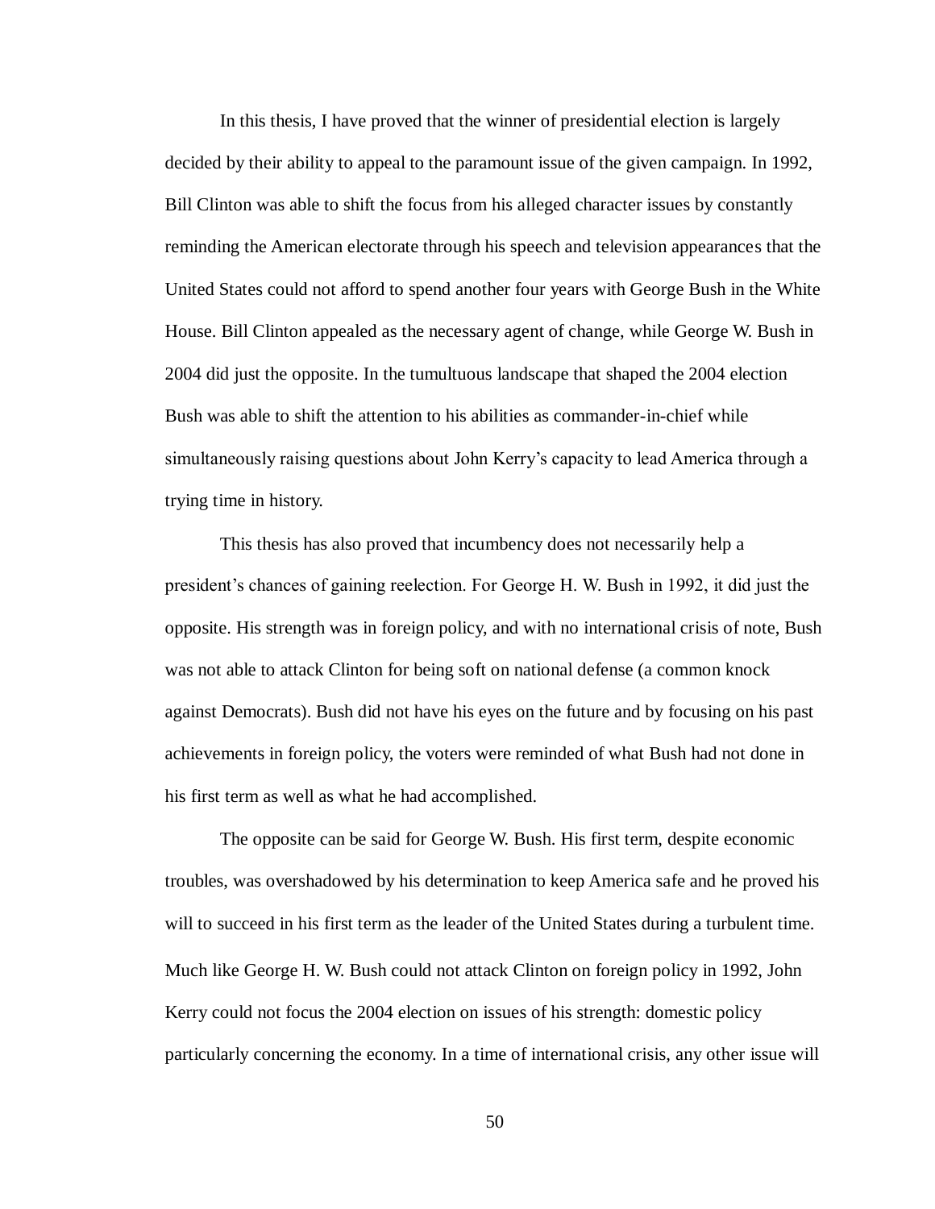In this thesis, I have proved that the winner of presidential election is largely decided by their ability to appeal to the paramount issue of the given campaign. In 1992, Bill Clinton was able to shift the focus from his alleged character issues by constantly reminding the American electorate through his speech and television appearances that the United States could not afford to spend another four years with George Bush in the White House. Bill Clinton appealed as the necessary agent of change, while George W. Bush in 2004 did just the opposite. In the tumultuous landscape that shaped the 2004 election Bush was able to shift the attention to his abilities as commander-in-chief while simultaneously raising questions about John Kerry's capacity to lead America through a trying time in history.

This thesis has also proved that incumbency does not necessarily help a president's chances of gaining reelection. For George H. W. Bush in 1992, it did just the opposite. His strength was in foreign policy, and with no international crisis of note, Bush was not able to attack Clinton for being soft on national defense (a common knock against Democrats). Bush did not have his eyes on the future and by focusing on his past achievements in foreign policy, the voters were reminded of what Bush had not done in his first term as well as what he had accomplished.

The opposite can be said for George W. Bush. His first term, despite economic troubles, was overshadowed by his determination to keep America safe and he proved his will to succeed in his first term as the leader of the United States during a turbulent time. Much like George H. W. Bush could not attack Clinton on foreign policy in 1992, John Kerry could not focus the 2004 election on issues of his strength: domestic policy particularly concerning the economy. In a time of international crisis, any other issue will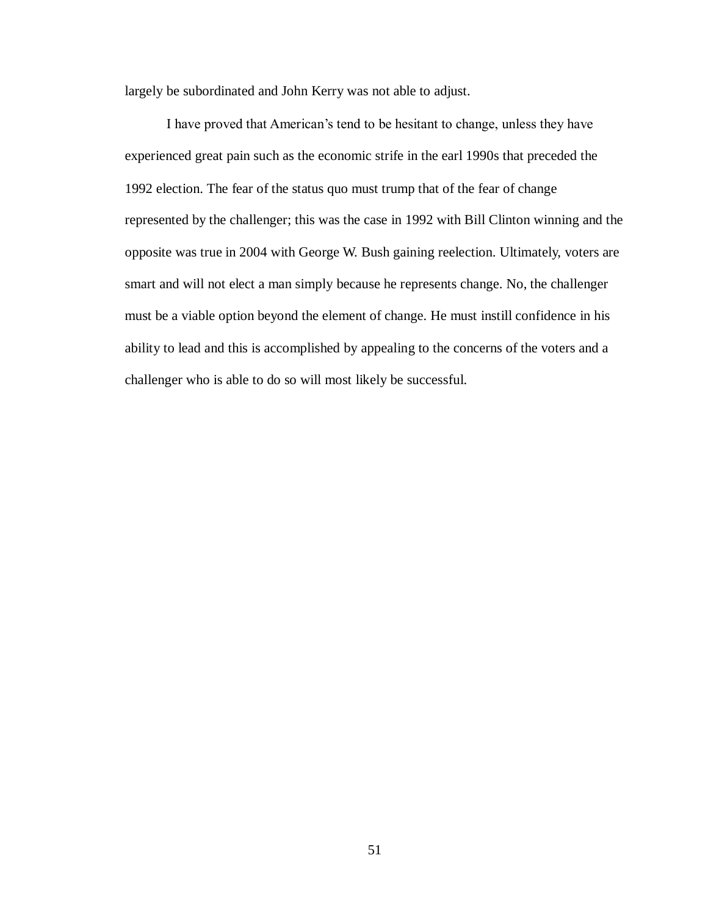largely be subordinated and John Kerry was not able to adjust.

I have proved that American's tend to be hesitant to change, unless they have experienced great pain such as the economic strife in the earl 1990s that preceded the 1992 election. The fear of the status quo must trump that of the fear of change represented by the challenger; this was the case in 1992 with Bill Clinton winning and the opposite was true in 2004 with George W. Bush gaining reelection. Ultimately, voters are smart and will not elect a man simply because he represents change. No, the challenger must be a viable option beyond the element of change. He must instill confidence in his ability to lead and this is accomplished by appealing to the concerns of the voters and a challenger who is able to do so will most likely be successful.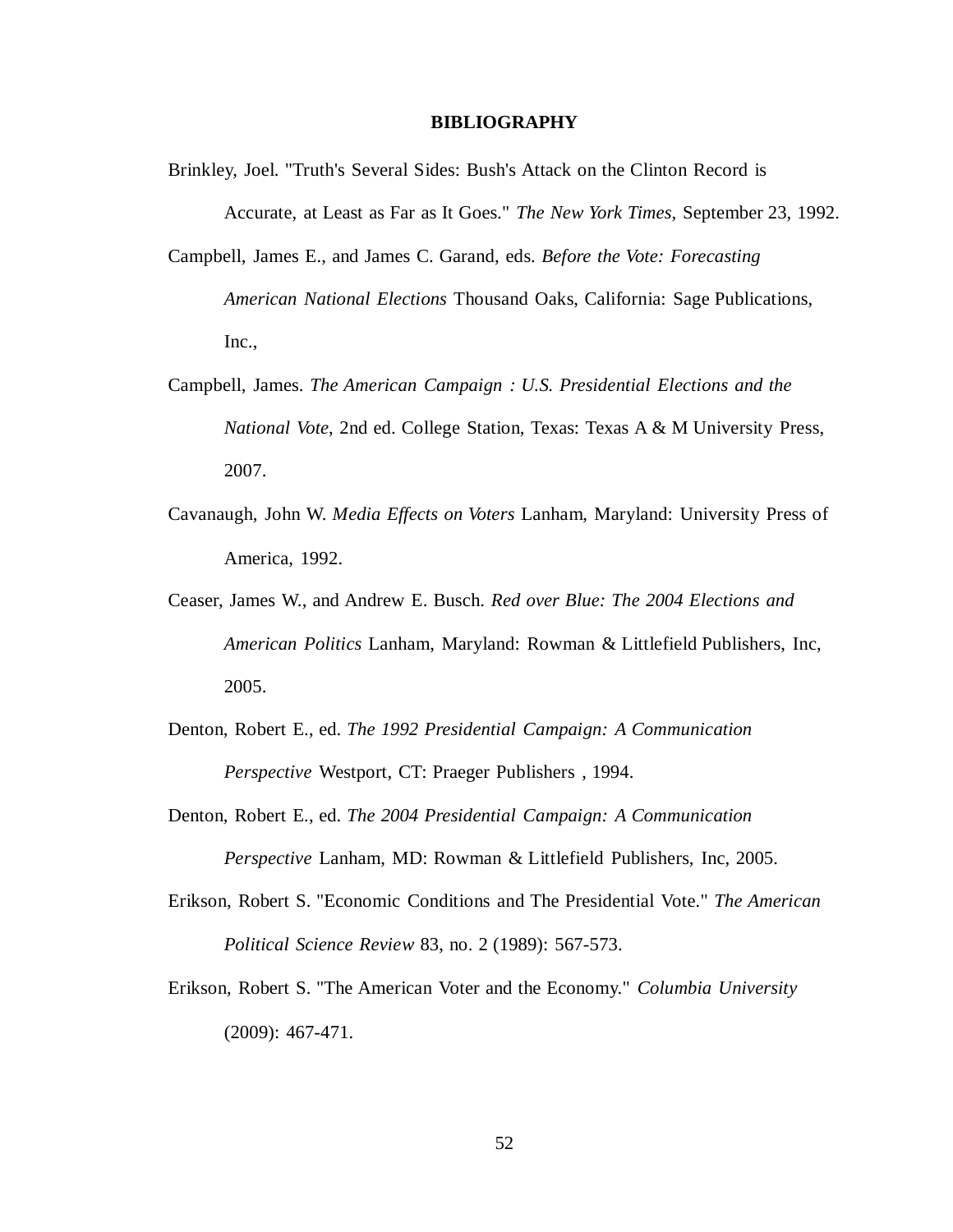# BIBLIOGRAPHY

Brinkley, Joel. "Truth's Several Sides: Bush's Attack on the Clinton Record is Accurate, at Least as Far as It Goes." *The New York Times*, September 23, 1992.

Campbell, James E., and James C. Garand, eds. *Before the Vote: Forecasting American National Elections* Thousand Oaks, California: Sage Publications, Inc.,

Campbell, James. *The American Campaign : U.S. Presidential Elections and the National Vote*, 2nd ed. College Station, Texas: Texas A & M University Press, 2007.

Cavanaugh, John W. *Media Effects on Voters* Lanham, Maryland: University Press of America, 1992.

Ceaser, James W., and Andrew E. Busch. *Red over Blue: The 2004 Elections and American Politics* Lanham, Maryland: Rowman & Littlefield Publishers, Inc, 2005.

Denton, Robert E., ed. *The 1992 Presidential Campaign: A Communication Perspective* Westport, CT: Praeger Publishers , 1994.

Denton, Robert E., ed. *The 2004 Presidential Campaign: A Communication Perspective* Lanham, MD: Rowman & Littlefield Publishers, Inc, 2005.

Erikson, Robert S. "Economic Conditions and The Presidential Vote." *The American Political Science Review* 83, no. 2 (1989): 567-573.

Erikson, Robert S. "The American Voter and the Economy." *Columbia University* (2009): 467-471.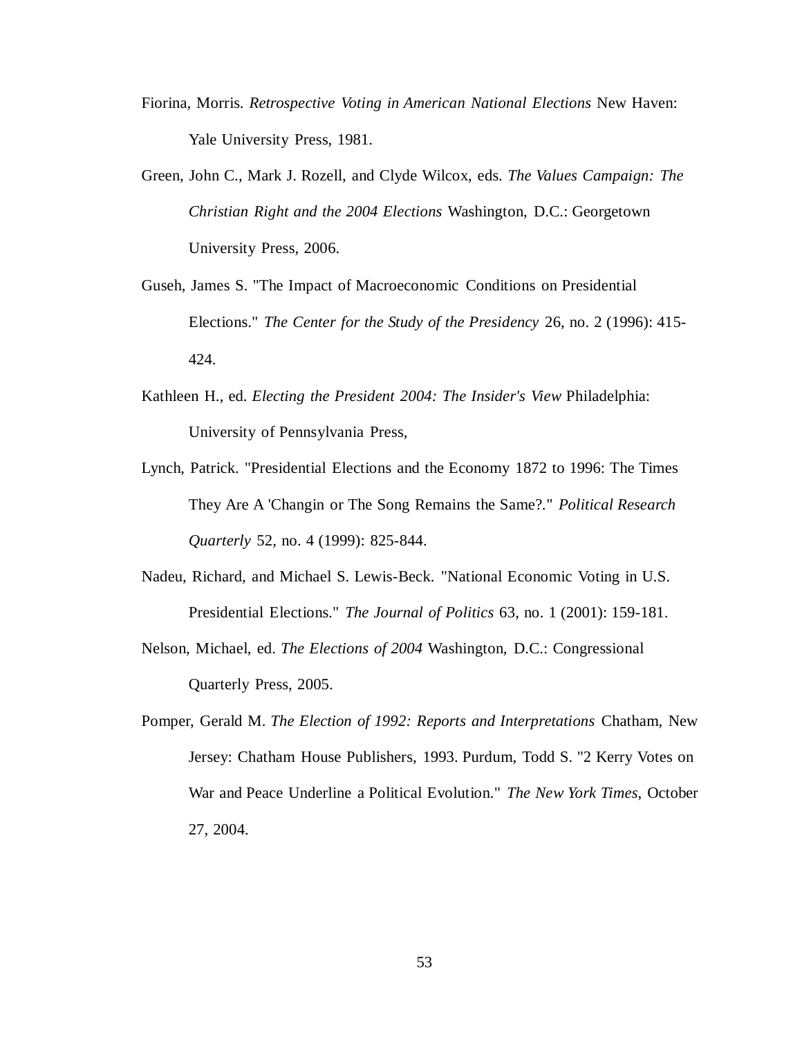Fiorina, Morris. *Retrospective Voting in American National Elections* New Haven: Yale University Press, 1981.

Green, John C., Mark J. Rozell, and Clyde Wilcox, eds. *The Values Campaign: The Christian Right and the 2004 Elections* Washington, D.C.: Georgetown University Press, 2006.

Guseh, James S. "The Impact of Macroeconomic Conditions on Presidential Elections." *The Center for the Study of the Presidency* 26, no. 2 (1996): 415-424.

Kathleen H., ed. *Electing the President 2004: The Insider's View* Philadelphia: University of Pennsylvania Press,

Lynch, Patrick. "Presidential Elections and the Economy 1872 to 1996: The Times They Are A 'Changin or The Song Remains the Same?." *Political Research Quarterly* 52, no. 4 (1999): 825-844.

Nadeu, Richard, and Michael S. Lewis-Beck. "National Economic Voting in U.S. Presidential Elections." *The Journal of Politics* 63, no. 1 (2001): 159-181.

Nelson, Michael, ed. *The Elections of 2004* Washington, D.C.: Congressional Quarterly Press, 2005.

Pomper, Gerald M. *The Election of 1992: Reports and Interpretations* Chatham, New Jersey: Chatham House Publishers, 1993. Purdum, Todd S. "2 Kerry Votes on War and Peace Underline a Political Evolution." *The New York Times*, October 27, 2004.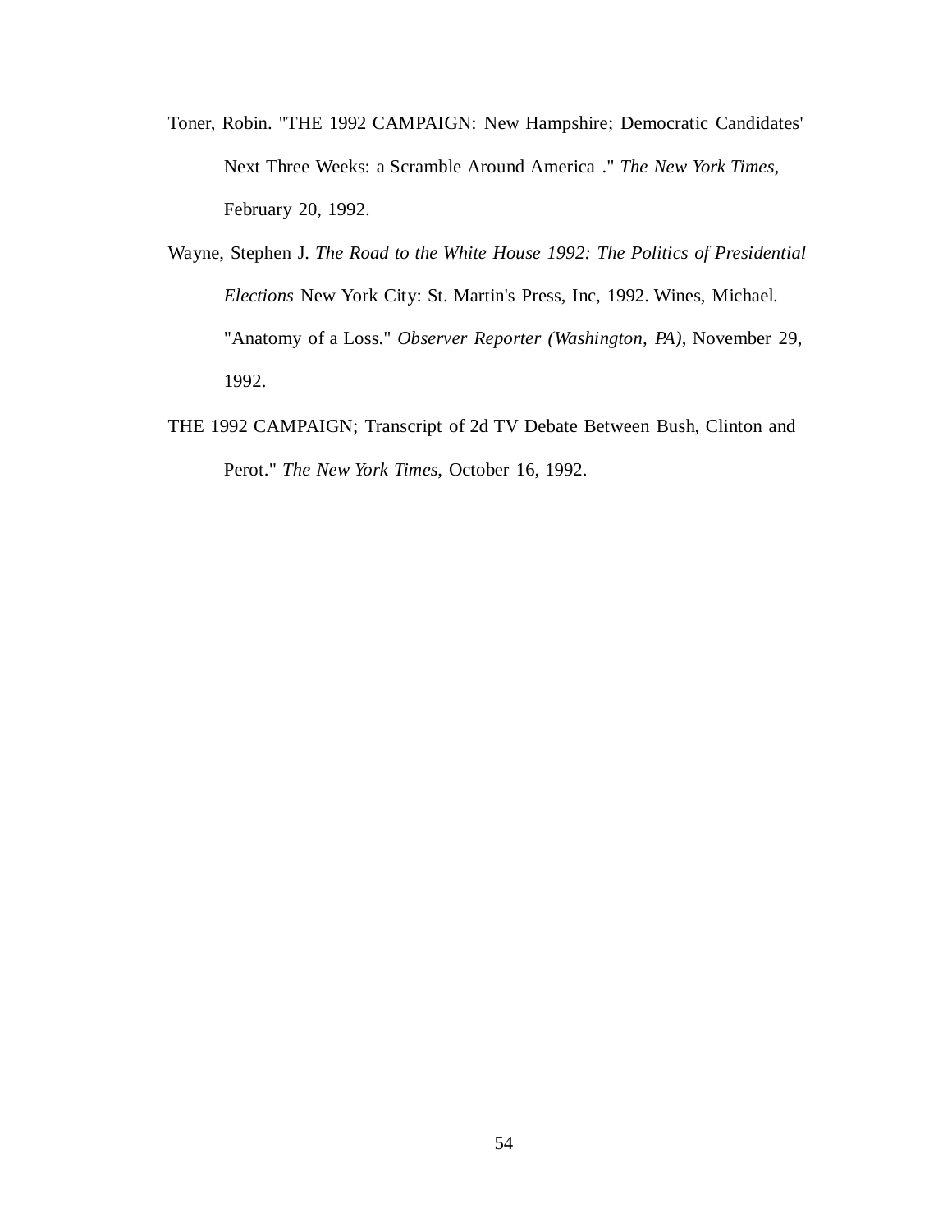Toner, Robin. "THE 1992 CAMPAIGN: New Hampshire; Democratic Candidates' Next Three Weeks: a Scramble Around America ." *The New York Times,* February 20, 1992.

Wayne, Stephen J. *The Road to the White House 1992: The Politics of Presidential Elections* New York City: St. Martin's Press, Inc, 1992. Wines, Michael. "Anatomy of a Loss." *Observer Reporter (Washington, PA)*, November 29, 1992.

THE 1992 CAMPAIGN; Transcript of 2d TV Debate Between Bush, Clinton and Perot." *The New York Times*, October 16, 1992.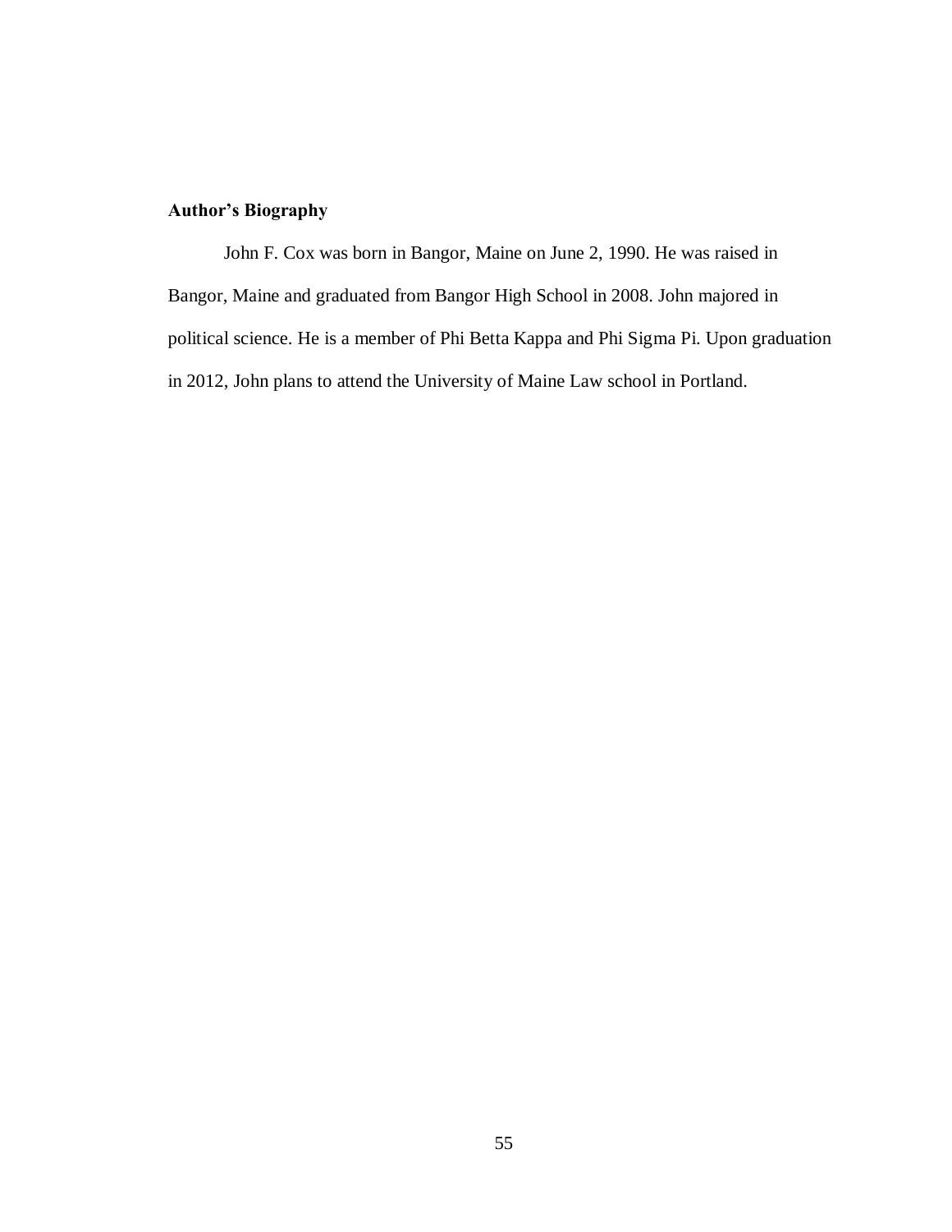**Author's Biography**

John F. Cox was born in Bangor, Maine on June 2, 1990. He was raised in Bangor, Maine and graduated from Bangor High School in 2008. John majored in political science. He is a member of Phi Betta Kappa and Phi Sigma Pi. Upon graduation in 2012, John plans to attend the University of Maine Law school in Portland.